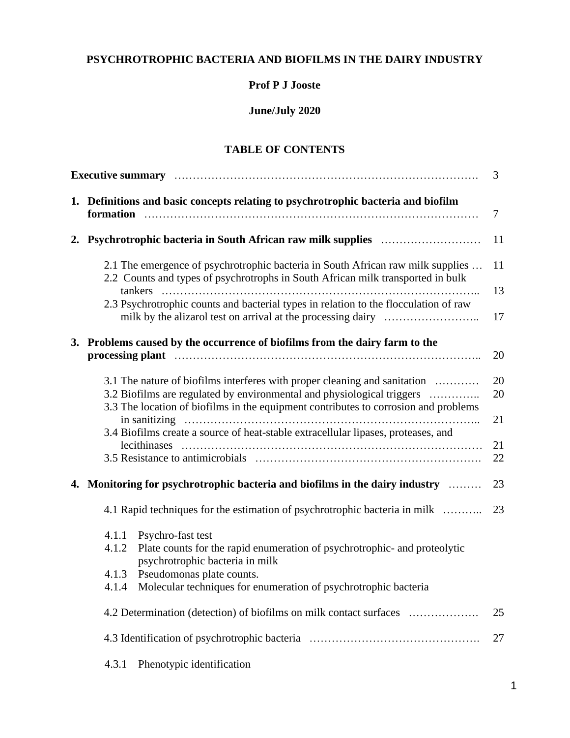**PSYCHROTROPHIC BACTERIA AND BIOFILMS IN THE DAIRY INDUSTRY**

**Prof P J Jooste**

**June/July 2020**

## TABLE OF CONTENTS

| | |
|---|---|
| **Executive summary** ………………………………………………………………………. | 3 |
| **1. Definitions and basic concepts relating to psychrotrophic bacteria and biofilm formation** ………………………………………………………………………………… | 7 |
| **2. Psychrotrophic bacteria in South African raw milk supplies** ……………………… | 11 |
| 2.1 The emergence of psychrotrophic bacteria in South African raw milk supplies … | 11 |
| 2.2 Counts and types of psychrotrophs in South African milk transported in bulk tankers ……………………………………………………………………………….. | 13 |
| 2.3 Psychrotrophic counts and bacterial types in relation to the flocculation of raw milk by the alizarol test on arrival at the processing dairy …………………….. | 17 |
| **3. Problems caused by the occurrence of biofilms from the dairy farm to the processing plant** …………………………………………………………………….. | 20 |
| 3.1 The nature of biofilms interferes with proper cleaning and sanitation ………… | 20 |
| 3.2 Biofilms are regulated by environmental and physiological triggers ………….. | 20 |
| 3.3 The location of biofilms in the equipment contributes to corrosion and problems in sanitizing ………………………………………………………………….. | 21 |
| 3.4 Biofilms create a source of heat-stable extracellular lipases, proteases, and lecithinases ……………………………………………………………………… | 21 |
| 3.5 Resistance to antimicrobials …………………………………………………. | 22 |
| **4. Monitoring for psychrotrophic bacteria and biofilms in the dairy industry** ……… | 23 |
| 4.1 Rapid techniques for the estimation of psychrotrophic bacteria in milk ……….. | 23 |
| 4.1.1 Psychro-fast test | |
| 4.1.2 Plate counts for the rapid enumeration of psychrotrophic- and proteolytic psychrotrophic bacteria in milk | |
| 4.1.3 Pseudomonas plate counts. | |
| 4.1.4 Molecular techniques for enumeration of psychrotrophic bacteria | |
| 4.2 Determination (detection) of biofilms on milk contact surfaces ………………. | 25 |
| 4.3 Identification of psychrotrophic bacteria ………………………………………. | 27 |
| 4.3.1 Phenotypic identification | |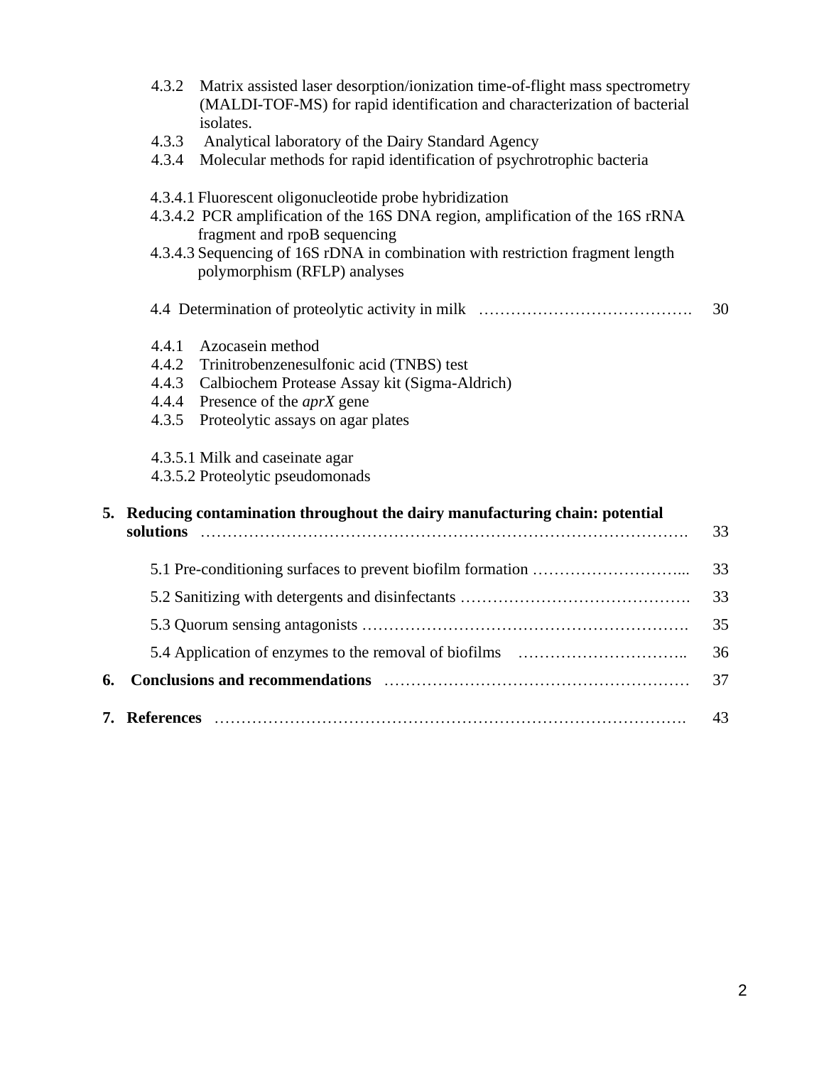4.3.2 Matrix assisted laser desorption/ionization time-of-flight mass spectrometry (MALDI-TOF-MS) for rapid identification and characterization of bacterial isolates.

4.3.3 Analytical laboratory of the Dairy Standard Agency

4.3.4 Molecular methods for rapid identification of psychrotrophic bacteria

4.3.4.1 Fluorescent oligonucleotide probe hybridization

4.3.4.2 PCR amplification of the 16S DNA region, amplification of the 16S rRNA fragment and rpoB sequencing

4.3.4.3 Sequencing of 16S rDNA in combination with restriction fragment length polymorphism (RFLP) analyses

4.4 Determination of proteolytic activity in milk …………………………………. 30

4.4.1 Azocasein method

4.4.2 Trinitrobenzenesulfonic acid (TNBS) test

4.4.3 Calbiochem Protease Assay kit (Sigma-Aldrich)

4.4.4 Presence of the *aprX* gene

4.3.5 Proteolytic assays on agar plates

4.3.5.1 Milk and caseinate agar

4.3.5.2 Proteolytic pseudomonads

**5. Reducing contamination throughout the dairy manufacturing chain: potential solutions** ……………………………………………………………………………. 33

5.1 Pre-conditioning surfaces to prevent biofilm formation ………………………... 33

5.2 Sanitizing with detergents and disinfectants ……………………………………. 33

5.3 Quorum sensing antagonists ……………………………………………………. 35

5.4 Application of enzymes to the removal of biofilms ………………………….. 36

**6. Conclusions and recommendations** ………………………………………………… 37

**7. References** ………………………………………………………………………. 43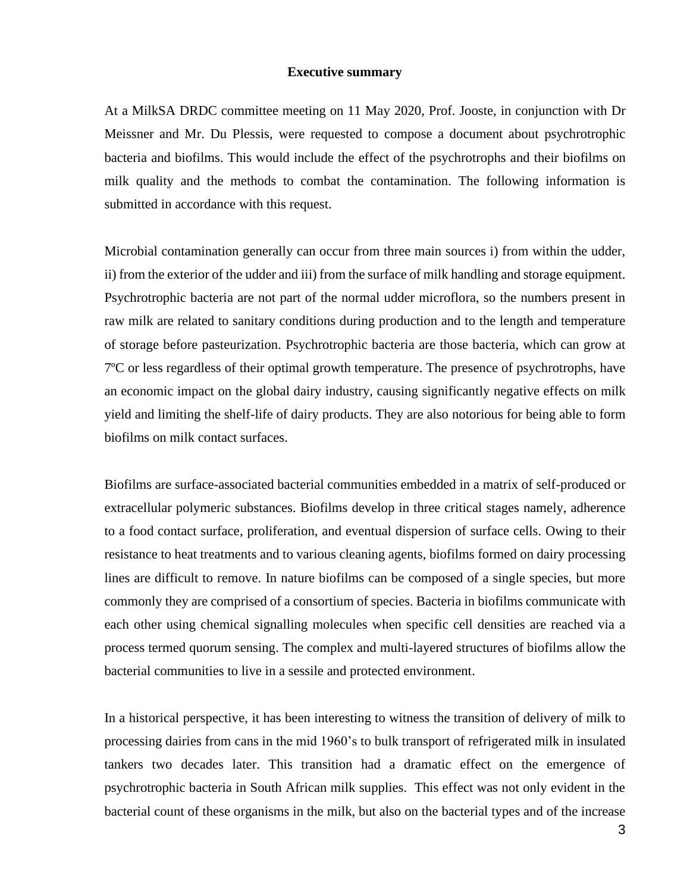## Executive summary

At a MilkSA DRDC committee meeting on 11 May 2020, Prof. Jooste, in conjunction with Dr Meissner and Mr. Du Plessis, were requested to compose a document about psychrotrophic bacteria and biofilms. This would include the effect of the psychrotrophs and their biofilms on milk quality and the methods to combat the contamination. The following information is submitted in accordance with this request.

Microbial contamination generally can occur from three main sources i) from within the udder, ii) from the exterior of the udder and iii) from the surface of milk handling and storage equipment. Psychrotrophic bacteria are not part of the normal udder microflora, so the numbers present in raw milk are related to sanitary conditions during production and to the length and temperature of storage before pasteurization. Psychrotrophic bacteria are those bacteria, which can grow at 7ºC or less regardless of their optimal growth temperature. The presence of psychrotrophs, have an economic impact on the global dairy industry, causing significantly negative effects on milk yield and limiting the shelf-life of dairy products. They are also notorious for being able to form biofilms on milk contact surfaces.

Biofilms are surface-associated bacterial communities embedded in a matrix of self-produced or extracellular polymeric substances. Biofilms develop in three critical stages namely, adherence to a food contact surface, proliferation, and eventual dispersion of surface cells. Owing to their resistance to heat treatments and to various cleaning agents, biofilms formed on dairy processing lines are difficult to remove. In nature biofilms can be composed of a single species, but more commonly they are comprised of a consortium of species. Bacteria in biofilms communicate with each other using chemical signalling molecules when specific cell densities are reached via a process termed quorum sensing. The complex and multi-layered structures of biofilms allow the bacterial communities to live in a sessile and protected environment.

In a historical perspective, it has been interesting to witness the transition of delivery of milk to processing dairies from cans in the mid 1960's to bulk transport of refrigerated milk in insulated tankers two decades later. This transition had a dramatic effect on the emergence of psychrotrophic bacteria in South African milk supplies. This effect was not only evident in the bacterial count of these organisms in the milk, but also on the bacterial types and of the increase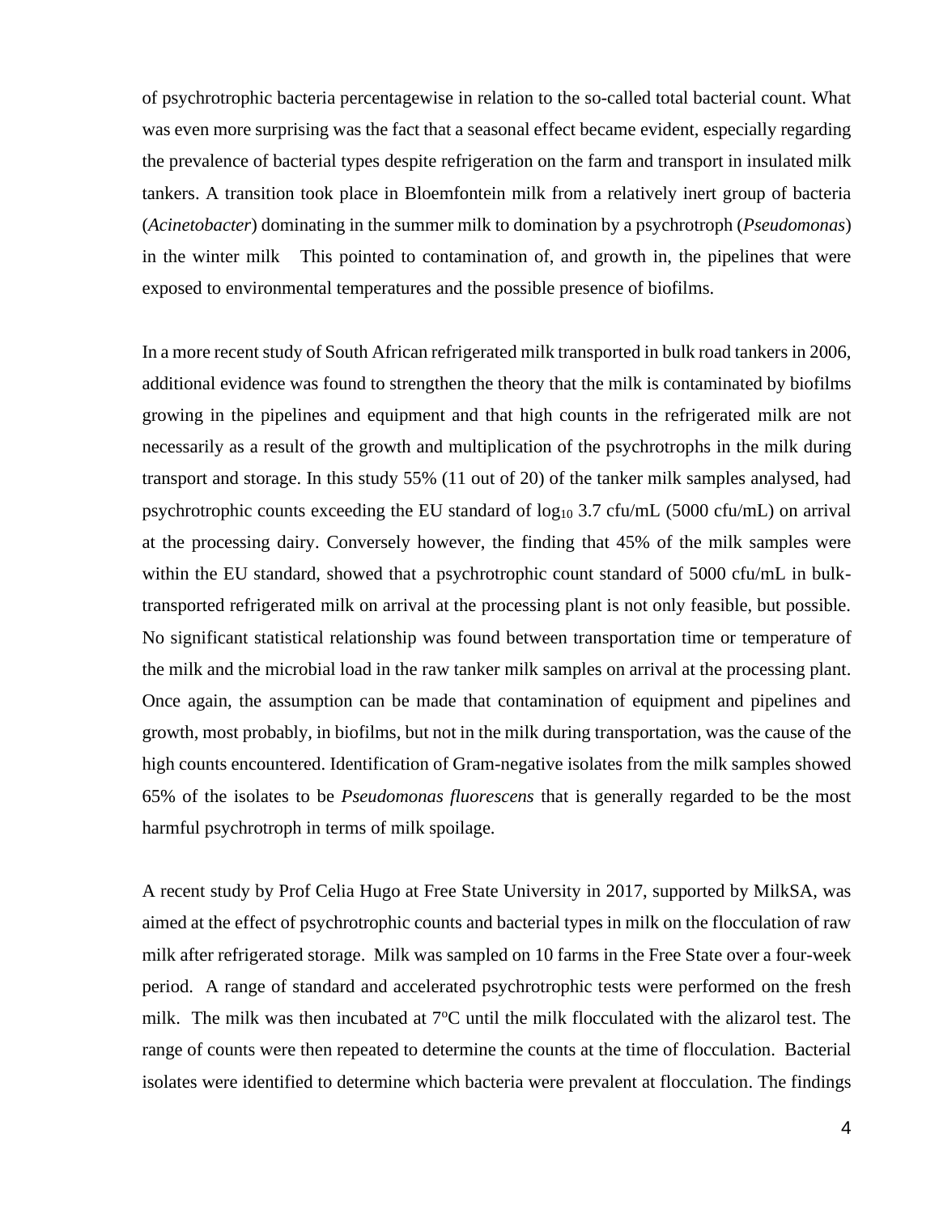of psychrotrophic bacteria percentagewise in relation to the so-called total bacterial count. What was even more surprising was the fact that a seasonal effect became evident, especially regarding the prevalence of bacterial types despite refrigeration on the farm and transport in insulated milk tankers. A transition took place in Bloemfontein milk from a relatively inert group of bacteria (*Acinetobacter*) dominating in the summer milk to domination by a psychrotroph (*Pseudomonas*) in the winter milk This pointed to contamination of, and growth in, the pipelines that were exposed to environmental temperatures and the possible presence of biofilms.

In a more recent study of South African refrigerated milk transported in bulk road tankers in 2006, additional evidence was found to strengthen the theory that the milk is contaminated by biofilms growing in the pipelines and equipment and that high counts in the refrigerated milk are not necessarily as a result of the growth and multiplication of the psychrotrophs in the milk during transport and storage. In this study 55% (11 out of 20) of the tanker milk samples analysed, had psychrotrophic counts exceeding the EU standard of $\log_{10}$ 3.7 cfu/mL (5000 cfu/mL) on arrival at the processing dairy. Conversely however, the finding that 45% of the milk samples were within the EU standard, showed that a psychrotrophic count standard of 5000 cfu/mL in bulk-transported refrigerated milk on arrival at the processing plant is not only feasible, but possible. No significant statistical relationship was found between transportation time or temperature of the milk and the microbial load in the raw tanker milk samples on arrival at the processing plant. Once again, the assumption can be made that contamination of equipment and pipelines and growth, most probably, in biofilms, but not in the milk during transportation, was the cause of the high counts encountered. Identification of Gram-negative isolates from the milk samples showed 65% of the isolates to be *Pseudomonas fluorescens* that is generally regarded to be the most harmful psychrotroph in terms of milk spoilage.

A recent study by Prof Celia Hugo at Free State University in 2017, supported by MilkSA, was aimed at the effect of psychrotrophic counts and bacterial types in milk on the flocculation of raw milk after refrigerated storage. Milk was sampled on 10 farms in the Free State over a four-week period. A range of standard and accelerated psychrotrophic tests were performed on the fresh milk. The milk was then incubated at 7ºC until the milk flocculated with the alizarol test. The range of counts were then repeated to determine the counts at the time of flocculation. Bacterial isolates were identified to determine which bacteria were prevalent at flocculation. The findings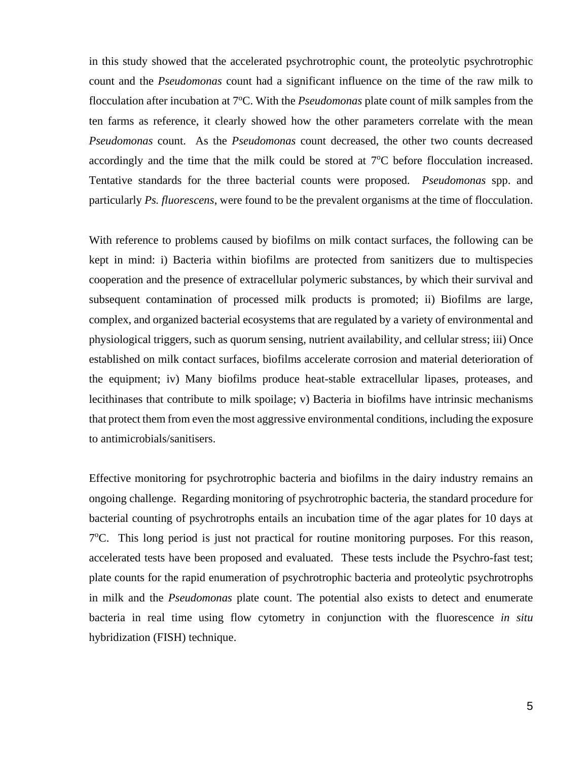in this study showed that the accelerated psychrotrophic count, the proteolytic psychrotrophic count and the *Pseudomonas* count had a significant influence on the time of the raw milk to flocculation after incubation at 7$^{o}$C. With the *Pseudomonas* plate count of milk samples from the ten farms as reference, it clearly showed how the other parameters correlate with the mean *Pseudomonas* count. As the *Pseudomonas* count decreased, the other two counts decreased accordingly and the time that the milk could be stored at 7$^{o}$C before flocculation increased. Tentative standards for the three bacterial counts were proposed. *Pseudomonas* spp. and particularly *Ps. fluorescens*, were found to be the prevalent organisms at the time of flocculation.

With reference to problems caused by biofilms on milk contact surfaces, the following can be kept in mind: i) Bacteria within biofilms are protected from sanitizers due to multispecies cooperation and the presence of extracellular polymeric substances, by which their survival and subsequent contamination of processed milk products is promoted; ii) Biofilms are large, complex, and organized bacterial ecosystems that are regulated by a variety of environmental and physiological triggers, such as quorum sensing, nutrient availability, and cellular stress; iii) Once established on milk contact surfaces, biofilms accelerate corrosion and material deterioration of the equipment; iv) Many biofilms produce heat-stable extracellular lipases, proteases, and lecithinases that contribute to milk spoilage; v) Bacteria in biofilms have intrinsic mechanisms that protect them from even the most aggressive environmental conditions, including the exposure to antimicrobials/sanitisers.

Effective monitoring for psychrotrophic bacteria and biofilms in the dairy industry remains an ongoing challenge. Regarding monitoring of psychrotrophic bacteria, the standard procedure for bacterial counting of psychrotrophs entails an incubation time of the agar plates for 10 days at 7$^{o}$C. This long period is just not practical for routine monitoring purposes. For this reason, accelerated tests have been proposed and evaluated. These tests include the Psychro-fast test; plate counts for the rapid enumeration of psychrotrophic bacteria and proteolytic psychrotrophs in milk and the *Pseudomonas* plate count. The potential also exists to detect and enumerate bacteria in real time using flow cytometry in conjunction with the fluorescence *in situ* hybridization (FISH) technique.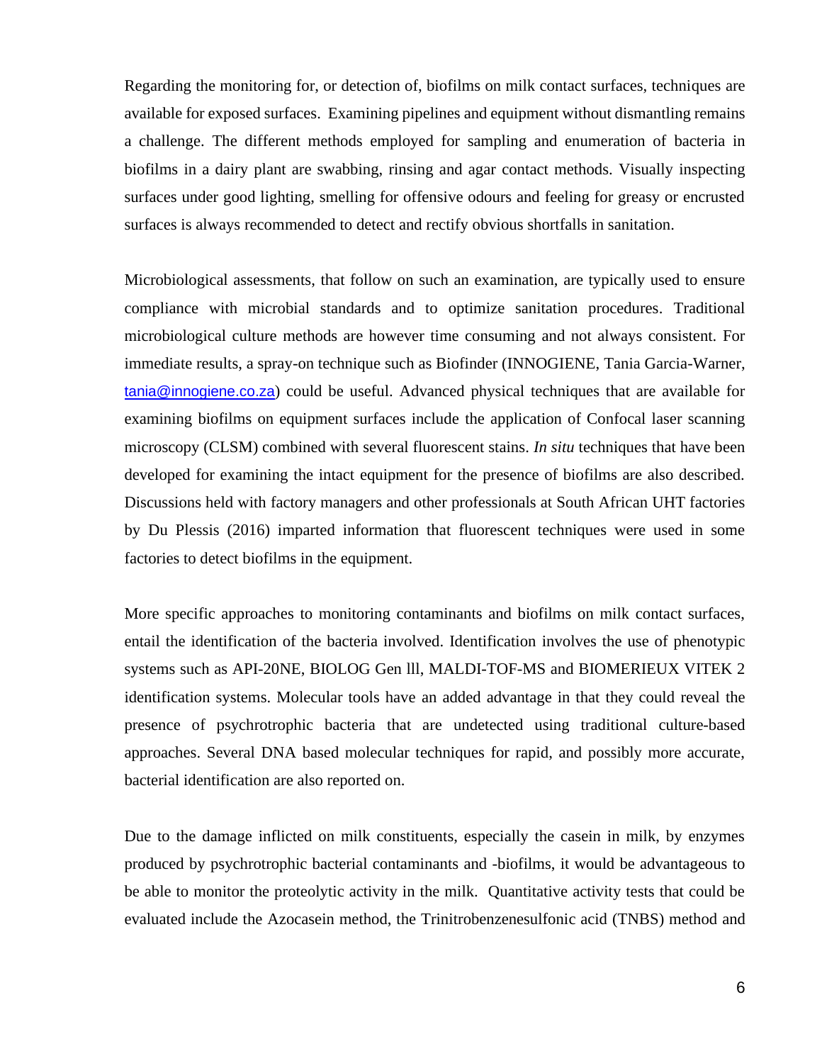Regarding the monitoring for, or detection of, biofilms on milk contact surfaces, techniques are available for exposed surfaces. Examining pipelines and equipment without dismantling remains a challenge. The different methods employed for sampling and enumeration of bacteria in biofilms in a dairy plant are swabbing, rinsing and agar contact methods. Visually inspecting surfaces under good lighting, smelling for offensive odours and feeling for greasy or encrusted surfaces is always recommended to detect and rectify obvious shortfalls in sanitation.

Microbiological assessments, that follow on such an examination, are typically used to ensure compliance with microbial standards and to optimize sanitation procedures. Traditional microbiological culture methods are however time consuming and not always consistent. For immediate results, a spray-on technique such as Biofinder (INNOGIENE, Tania Garcia-Warner, tania@innogiene.co.za) could be useful. Advanced physical techniques that are available for examining biofilms on equipment surfaces include the application of Confocal laser scanning microscopy (CLSM) combined with several fluorescent stains. *In situ* techniques that have been developed for examining the intact equipment for the presence of biofilms are also described. Discussions held with factory managers and other professionals at South African UHT factories by Du Plessis (2016) imparted information that fluorescent techniques were used in some factories to detect biofilms in the equipment.

More specific approaches to monitoring contaminants and biofilms on milk contact surfaces, entail the identification of the bacteria involved. Identification involves the use of phenotypic systems such as API-20NE, BIOLOG Gen lll, MALDI-TOF-MS and BIOMERIEUX VITEK 2 identification systems. Molecular tools have an added advantage in that they could reveal the presence of psychrotrophic bacteria that are undetected using traditional culture-based approaches. Several DNA based molecular techniques for rapid, and possibly more accurate, bacterial identification are also reported on.

Due to the damage inflicted on milk constituents, especially the casein in milk, by enzymes produced by psychrotrophic bacterial contaminants and -biofilms, it would be advantageous to be able to monitor the proteolytic activity in the milk. Quantitative activity tests that could be evaluated include the Azocasein method, the Trinitrobenzenesulfonic acid (TNBS) method and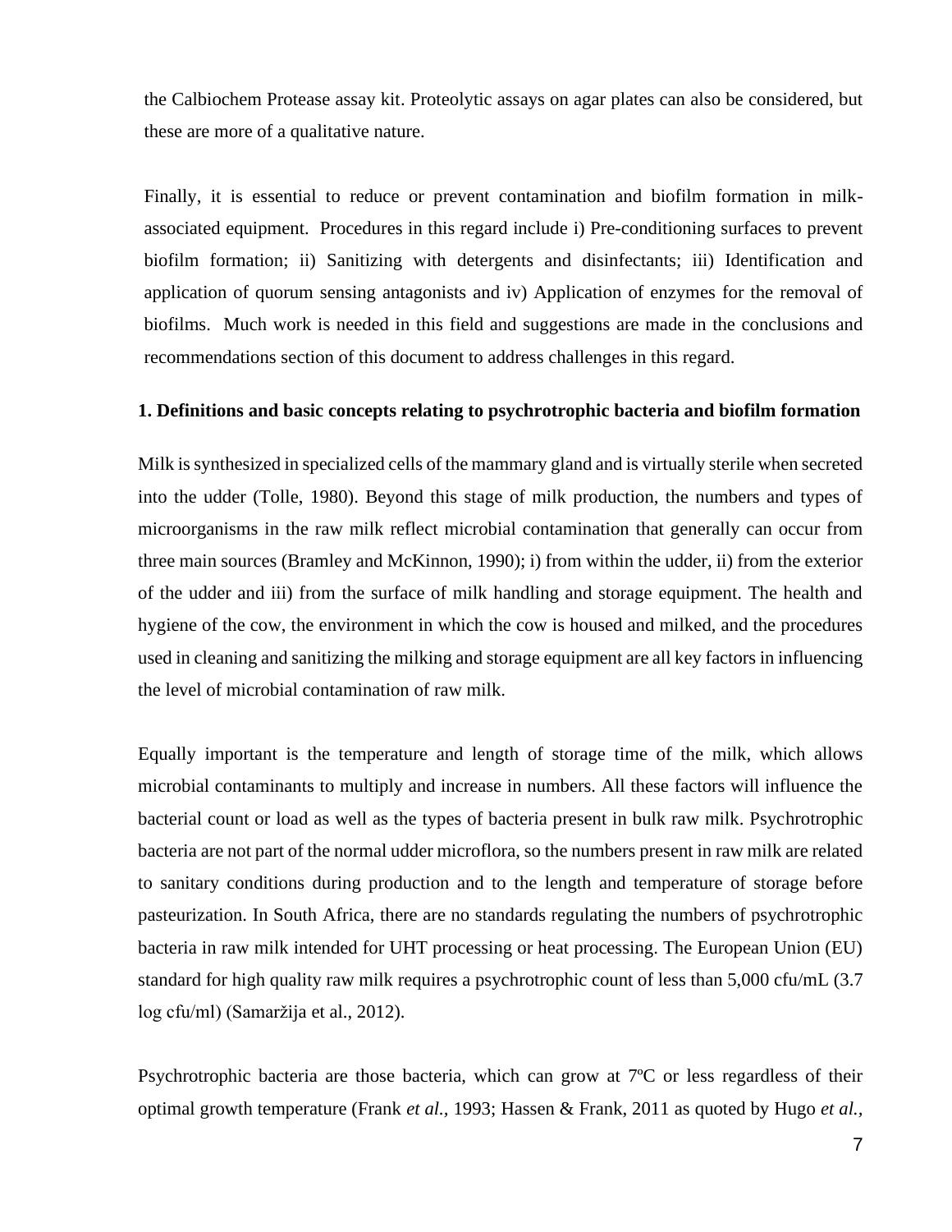the Calbiochem Protease assay kit. Proteolytic assays on agar plates can also be considered, but these are more of a qualitative nature.

Finally, it is essential to reduce or prevent contamination and biofilm formation in milk-associated equipment. Procedures in this regard include i) Pre-conditioning surfaces to prevent biofilm formation; ii) Sanitizing with detergents and disinfectants; iii) Identification and application of quorum sensing antagonists and iv) Application of enzymes for the removal of biofilms. Much work is needed in this field and suggestions are made in the conclusions and recommendations section of this document to address challenges in this regard.

## 1. Definitions and basic concepts relating to psychrotrophic bacteria and biofilm formation

Milk is synthesized in specialized cells of the mammary gland and is virtually sterile when secreted into the udder (Tolle, 1980). Beyond this stage of milk production, the numbers and types of microorganisms in the raw milk reflect microbial contamination that generally can occur from three main sources (Bramley and McKinnon, 1990); i) from within the udder, ii) from the exterior of the udder and iii) from the surface of milk handling and storage equipment. The health and hygiene of the cow, the environment in which the cow is housed and milked, and the procedures used in cleaning and sanitizing the milking and storage equipment are all key factors in influencing the level of microbial contamination of raw milk.

Equally important is the temperature and length of storage time of the milk, which allows microbial contaminants to multiply and increase in numbers. All these factors will influence the bacterial count or load as well as the types of bacteria present in bulk raw milk. Psychrotrophic bacteria are not part of the normal udder microflora, so the numbers present in raw milk are related to sanitary conditions during production and to the length and temperature of storage before pasteurization. In South Africa, there are no standards regulating the numbers of psychrotrophic bacteria in raw milk intended for UHT processing or heat processing. The European Union (EU) standard for high quality raw milk requires a psychrotrophic count of less than 5,000 cfu/mL (3.7 log cfu/ml) (Samaržija et al., 2012).

Psychrotrophic bacteria are those bacteria, which can grow at 7ºC or less regardless of their optimal growth temperature (Frank *et al.,* 1993; Hassen & Frank, 2011 as quoted by Hugo *et al.,*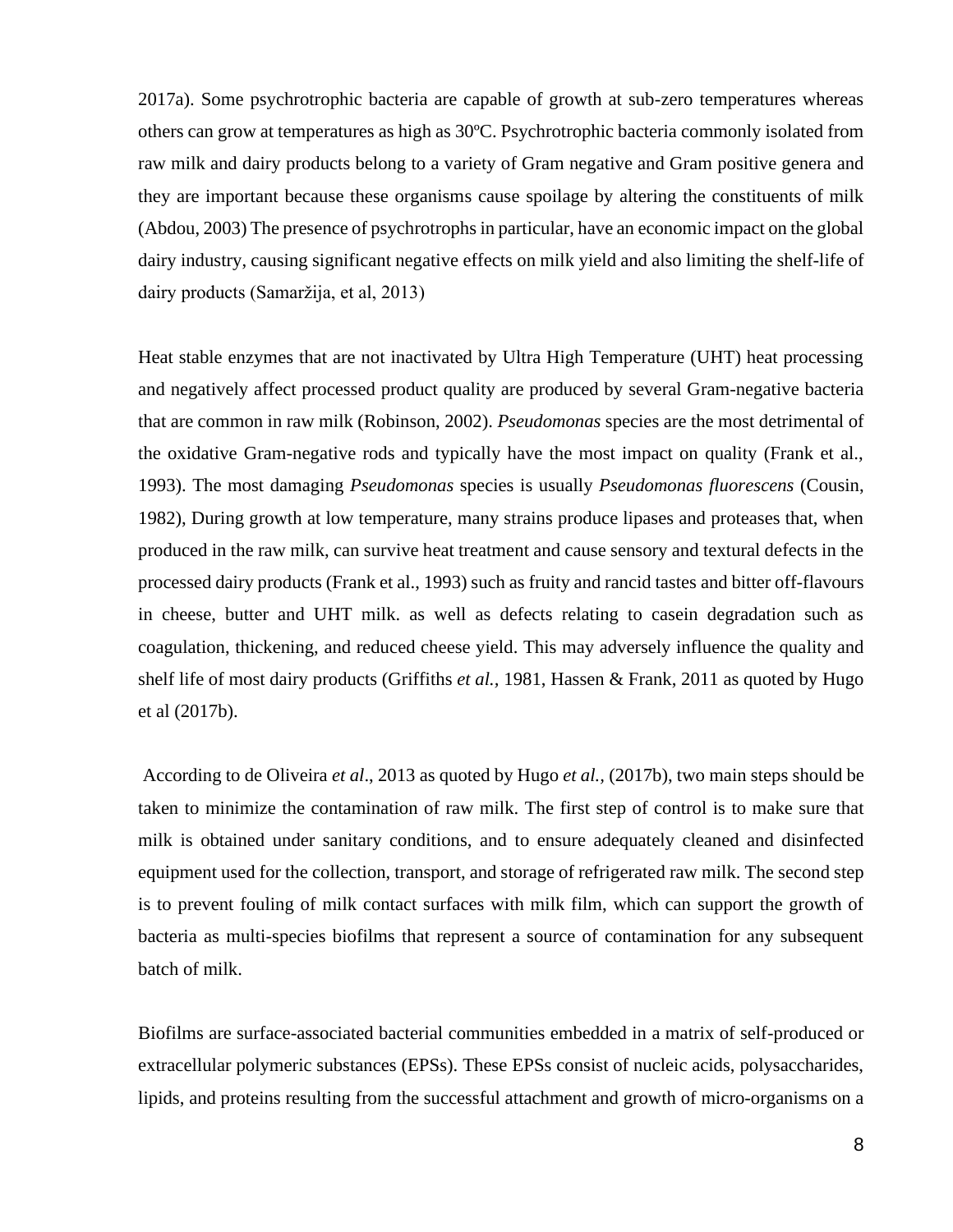2017a). Some psychrotrophic bacteria are capable of growth at sub-zero temperatures whereas others can grow at temperatures as high as 30ºC. Psychrotrophic bacteria commonly isolated from raw milk and dairy products belong to a variety of Gram negative and Gram positive genera and they are important because these organisms cause spoilage by altering the constituents of milk (Abdou, 2003) The presence of psychrotrophs in particular, have an economic impact on the global dairy industry, causing significant negative effects on milk yield and also limiting the shelf-life of dairy products (Samaržija, et al, 2013)

Heat stable enzymes that are not inactivated by Ultra High Temperature (UHT) heat processing and negatively affect processed product quality are produced by several Gram-negative bacteria that are common in raw milk (Robinson, 2002). *Pseudomonas* species are the most detrimental of the oxidative Gram-negative rods and typically have the most impact on quality (Frank et al., 1993). The most damaging *Pseudomonas* species is usually *Pseudomonas fluorescens* (Cousin, 1982), During growth at low temperature, many strains produce lipases and proteases that, when produced in the raw milk, can survive heat treatment and cause sensory and textural defects in the processed dairy products (Frank et al., 1993) such as fruity and rancid tastes and bitter off-flavours in cheese, butter and UHT milk. as well as defects relating to casein degradation such as coagulation, thickening, and reduced cheese yield. This may adversely influence the quality and shelf life of most dairy products (Griffiths *et al.,* 1981, Hassen & Frank, 2011 as quoted by Hugo et al (2017b).

According to de Oliveira *et al*., 2013 as quoted by Hugo *et al.,* (2017b), two main steps should be taken to minimize the contamination of raw milk. The first step of control is to make sure that milk is obtained under sanitary conditions, and to ensure adequately cleaned and disinfected equipment used for the collection, transport, and storage of refrigerated raw milk. The second step is to prevent fouling of milk contact surfaces with milk film, which can support the growth of bacteria as multi-species biofilms that represent a source of contamination for any subsequent batch of milk.

Biofilms are surface-associated bacterial communities embedded in a matrix of self-produced or extracellular polymeric substances (EPSs). These EPSs consist of nucleic acids, polysaccharides, lipids, and proteins resulting from the successful attachment and growth of micro-organisms on a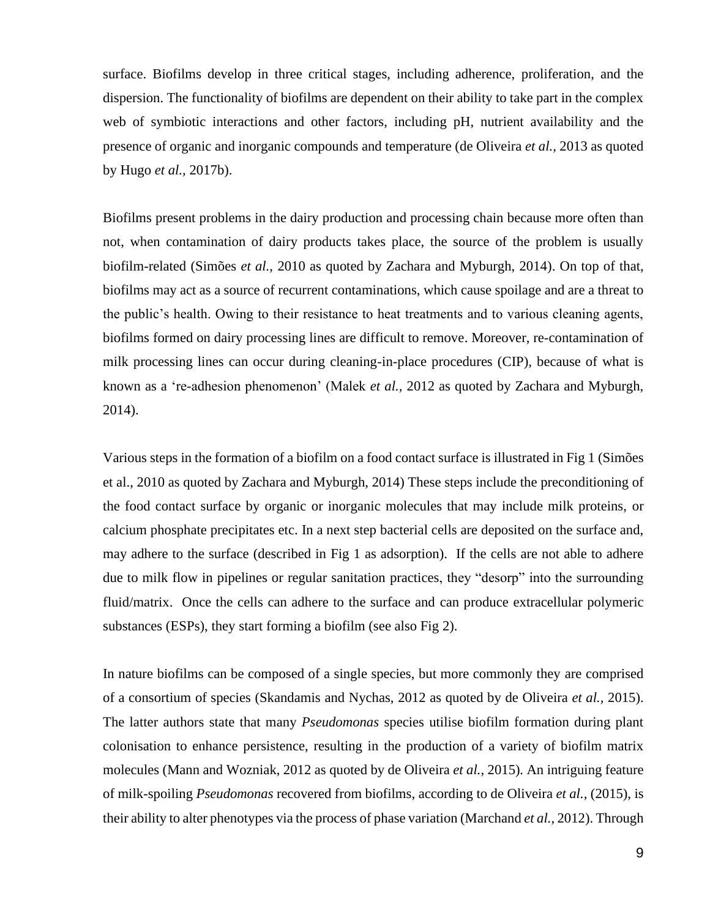surface. Biofilms develop in three critical stages, including adherence, proliferation, and the dispersion. The functionality of biofilms are dependent on their ability to take part in the complex web of symbiotic interactions and other factors, including pH, nutrient availability and the presence of organic and inorganic compounds and temperature (de Oliveira *et al.*, 2013 as quoted by Hugo *et al.*, 2017b).

Biofilms present problems in the dairy production and processing chain because more often than not, when contamination of dairy products takes place, the source of the problem is usually biofilm-related (Simões *et al.,* 2010 as quoted by Zachara and Myburgh, 2014). On top of that, biofilms may act as a source of recurrent contaminations, which cause spoilage and are a threat to the public's health. Owing to their resistance to heat treatments and to various cleaning agents, biofilms formed on dairy processing lines are difficult to remove. Moreover, re-contamination of milk processing lines can occur during cleaning-in-place procedures (CIP), because of what is known as a 're-adhesion phenomenon' (Malek *et al.*, 2012 as quoted by Zachara and Myburgh, 2014).

Various steps in the formation of a biofilm on a food contact surface is illustrated in Fig 1 (Simões et al., 2010 as quoted by Zachara and Myburgh, 2014) These steps include the preconditioning of the food contact surface by organic or inorganic molecules that may include milk proteins, or calcium phosphate precipitates etc. In a next step bacterial cells are deposited on the surface and, may adhere to the surface (described in Fig 1 as adsorption). If the cells are not able to adhere due to milk flow in pipelines or regular sanitation practices, they "desorp" into the surrounding fluid/matrix. Once the cells can adhere to the surface and can produce extracellular polymeric substances (ESPs), they start forming a biofilm (see also Fig 2).

In nature biofilms can be composed of a single species, but more commonly they are comprised of a consortium of species (Skandamis and Nychas, 2012 as quoted by de Oliveira *et al.*, 2015). The latter authors state that many *Pseudomonas* species utilise biofilm formation during plant colonisation to enhance persistence, resulting in the production of a variety of biofilm matrix molecules (Mann and Wozniak, 2012 as quoted by de Oliveira *et al.*, 2015). An intriguing feature of milk-spoiling *Pseudomonas* recovered from biofilms, according to de Oliveira *et al.*, (2015), is their ability to alter phenotypes via the process of phase variation (Marchand *et al.*, 2012). Through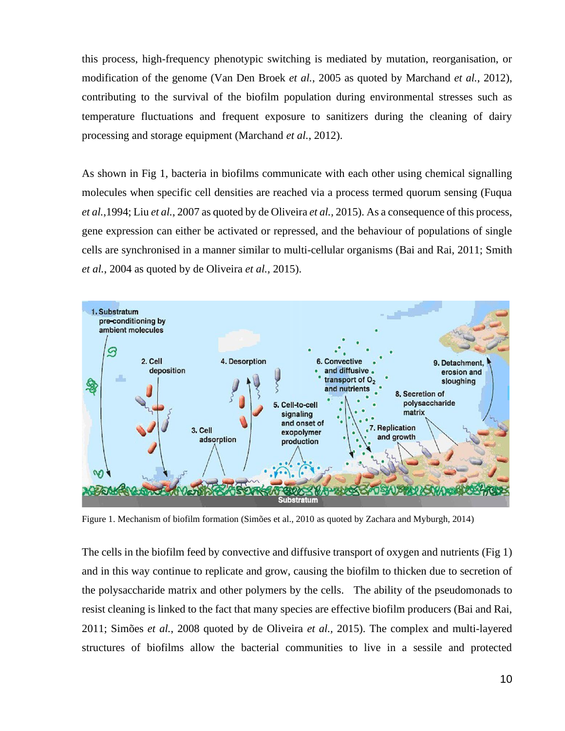this process, high-frequency phenotypic switching is mediated by mutation, reorganisation, or modification of the genome (Van Den Broek *et al.*, 2005 as quoted by Marchand *et al.*, 2012), contributing to the survival of the biofilm population during environmental stresses such as temperature fluctuations and frequent exposure to sanitizers during the cleaning of dairy processing and storage equipment (Marchand *et al.*, 2012).

As shown in Fig 1, bacteria in biofilms communicate with each other using chemical signalling molecules when specific cell densities are reached via a process termed quorum sensing (Fuqua *et al.*,1994; Liu *et al.*, 2007 as quoted by de Oliveira *et al.*, 2015). As a consequence of this process, gene expression can either be activated or repressed, and the behaviour of populations of single cells are synchronised in a manner similar to multi-cellular organisms (Bai and Rai, 2011; Smith *et al.*, 2004 as quoted by de Oliveira *et al.*, 2015).

Figure 1. Mechanism of biofilm formation (Simões et al., 2010 as quoted by Zachara and Myburgh, 2014)

The cells in the biofilm feed by convective and diffusive transport of oxygen and nutrients (Fig 1) and in this way continue to replicate and grow, causing the biofilm to thicken due to secretion of the polysaccharide matrix and other polymers by the cells. The ability of the pseudomonads to resist cleaning is linked to the fact that many species are effective biofilm producers (Bai and Rai, 2011; Simões *et al.*, 2008 quoted by de Oliveira *et al.*, 2015). The complex and multi-layered structures of biofilms allow the bacterial communities to live in a sessile and protected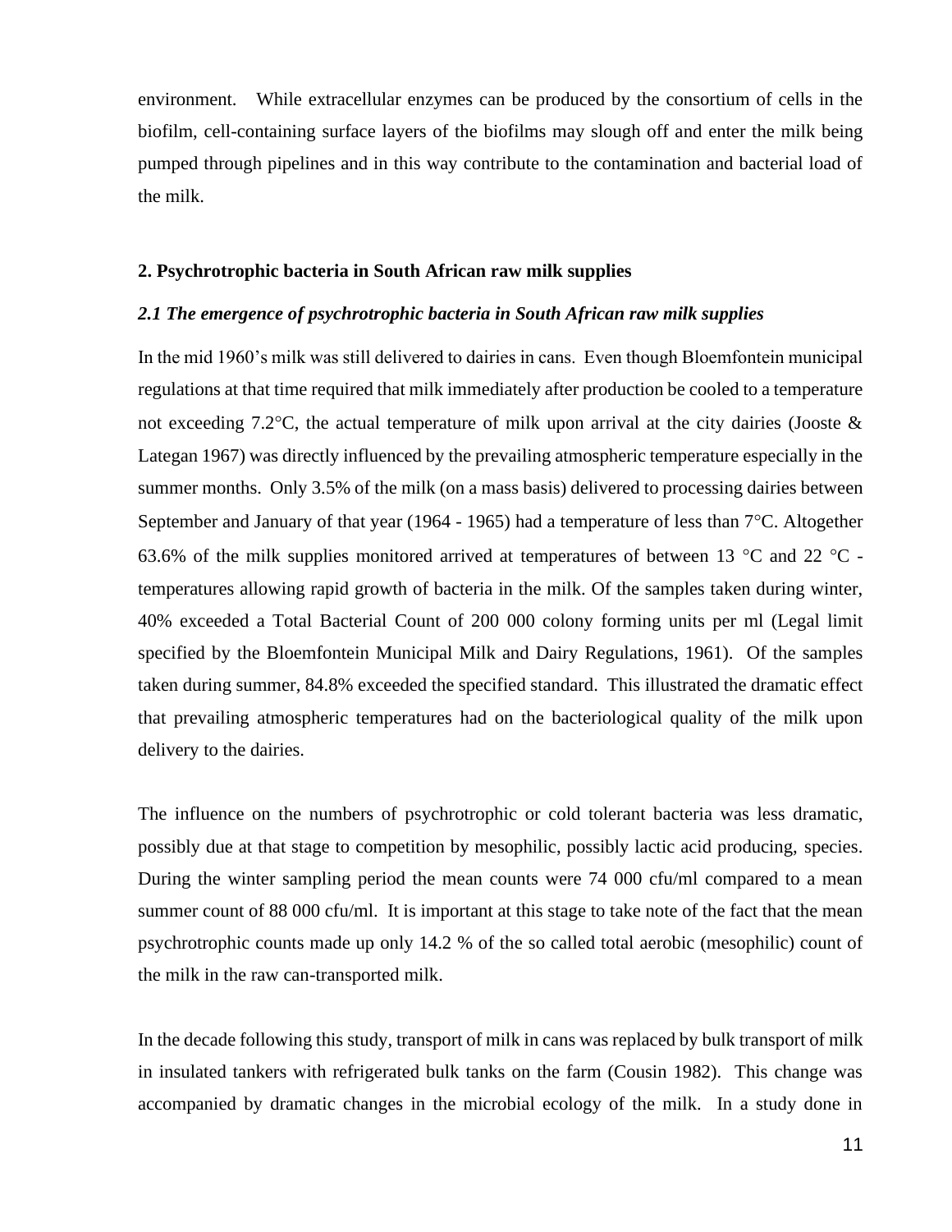environment. While extracellular enzymes can be produced by the consortium of cells in the biofilm, cell-containing surface layers of the biofilms may slough off and enter the milk being pumped through pipelines and in this way contribute to the contamination and bacterial load of the milk.

## 2. Psychrotrophic bacteria in South African raw milk supplies

### *2.1 The emergence of psychrotrophic bacteria in South African raw milk supplies*

In the mid 1960's milk was still delivered to dairies in cans. Even though Bloemfontein municipal regulations at that time required that milk immediately after production be cooled to a temperature not exceeding 7.2°C, the actual temperature of milk upon arrival at the city dairies (Jooste & Lategan 1967) was directly influenced by the prevailing atmospheric temperature especially in the summer months. Only 3.5% of the milk (on a mass basis) delivered to processing dairies between September and January of that year (1964 - 1965) had a temperature of less than 7°C. Altogether 63.6% of the milk supplies monitored arrived at temperatures of between 13 °C and 22 °C - temperatures allowing rapid growth of bacteria in the milk. Of the samples taken during winter, 40% exceeded a Total Bacterial Count of 200 000 colony forming units per ml (Legal limit specified by the Bloemfontein Municipal Milk and Dairy Regulations, 1961). Of the samples taken during summer, 84.8% exceeded the specified standard. This illustrated the dramatic effect that prevailing atmospheric temperatures had on the bacteriological quality of the milk upon delivery to the dairies.

The influence on the numbers of psychrotrophic or cold tolerant bacteria was less dramatic, possibly due at that stage to competition by mesophilic, possibly lactic acid producing, species. During the winter sampling period the mean counts were 74 000 cfu/ml compared to a mean summer count of 88 000 cfu/ml. It is important at this stage to take note of the fact that the mean psychrotrophic counts made up only 14.2 % of the so called total aerobic (mesophilic) count of the milk in the raw can-transported milk.

In the decade following this study, transport of milk in cans was replaced by bulk transport of milk in insulated tankers with refrigerated bulk tanks on the farm (Cousin 1982). This change was accompanied by dramatic changes in the microbial ecology of the milk. In a study done in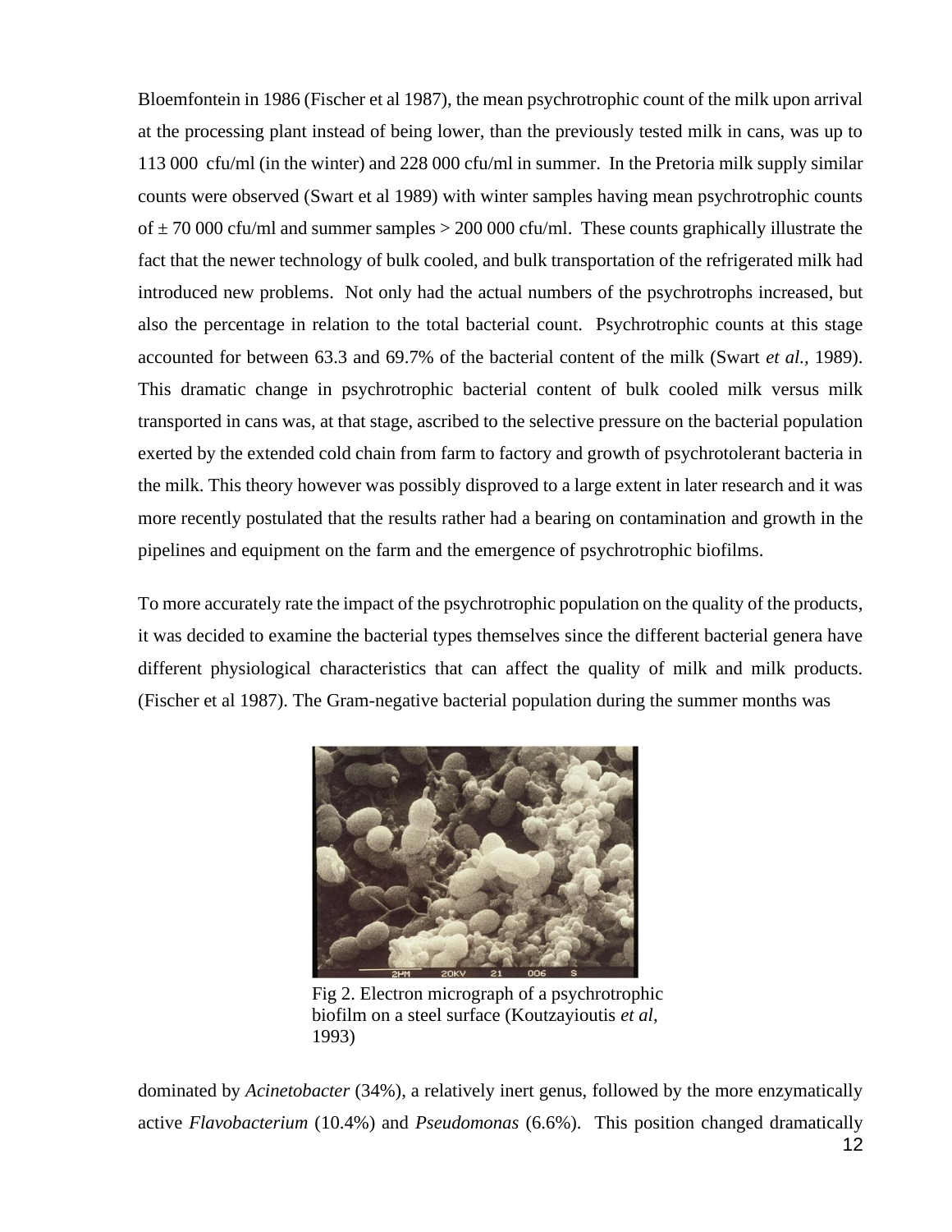Bloemfontein in 1986 (Fischer et al 1987), the mean psychrotrophic count of the milk upon arrival at the processing plant instead of being lower, than the previously tested milk in cans, was up to 113 000 cfu/ml (in the winter) and 228 000 cfu/ml in summer. In the Pretoria milk supply similar counts were observed (Swart et al 1989) with winter samples having mean psychrotrophic counts of ± 70 000 cfu/ml and summer samples > 200 000 cfu/ml. These counts graphically illustrate the fact that the newer technology of bulk cooled, and bulk transportation of the refrigerated milk had introduced new problems. Not only had the actual numbers of the psychrotrophs increased, but also the percentage in relation to the total bacterial count. Psychrotrophic counts at this stage accounted for between 63.3 and 69.7% of the bacterial content of the milk (Swart *et al.,* 1989). This dramatic change in psychrotrophic bacterial content of bulk cooled milk versus milk transported in cans was, at that stage, ascribed to the selective pressure on the bacterial population exerted by the extended cold chain from farm to factory and growth of psychrotolerant bacteria in the milk. This theory however was possibly disproved to a large extent in later research and it was more recently postulated that the results rather had a bearing on contamination and growth in the pipelines and equipment on the farm and the emergence of psychrotrophic biofilms.

To more accurately rate the impact of the psychrotrophic population on the quality of the products, it was decided to examine the bacterial types themselves since the different bacterial genera have different physiological characteristics that can affect the quality of milk and milk products. (Fischer et al 1987). The Gram-negative bacterial population during the summer months was

Fig 2. Electron micrograph of a psychrotrophic biofilm on a steel surface (Koutzayioutis *et al*, 1993)

dominated by *Acinetobacter* (34%), a relatively inert genus, followed by the more enzymatically active *Flavobacterium* (10.4%) and *Pseudomonas* (6.6%). This position changed dramatically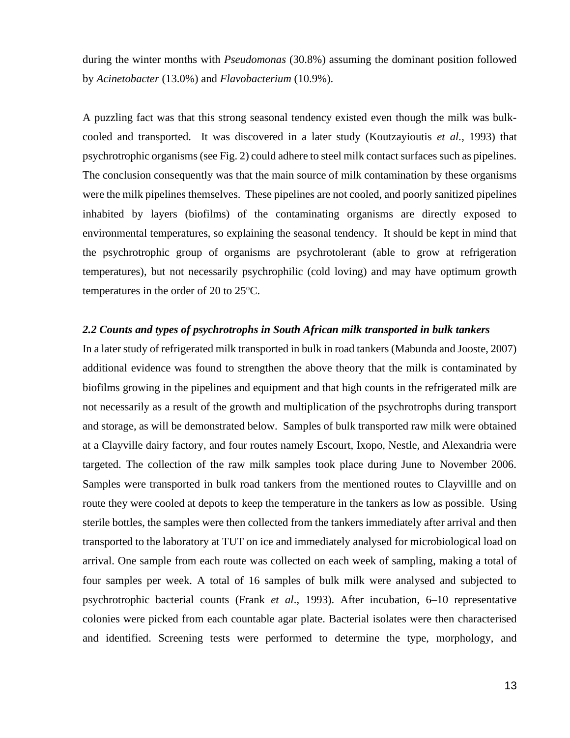during the winter months with *Pseudomonas* (30.8%) assuming the dominant position followed by *Acinetobacter* (13.0%) and *Flavobacterium* (10.9%).

A puzzling fact was that this strong seasonal tendency existed even though the milk was bulk-cooled and transported. It was discovered in a later study (Koutzayioutis *et al.,* 1993) that psychrotrophic organisms (see Fig. 2) could adhere to steel milk contact surfaces such as pipelines. The conclusion consequently was that the main source of milk contamination by these organisms were the milk pipelines themselves. These pipelines are not cooled, and poorly sanitized pipelines inhabited by layers (biofilms) of the contaminating organisms are directly exposed to environmental temperatures, so explaining the seasonal tendency. It should be kept in mind that the psychrotrophic group of organisms are psychrotolerant (able to grow at refrigeration temperatures), but not necessarily psychrophilic (cold loving) and may have optimum growth temperatures in the order of 20 to 25ºC.

### *2.2 Counts and types of psychrotrophs in South African milk transported in bulk tankers*

In a later study of refrigerated milk transported in bulk in road tankers (Mabunda and Jooste, 2007) additional evidence was found to strengthen the above theory that the milk is contaminated by biofilms growing in the pipelines and equipment and that high counts in the refrigerated milk are not necessarily as a result of the growth and multiplication of the psychrotrophs during transport and storage, as will be demonstrated below. Samples of bulk transported raw milk were obtained at a Clayville dairy factory, and four routes namely Escourt, Ixopo, Nestle, and Alexandria were targeted. The collection of the raw milk samples took place during June to November 2006. Samples were transported in bulk road tankers from the mentioned routes to Clayvillle and on route they were cooled at depots to keep the temperature in the tankers as low as possible. Using sterile bottles, the samples were then collected from the tankers immediately after arrival and then transported to the laboratory at TUT on ice and immediately analysed for microbiological load on arrival. One sample from each route was collected on each week of sampling, making a total of four samples per week. A total of 16 samples of bulk milk were analysed and subjected to psychrotrophic bacterial counts (Frank *et al*., 1993). After incubation, 6–10 representative colonies were picked from each countable agar plate. Bacterial isolates were then characterised and identified. Screening tests were performed to determine the type, morphology, and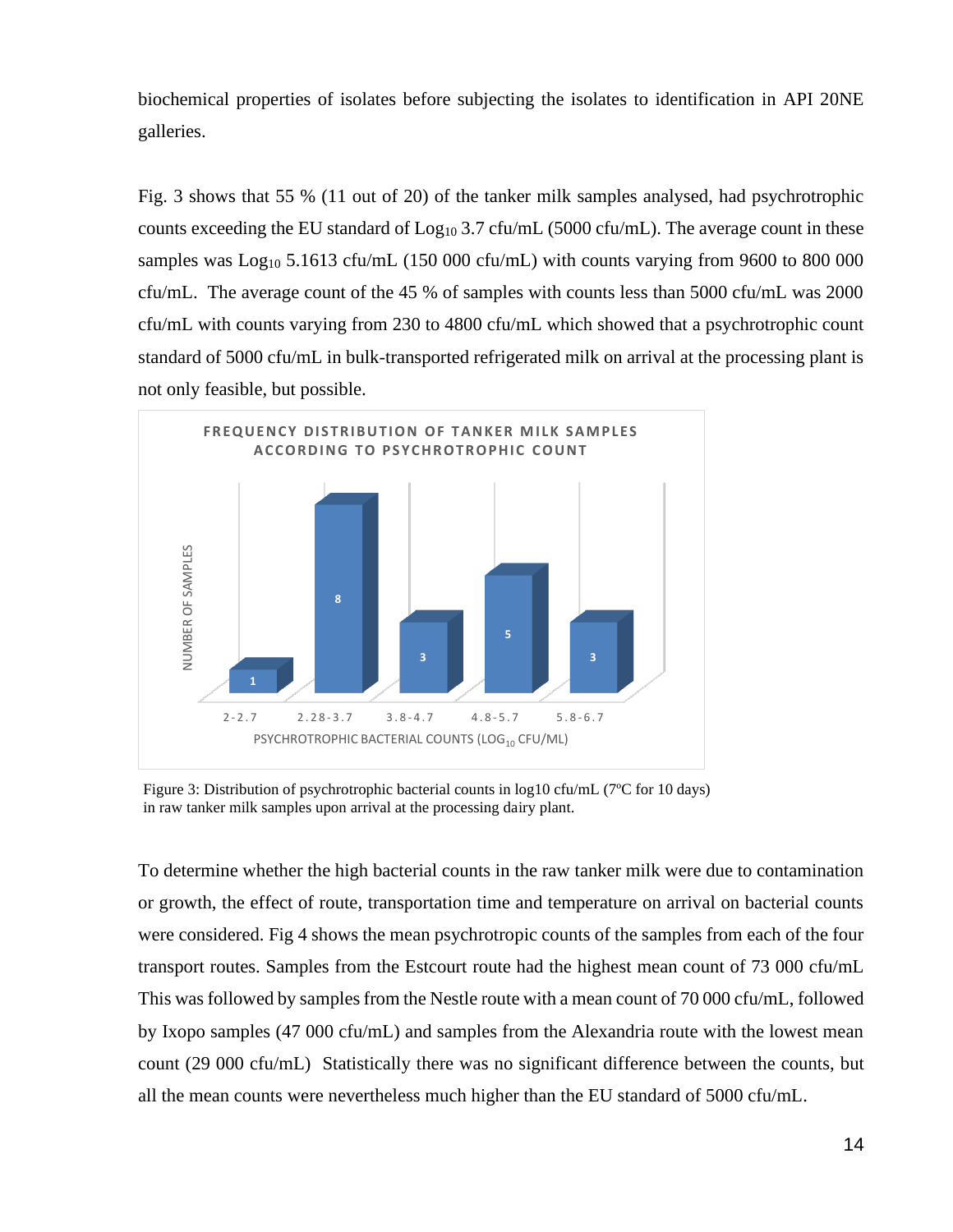biochemical properties of isolates before subjecting the isolates to identification in API 20NE galleries.

Fig. 3 shows that 55 % (11 out of 20) of the tanker milk samples analysed, had psychrotrophic counts exceeding the EU standard of $Log_{10}$ 3.7 cfu/mL (5000 cfu/mL). The average count in these samples was $Log_{10}$ 5.1613 cfu/mL (150 000 cfu/mL) with counts varying from 9600 to 800 000 cfu/mL. The average count of the 45 % of samples with counts less than 5000 cfu/mL was 2000 cfu/mL with counts varying from 230 to 4800 cfu/mL which showed that a psychrotrophic count standard of 5000 cfu/mL in bulk-transported refrigerated milk on arrival at the processing plant is not only feasible, but possible.

**FREQUENCY DISTRIBUTION OF TANKER MILK SAMPLES ACCORDING TO PSYCHROTROPHIC COUNT**

| Psychrotrophic bacterial counts ($LOG_{10}$ CFU/ML) | Number of samples |
| --- | --- |
| 2-2.7 | 1 |
| 2.28-3.7 | 8 |
| 3.8-4.7 | 3 |
| 4.8-5.7 | 5 |
| 5.8-6.7 | 3 |

Figure 3: Distribution of psychrotrophic bacterial counts in log10 cfu/mL (7ºC for 10 days) in raw tanker milk samples upon arrival at the processing dairy plant.

To determine whether the high bacterial counts in the raw tanker milk were due to contamination or growth, the effect of route, transportation time and temperature on arrival on bacterial counts were considered. Fig 4 shows the mean psychrotropic counts of the samples from each of the four transport routes. Samples from the Estcourt route had the highest mean count of 73 000 cfu/mL This was followed by samples from the Nestle route with a mean count of 70 000 cfu/mL, followed by Ixopo samples (47 000 cfu/mL) and samples from the Alexandria route with the lowest mean count (29 000 cfu/mL) Statistically there was no significant difference between the counts, but all the mean counts were nevertheless much higher than the EU standard of 5000 cfu/mL.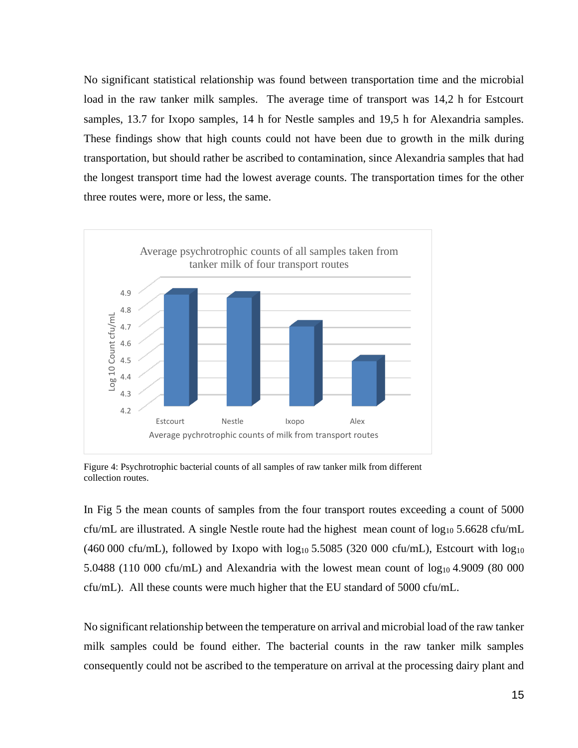No significant statistical relationship was found between transportation time and the microbial load in the raw tanker milk samples. The average time of transport was 14,2 h for Estcourt samples, 13.7 for Ixopo samples, 14 h for Nestle samples and 19,5 h for Alexandria samples. These findings show that high counts could not have been due to growth in the milk during transportation, but should rather be ascribed to contamination, since Alexandria samples that had the longest transport time had the lowest average counts. The transportation times for the other three routes were, more or less, the same.

Figure 4: Psychrotrophic bacterial counts of all samples of raw tanker milk from different collection routes.

In Fig 5 the mean counts of samples from the four transport routes exceeding a count of 5000 cfu/mL are illustrated. A single Nestle route had the highest mean count of $\log_{10}$ 5.6628 cfu/mL (460 000 cfu/mL), followed by Ixopo with $\log_{10}$ 5.5085 (320 000 cfu/mL), Estcourt with $\log_{10}$ 5.0488 (110 000 cfu/mL) and Alexandria with the lowest mean count of $\log_{10}$ 4.9009 (80 000 cfu/mL). All these counts were much higher that the EU standard of 5000 cfu/mL.

No significant relationship between the temperature on arrival and microbial load of the raw tanker milk samples could be found either. The bacterial counts in the raw tanker milk samples consequently could not be ascribed to the temperature on arrival at the processing dairy plant and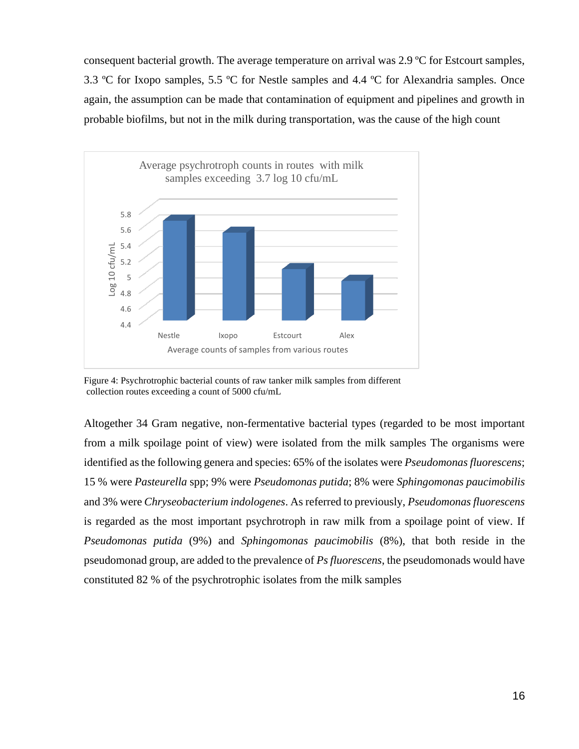consequent bacterial growth. The average temperature on arrival was 2.9 ºC for Estcourt samples, 3.3 ºC for Ixopo samples, 5.5 ºC for Nestle samples and 4.4 ºC for Alexandria samples. Once again, the assumption can be made that contamination of equipment and pipelines and growth in probable biofilms, but not in the milk during transportation, was the cause of the high count

Figure 4: Psychrotrophic bacterial counts of raw tanker milk samples from different collection routes exceeding a count of 5000 cfu/mL

Altogether 34 Gram negative, non-fermentative bacterial types (regarded to be most important from a milk spoilage point of view) were isolated from the milk samples The organisms were identified as the following genera and species: 65% of the isolates were *Pseudomonas fluorescens*; 15 % were *Pasteurella* spp; 9% were *Pseudomonas putida*; 8% were *Sphingomonas paucimobilis* and 3% were *Chryseobacterium indologenes*. As referred to previously, *Pseudomonas fluorescens* is regarded as the most important psychrotroph in raw milk from a spoilage point of view. If *Pseudomonas putida* (9%) and *Sphingomonas paucimobilis* (8%), that both reside in the pseudomonad group, are added to the prevalence of *Ps fluorescens*, the pseudomonads would have constituted 82 % of the psychrotrophic isolates from the milk samples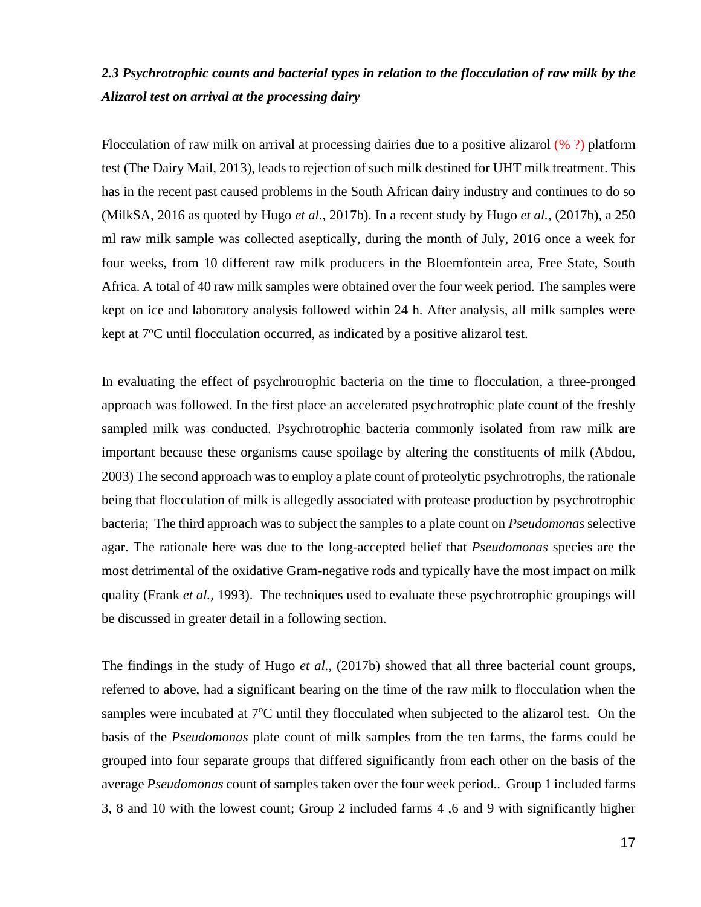### *2.3 Psychrotrophic counts and bacterial types in relation to the flocculation of raw milk by the Alizarol test on arrival at the processing dairy*

Flocculation of raw milk on arrival at processing dairies due to a positive alizarol (% ?) platform test (The Dairy Mail, 2013), leads to rejection of such milk destined for UHT milk treatment. This has in the recent past caused problems in the South African dairy industry and continues to do so (MilkSA, 2016 as quoted by Hugo *et al.,* 2017b). In a recent study by Hugo *et al.,* (2017b), a 250 ml raw milk sample was collected aseptically, during the month of July, 2016 once a week for four weeks, from 10 different raw milk producers in the Bloemfontein area, Free State, South Africa. A total of 40 raw milk samples were obtained over the four week period. The samples were kept on ice and laboratory analysis followed within 24 h. After analysis, all milk samples were kept at 7°C until flocculation occurred, as indicated by a positive alizarol test.

In evaluating the effect of psychrotrophic bacteria on the time to flocculation, a three-pronged approach was followed. In the first place an accelerated psychrotrophic plate count of the freshly sampled milk was conducted. Psychrotrophic bacteria commonly isolated from raw milk are important because these organisms cause spoilage by altering the constituents of milk (Abdou, 2003) The second approach was to employ a plate count of proteolytic psychrotrophs, the rationale being that flocculation of milk is allegedly associated with protease production by psychrotrophic bacteria; The third approach was to subject the samples to a plate count on *Pseudomonas* selective agar. The rationale here was due to the long-accepted belief that *Pseudomonas* species are the most detrimental of the oxidative Gram-negative rods and typically have the most impact on milk quality (Frank *et al.,* 1993). The techniques used to evaluate these psychrotrophic groupings will be discussed in greater detail in a following section.

The findings in the study of Hugo *et al.,* (2017b) showed that all three bacterial count groups, referred to above, had a significant bearing on the time of the raw milk to flocculation when the samples were incubated at 7°C until they flocculated when subjected to the alizarol test. On the basis of the *Pseudomonas* plate count of milk samples from the ten farms, the farms could be grouped into four separate groups that differed significantly from each other on the basis of the average *Pseudomonas* count of samples taken over the four week period.. Group 1 included farms 3, 8 and 10 with the lowest count; Group 2 included farms 4 ,6 and 9 with significantly higher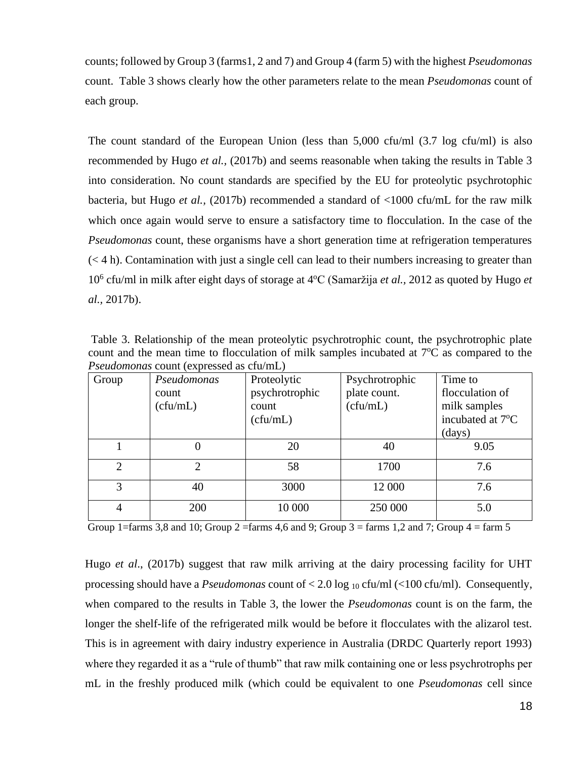counts; followed by Group 3 (farms1, 2 and 7) and Group 4 (farm 5) with the highest *Pseudomonas* count. Table 3 shows clearly how the other parameters relate to the mean *Pseudomonas* count of each group.

The count standard of the European Union (less than 5,000 cfu/ml (3.7 log cfu/ml) is also recommended by Hugo *et al.,* (2017b) and seems reasonable when taking the results in Table 3 into consideration. No count standards are specified by the EU for proteolytic psychrotophic bacteria, but Hugo *et al.,* (2017b) recommended a standard of <1000 cfu/mL for the raw milk which once again would serve to ensure a satisfactory time to flocculation. In the case of the *Pseudomonas* count, these organisms have a short generation time at refrigeration temperatures (< 4 h). Contamination with just a single cell can lead to their numbers increasing to greater than $10^6$ cfu/ml in milk after eight days of storage at 4°C (Samaržija *et al.,* 2012 as quoted by Hugo *et al.*, 2017b).

Table 3. Relationship of the mean proteolytic psychrotrophic count, the psychrotrophic plate count and the mean time to flocculation of milk samples incubated at 7°C as compared to the *Pseudomonas* count (expressed as cfu/mL)

| Group | *Pseudomonas* count (cfu/mL) | Proteolytic psychrotrophic count (cfu/mL) | Psychrotrophic plate count. (cfu/mL) | Time to flocculation of milk samples incubated at 7°C (days) |
|---|---|---|---|---|
| 1 | 0 | 20 | 40 | 9.05 |
| 2 | 2 | 58 | 1700 | 7.6 |
| 3 | 40 | 3000 | 12 000 | 7.6 |
| 4 | 200 | 10 000 | 250 000 | 5.0 |

Group 1=farms 3,8 and 10; Group 2 =farms 4,6 and 9; Group 3 = farms 1,2 and 7; Group 4 = farm 5

Hugo *et al*., (2017b) suggest that raw milk arriving at the dairy processing facility for UHT processing should have a *Pseudomonas* count of < 2.0 $\log_{10}$ cfu/ml (<100 cfu/ml). Consequently, when compared to the results in Table 3, the lower the *Pseudomonas* count is on the farm, the longer the shelf-life of the refrigerated milk would be before it flocculates with the alizarol test. This is in agreement with dairy industry experience in Australia (DRDC Quarterly report 1993) where they regarded it as a "rule of thumb" that raw milk containing one or less psychrotrophs per mL in the freshly produced milk (which could be equivalent to one *Pseudomonas* cell since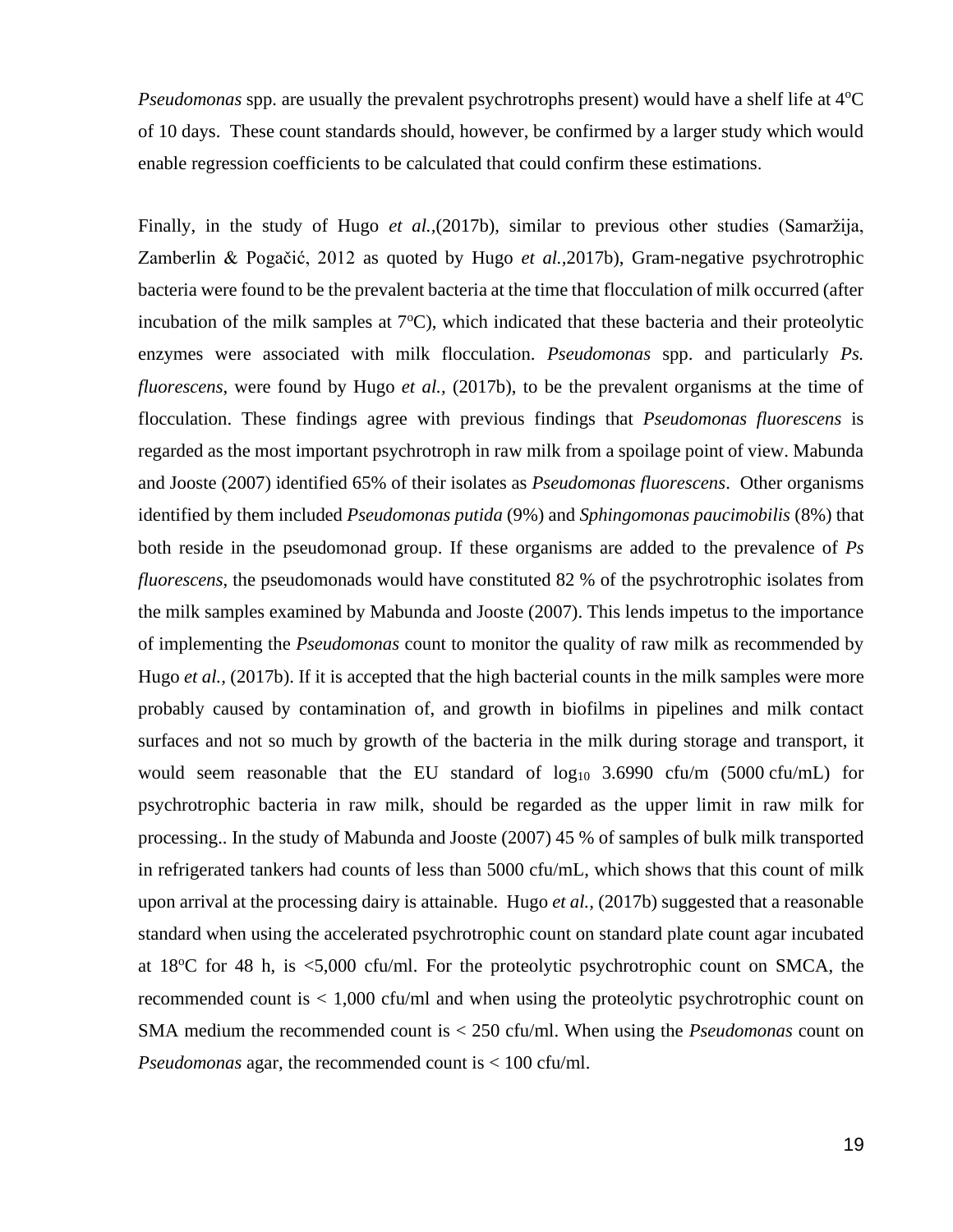*Pseudomonas* spp. are usually the prevalent psychrotrophs present) would have a shelf life at 4°C of 10 days. These count standards should, however, be confirmed by a larger study which would enable regression coefficients to be calculated that could confirm these estimations.

Finally, in the study of Hugo *et al.*,(2017b), similar to previous other studies (Samaržija, Zamberlin & Pogačić, 2012 as quoted by Hugo *et al.*,2017b), Gram-negative psychrotrophic bacteria were found to be the prevalent bacteria at the time that flocculation of milk occurred (after incubation of the milk samples at 7°C), which indicated that these bacteria and their proteolytic enzymes were associated with milk flocculation. *Pseudomonas* spp. and particularly *Ps. fluorescens*, were found by Hugo *et al.,* (2017b), to be the prevalent organisms at the time of flocculation. These findings agree with previous findings that *Pseudomonas fluorescens* is regarded as the most important psychrotroph in raw milk from a spoilage point of view. Mabunda and Jooste (2007) identified 65% of their isolates as *Pseudomonas fluorescens*. Other organisms identified by them included *Pseudomonas putida* (9%) and *Sphingomonas paucimobilis* (8%) that both reside in the pseudomonad group. If these organisms are added to the prevalence of *Ps fluorescens*, the pseudomonads would have constituted 82 % of the psychrotrophic isolates from the milk samples examined by Mabunda and Jooste (2007). This lends impetus to the importance of implementing the *Pseudomonas* count to monitor the quality of raw milk as recommended by Hugo *et al.,* (2017b). If it is accepted that the high bacterial counts in the milk samples were more probably caused by contamination of, and growth in biofilms in pipelines and milk contact surfaces and not so much by growth of the bacteria in the milk during storage and transport, it would seem reasonable that the EU standard of $\log_{10}$ 3.6990 cfu/m (5000 cfu/mL) for psychrotrophic bacteria in raw milk, should be regarded as the upper limit in raw milk for processing.. In the study of Mabunda and Jooste (2007) 45 % of samples of bulk milk transported in refrigerated tankers had counts of less than 5000 cfu/mL, which shows that this count of milk upon arrival at the processing dairy is attainable. Hugo *et al.,* (2017b) suggested that a reasonable standard when using the accelerated psychrotrophic count on standard plate count agar incubated at 18°C for 48 h, is <5,000 cfu/ml. For the proteolytic psychrotrophic count on SMCA, the recommended count is < 1,000 cfu/ml and when using the proteolytic psychrotrophic count on SMA medium the recommended count is < 250 cfu/ml. When using the *Pseudomonas* count on *Pseudomonas* agar, the recommended count is < 100 cfu/ml.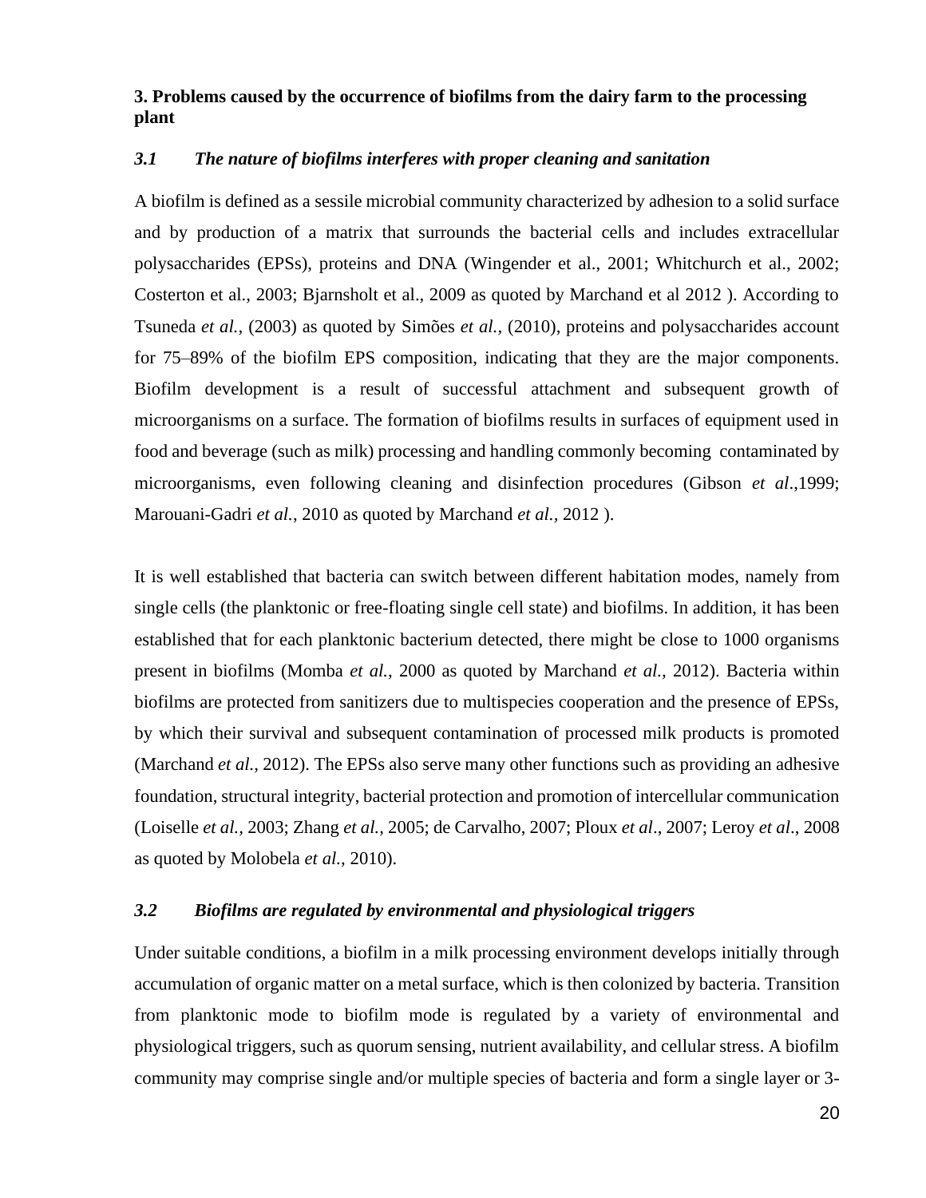## 3. Problems caused by the occurrence of biofilms from the dairy farm to the processing plant

### *3.1 The nature of biofilms interferes with proper cleaning and sanitation*

A biofilm is defined as a sessile microbial community characterized by adhesion to a solid surface and by production of a matrix that surrounds the bacterial cells and includes extracellular polysaccharides (EPSs), proteins and DNA (Wingender et al., 2001; Whitchurch et al., 2002; Costerton et al., 2003; Bjarnsholt et al., 2009 as quoted by Marchand et al 2012 ). According to Tsuneda *et al.,* (2003) as quoted by Simões *et al.*, (2010), proteins and polysaccharides account for 75–89% of the biofilm EPS composition, indicating that they are the major components. Biofilm development is a result of successful attachment and subsequent growth of microorganisms on a surface. The formation of biofilms results in surfaces of equipment used in food and beverage (such as milk) processing and handling commonly becoming contaminated by microorganisms, even following cleaning and disinfection procedures (Gibson *et al*.,1999; Marouani-Gadri *et al.*, 2010 as quoted by Marchand *et al.*, 2012 ).

It is well established that bacteria can switch between different habitation modes, namely from single cells (the planktonic or free-floating single cell state) and biofilms. In addition, it has been established that for each planktonic bacterium detected, there might be close to 1000 organisms present in biofilms (Momba *et al.*, 2000 as quoted by Marchand *et al.*, 2012). Bacteria within biofilms are protected from sanitizers due to multispecies cooperation and the presence of EPSs, by which their survival and subsequent contamination of processed milk products is promoted (Marchand *et al.*, 2012). The EPSs also serve many other functions such as providing an adhesive foundation, structural integrity, bacterial protection and promotion of intercellular communication (Loiselle *et al.*, 2003; Zhang *et al.*, 2005; de Carvalho, 2007; Ploux *et al*., 2007; Leroy *et al*., 2008 as quoted by Molobela *et al.*, 2010).

### *3.2 Biofilms are regulated by environmental and physiological triggers*

Under suitable conditions, a biofilm in a milk processing environment develops initially through accumulation of organic matter on a metal surface, which is then colonized by bacteria. Transition from planktonic mode to biofilm mode is regulated by a variety of environmental and physiological triggers, such as quorum sensing, nutrient availability, and cellular stress. A biofilm community may comprise single and/or multiple species of bacteria and form a single layer or 3-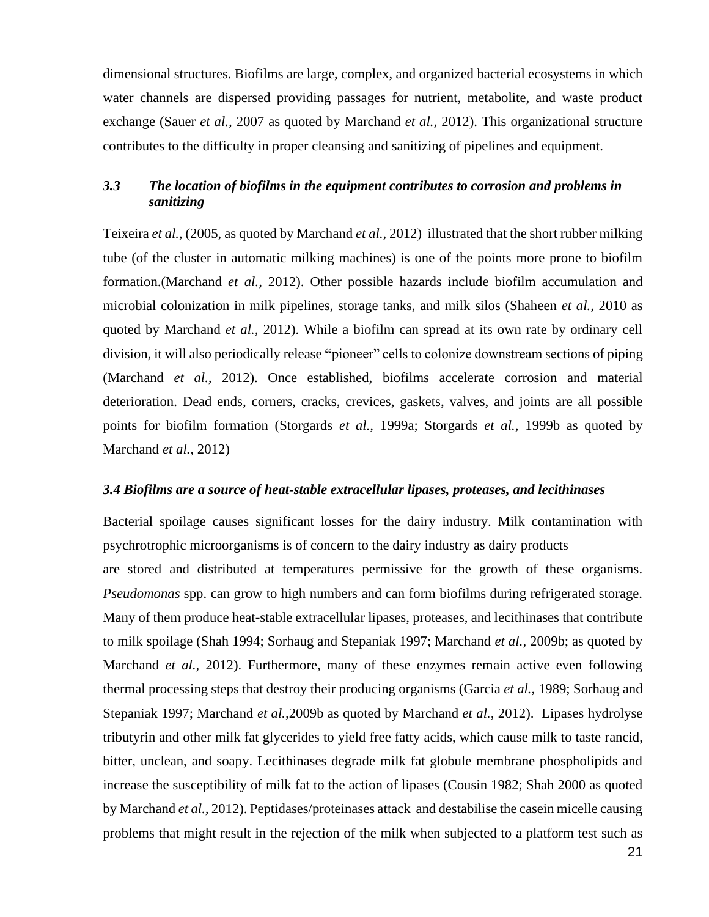dimensional structures. Biofilms are large, complex, and organized bacterial ecosystems in which water channels are dispersed providing passages for nutrient, metabolite, and waste product exchange (Sauer *et al.,* 2007 as quoted by Marchand *et al.,* 2012). This organizational structure contributes to the difficulty in proper cleansing and sanitizing of pipelines and equipment.

### *3.3 The location of biofilms in the equipment contributes to corrosion and problems in sanitizing*

Teixeira *et al.,* (2005, as quoted by Marchand *et al.*, 2012) illustrated that the short rubber milking tube (of the cluster in automatic milking machines) is one of the points more prone to biofilm formation.(Marchand *et al.,* 2012). Other possible hazards include biofilm accumulation and microbial colonization in milk pipelines, storage tanks, and milk silos (Shaheen *et al.,* 2010 as quoted by Marchand *et al.,* 2012). While a biofilm can spread at its own rate by ordinary cell division, it will also periodically release "pioneer" cells to colonize downstream sections of piping (Marchand *et al.,* 2012). Once established, biofilms accelerate corrosion and material deterioration. Dead ends, corners, cracks, crevices, gaskets, valves, and joints are all possible points for biofilm formation (Storgards *et al.,* 1999a; Storgards *et al.*, 1999b as quoted by Marchand *et al.*, 2012)

### *3.4 Biofilms are a source of heat-stable extracellular lipases, proteases, and lecithinases*

Bacterial spoilage causes significant losses for the dairy industry. Milk contamination with psychrotrophic microorganisms is of concern to the dairy industry as dairy products are stored and distributed at temperatures permissive for the growth of these organisms. *Pseudomonas* spp. can grow to high numbers and can form biofilms during refrigerated storage. Many of them produce heat-stable extracellular lipases, proteases, and lecithinases that contribute to milk spoilage (Shah 1994; Sorhaug and Stepaniak 1997; Marchand *et al.,* 2009b; as quoted by Marchand *et al*., 2012). Furthermore, many of these enzymes remain active even following thermal processing steps that destroy their producing organisms (Garcia *et al.*, 1989; Sorhaug and Stepaniak 1997; Marchand *et al.*,2009b as quoted by Marchand *et al.*, 2012). Lipases hydrolyse tributyrin and other milk fat glycerides to yield free fatty acids, which cause milk to taste rancid, bitter, unclean, and soapy. Lecithinases degrade milk fat globule membrane phospholipids and increase the susceptibility of milk fat to the action of lipases (Cousin 1982; Shah 2000 as quoted by Marchand *et al*., 2012). Peptidases/proteinases attack and destabilise the casein micelle causing problems that might result in the rejection of the milk when subjected to a platform test such as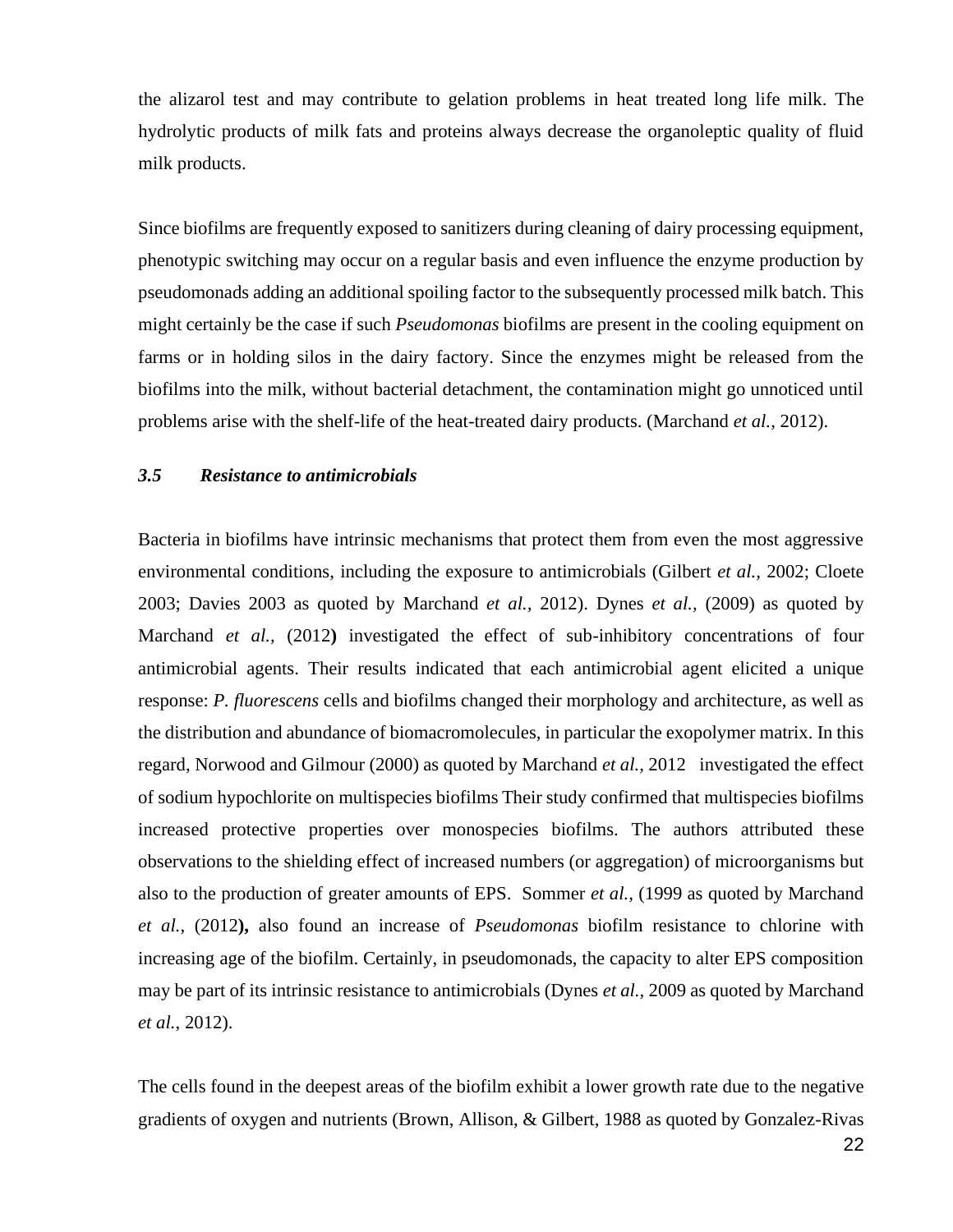the alizarol test and may contribute to gelation problems in heat treated long life milk. The hydrolytic products of milk fats and proteins always decrease the organoleptic quality of fluid milk products.

Since biofilms are frequently exposed to sanitizers during cleaning of dairy processing equipment, phenotypic switching may occur on a regular basis and even influence the enzyme production by pseudomonads adding an additional spoiling factor to the subsequently processed milk batch. This might certainly be the case if such *Pseudomonas* biofilms are present in the cooling equipment on farms or in holding silos in the dairy factory. Since the enzymes might be released from the biofilms into the milk, without bacterial detachment, the contamination might go unnoticed until problems arise with the shelf-life of the heat-treated dairy products. (Marchand *et al.,* 2012).

### *3.5 Resistance to antimicrobials*

Bacteria in biofilms have intrinsic mechanisms that protect them from even the most aggressive environmental conditions, including the exposure to antimicrobials (Gilbert *et al.,* 2002; Cloete 2003; Davies 2003 as quoted by Marchand *et al.,* 2012). Dynes *et al.,* (2009) as quoted by Marchand *et al.,* (2012**)** investigated the effect of sub-inhibitory concentrations of four antimicrobial agents. Their results indicated that each antimicrobial agent elicited a unique response: *P. fluorescens* cells and biofilms changed their morphology and architecture, as well as the distribution and abundance of biomacromolecules, in particular the exopolymer matrix. In this regard, Norwood and Gilmour (2000) as quoted by Marchand *et al.,* 2012 investigated the effect of sodium hypochlorite on multispecies biofilms Their study confirmed that multispecies biofilms increased protective properties over monospecies biofilms. The authors attributed these observations to the shielding effect of increased numbers (or aggregation) of microorganisms but also to the production of greater amounts of EPS. Sommer *et al.,* (1999 as quoted by Marchand *et al.,* (2012**),** also found an increase of *Pseudomonas* biofilm resistance to chlorine with increasing age of the biofilm. Certainly, in pseudomonads, the capacity to alter EPS composition may be part of its intrinsic resistance to antimicrobials (Dynes *et al.,* 2009 as quoted by Marchand *et al.*, 2012).

The cells found in the deepest areas of the biofilm exhibit a lower growth rate due to the negative gradients of oxygen and nutrients (Brown, Allison, & Gilbert, 1988 as quoted by Gonzalez-Rivas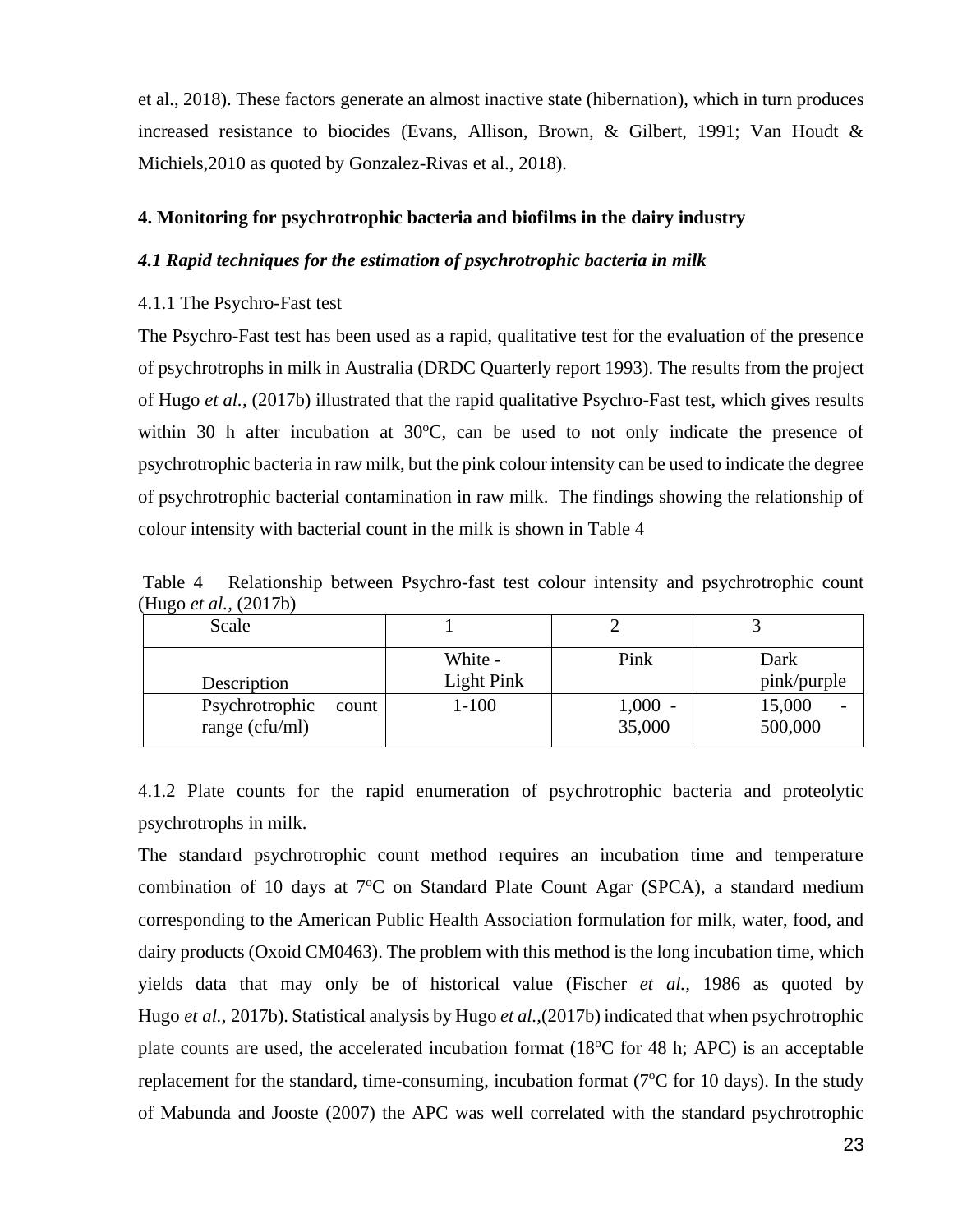et al., 2018). These factors generate an almost inactive state (hibernation), which in turn produces increased resistance to biocides (Evans, Allison, Brown, & Gilbert, 1991; Van Houdt & Michiels,2010 as quoted by Gonzalez-Rivas et al., 2018).

## 4. Monitoring for psychrotrophic bacteria and biofilms in the dairy industry

### *4.1 Rapid techniques for the estimation of psychrotrophic bacteria in milk*

4.1.1 The Psychro-Fast test

The Psychro-Fast test has been used as a rapid, qualitative test for the evaluation of the presence of psychrotrophs in milk in Australia (DRDC Quarterly report 1993). The results from the project of Hugo *et al.*, (2017b) illustrated that the rapid qualitative Psychro-Fast test, which gives results within 30 h after incubation at 30$^{o}$C, can be used to not only indicate the presence of psychrotrophic bacteria in raw milk, but the pink colour intensity can be used to indicate the degree of psychrotrophic bacterial contamination in raw milk. The findings showing the relationship of colour intensity with bacterial count in the milk is shown in Table 4

Table 4 Relationship between Psychro-fast test colour intensity and psychrotrophic count (Hugo *et al.*, (2017b)

| Scale | 1 | 2 | 3 |
|---|---|---|---|
| Description | White - Light Pink | Pink | Dark pink/purple |
| Psychrotrophic count range (cfu/ml) | 1-100 | 1,000 - 35,000 | 15,000 - 500,000 |

4.1.2 Plate counts for the rapid enumeration of psychrotrophic bacteria and proteolytic psychrotrophs in milk.

The standard psychrotrophic count method requires an incubation time and temperature combination of 10 days at 7$^{o}$C on Standard Plate Count Agar (SPCA), a standard medium corresponding to the American Public Health Association formulation for milk, water, food, and dairy products (Oxoid CM0463). The problem with this method is the long incubation time, which yields data that may only be of historical value (Fischer *et al.*, 1986 as quoted by Hugo *et al.*, 2017b). Statistical analysis by Hugo *et al.*,(2017b) indicated that when psychrotrophic plate counts are used, the accelerated incubation format (18$^{o}$C for 48 h; APC) is an acceptable replacement for the standard, time-consuming, incubation format (7$^{o}$C for 10 days). In the study of Mabunda and Jooste (2007) the APC was well correlated with the standard psychrotrophic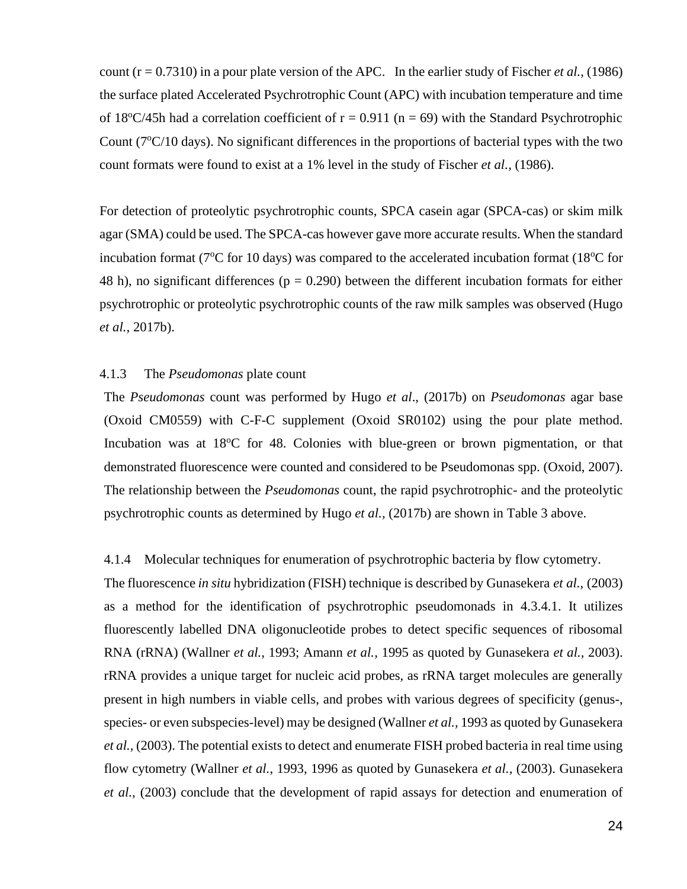count ($r = 0.7310$) in a pour plate version of the APC. In the earlier study of Fischer *et al.,* (1986) the surface plated Accelerated Psychrotrophic Count (APC) with incubation temperature and time of 18°C/45h had a correlation coefficient of $r = 0.911$ ($n = 69$) with the Standard Psychrotrophic Count (7°C/10 days). No significant differences in the proportions of bacterial types with the two count formats were found to exist at a 1% level in the study of Fischer *et al.,* (1986).

For detection of proteolytic psychrotrophic counts, SPCA casein agar (SPCA-cas) or skim milk agar (SMA) could be used. The SPCA-cas however gave more accurate results. When the standard incubation format (7°C for 10 days) was compared to the accelerated incubation format (18°C for 48 h), no significant differences ($p = 0.290$) between the different incubation formats for either psychrotrophic or proteolytic psychrotrophic counts of the raw milk samples was observed (Hugo *et al.,* 2017b).

#### 4.1.3 The *Pseudomonas* plate count

The *Pseudomonas* count was performed by Hugo *et al*., (2017b) on *Pseudomonas* agar base (Oxoid CM0559) with C-F-C supplement (Oxoid SR0102) using the pour plate method. Incubation was at 18°C for 48. Colonies with blue-green or brown pigmentation, or that demonstrated fluorescence were counted and considered to be Pseudomonas spp. (Oxoid, 2007). The relationship between the *Pseudomonas* count, the rapid psychrotrophic- and the proteolytic psychrotrophic counts as determined by Hugo *et al.,* (2017b) are shown in Table 3 above.

#### 4.1.4 Molecular techniques for enumeration of psychrotrophic bacteria by flow cytometry.

The fluorescence *in situ* hybridization (FISH) technique is described by Gunasekera *et al.,* (2003) as a method for the identification of psychrotrophic pseudomonads in 4.3.4.1. It utilizes fluorescently labelled DNA oligonucleotide probes to detect specific sequences of ribosomal RNA (rRNA) (Wallner *et al.,* 1993; Amann *et al.,* 1995 as quoted by Gunasekera *et al.,* 2003). rRNA provides a unique target for nucleic acid probes, as rRNA target molecules are generally present in high numbers in viable cells, and probes with various degrees of specificity (genus-, species- or even subspecies-level) may be designed (Wallner *et al.,* 1993 as quoted by Gunasekera *et al.,* (2003). The potential exists to detect and enumerate FISH probed bacteria in real time using flow cytometry (Wallner *et al.,* 1993, 1996 as quoted by Gunasekera *et al.,* (2003). Gunasekera *et al.,* (2003) conclude that the development of rapid assays for detection and enumeration of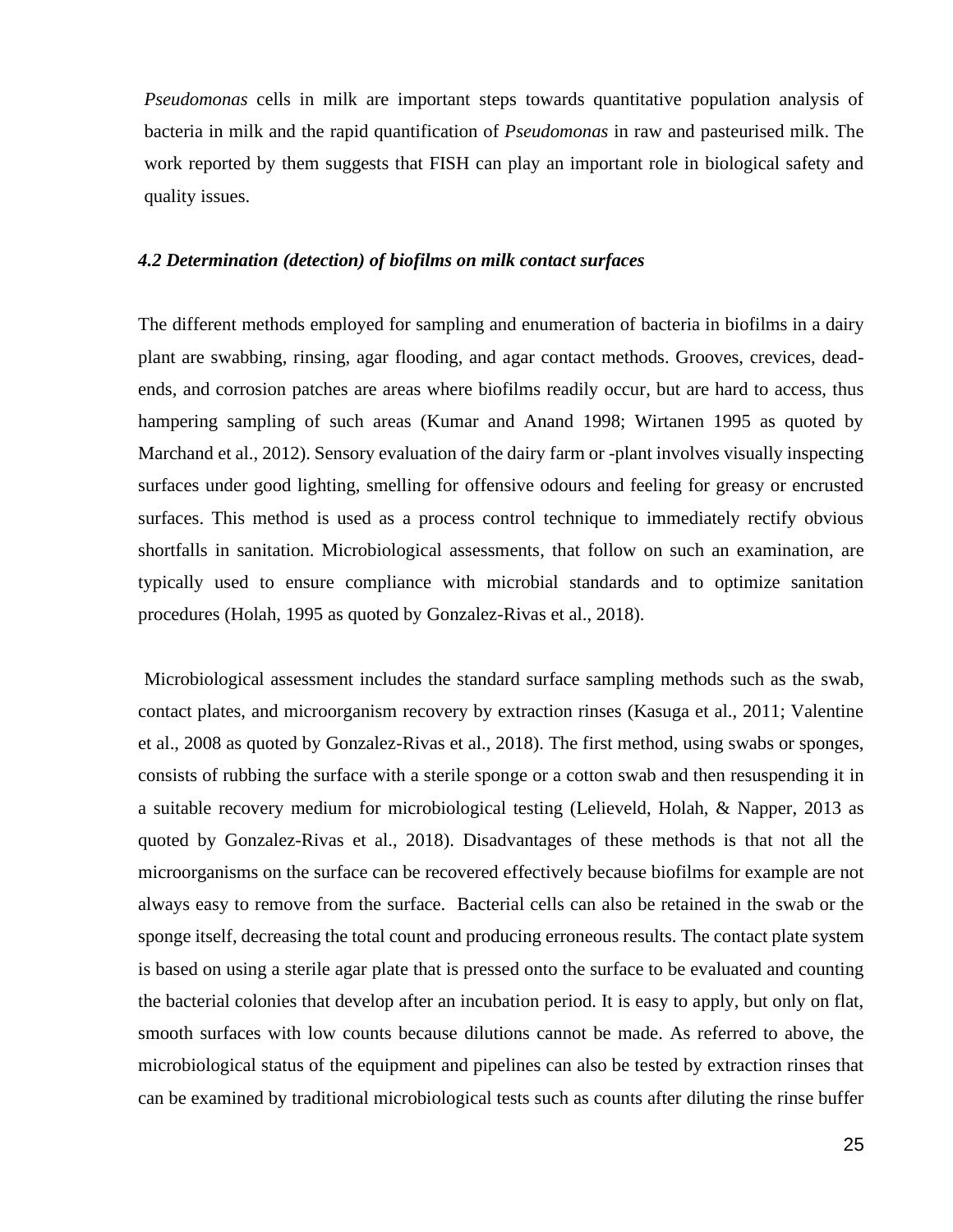*Pseudomonas* cells in milk are important steps towards quantitative population analysis of bacteria in milk and the rapid quantification of *Pseudomonas* in raw and pasteurised milk. The work reported by them suggests that FISH can play an important role in biological safety and quality issues.

#### *4.2 Determination (detection) of biofilms on milk contact surfaces*

The different methods employed for sampling and enumeration of bacteria in biofilms in a dairy plant are swabbing, rinsing, agar flooding, and agar contact methods. Grooves, crevices, dead-ends, and corrosion patches are areas where biofilms readily occur, but are hard to access, thus hampering sampling of such areas (Kumar and Anand 1998; Wirtanen 1995 as quoted by Marchand et al., 2012). Sensory evaluation of the dairy farm or -plant involves visually inspecting surfaces under good lighting, smelling for offensive odours and feeling for greasy or encrusted surfaces. This method is used as a process control technique to immediately rectify obvious shortfalls in sanitation. Microbiological assessments, that follow on such an examination, are typically used to ensure compliance with microbial standards and to optimize sanitation procedures (Holah, 1995 as quoted by Gonzalez-Rivas et al., 2018).

Microbiological assessment includes the standard surface sampling methods such as the swab, contact plates, and microorganism recovery by extraction rinses (Kasuga et al., 2011; Valentine et al., 2008 as quoted by Gonzalez-Rivas et al., 2018). The first method, using swabs or sponges, consists of rubbing the surface with a sterile sponge or a cotton swab and then resuspending it in a suitable recovery medium for microbiological testing (Lelieveld, Holah, & Napper, 2013 as quoted by Gonzalez-Rivas et al., 2018). Disadvantages of these methods is that not all the microorganisms on the surface can be recovered effectively because biofilms for example are not always easy to remove from the surface. Bacterial cells can also be retained in the swab or the sponge itself, decreasing the total count and producing erroneous results. The contact plate system is based on using a sterile agar plate that is pressed onto the surface to be evaluated and counting the bacterial colonies that develop after an incubation period. It is easy to apply, but only on flat, smooth surfaces with low counts because dilutions cannot be made. As referred to above, the microbiological status of the equipment and pipelines can also be tested by extraction rinses that can be examined by traditional microbiological tests such as counts after diluting the rinse buffer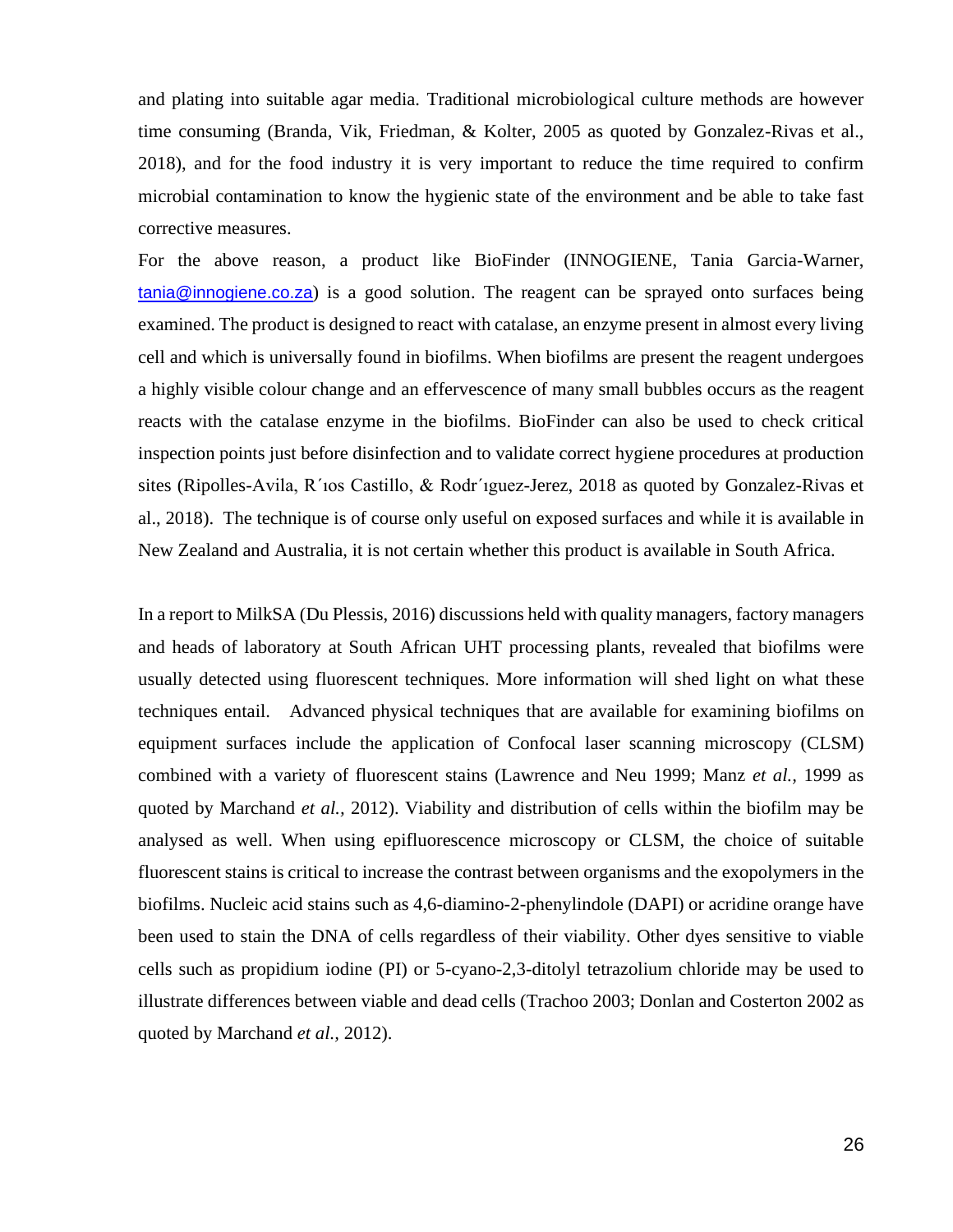and plating into suitable agar media. Traditional microbiological culture methods are however time consuming (Branda, Vik, Friedman, & Kolter, 2005 as quoted by Gonzalez-Rivas et al., 2018), and for the food industry it is very important to reduce the time required to confirm microbial contamination to know the hygienic state of the environment and be able to take fast corrective measures.

For the above reason, a product like BioFinder (INNOGIENE, Tania Garcia-Warner, tania@innogiene.co.za) is a good solution. The reagent can be sprayed onto surfaces being examined. The product is designed to react with catalase, an enzyme present in almost every living cell and which is universally found in biofilms. When biofilms are present the reagent undergoes a highly visible colour change and an effervescence of many small bubbles occurs as the reagent reacts with the catalase enzyme in the biofilms. BioFinder can also be used to check critical inspection points just before disinfection and to validate correct hygiene procedures at production sites (Ripolles-Avila, R´ıos Castillo, & Rodr´ıguez-Jerez, 2018 as quoted by Gonzalez-Rivas et al., 2018). The technique is of course only useful on exposed surfaces and while it is available in New Zealand and Australia, it is not certain whether this product is available in South Africa.

In a report to MilkSA (Du Plessis, 2016) discussions held with quality managers, factory managers and heads of laboratory at South African UHT processing plants, revealed that biofilms were usually detected using fluorescent techniques. More information will shed light on what these techniques entail. Advanced physical techniques that are available for examining biofilms on equipment surfaces include the application of Confocal laser scanning microscopy (CLSM) combined with a variety of fluorescent stains (Lawrence and Neu 1999; Manz *et al.*, 1999 as quoted by Marchand *et al.*, 2012). Viability and distribution of cells within the biofilm may be analysed as well. When using epifluorescence microscopy or CLSM, the choice of suitable fluorescent stains is critical to increase the contrast between organisms and the exopolymers in the biofilms. Nucleic acid stains such as 4,6-diamino-2-phenylindole (DAPI) or acridine orange have been used to stain the DNA of cells regardless of their viability. Other dyes sensitive to viable cells such as propidium iodine (PI) or 5-cyano-2,3-ditolyl tetrazolium chloride may be used to illustrate differences between viable and dead cells (Trachoo 2003; Donlan and Costerton 2002 as quoted by Marchand *et al.*, 2012).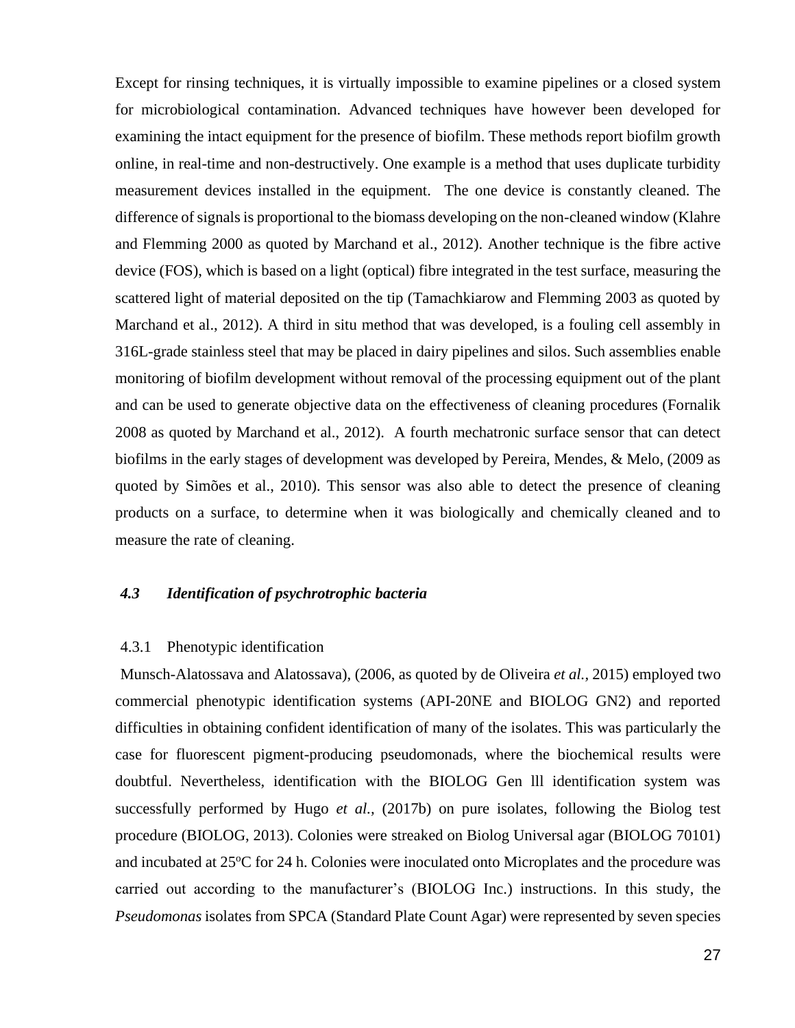Except for rinsing techniques, it is virtually impossible to examine pipelines or a closed system for microbiological contamination. Advanced techniques have however been developed for examining the intact equipment for the presence of biofilm. These methods report biofilm growth online, in real-time and non-destructively. One example is a method that uses duplicate turbidity measurement devices installed in the equipment. The one device is constantly cleaned. The difference of signals is proportional to the biomass developing on the non-cleaned window (Klahre and Flemming 2000 as quoted by Marchand et al., 2012). Another technique is the fibre active device (FOS), which is based on a light (optical) fibre integrated in the test surface, measuring the scattered light of material deposited on the tip (Tamachkiarow and Flemming 2003 as quoted by Marchand et al., 2012). A third in situ method that was developed, is a fouling cell assembly in 316L-grade stainless steel that may be placed in dairy pipelines and silos. Such assemblies enable monitoring of biofilm development without removal of the processing equipment out of the plant and can be used to generate objective data on the effectiveness of cleaning procedures (Fornalik 2008 as quoted by Marchand et al., 2012). A fourth mechatronic surface sensor that can detect biofilms in the early stages of development was developed by Pereira, Mendes, & Melo, (2009 as quoted by Simões et al., 2010). This sensor was also able to detect the presence of cleaning products on a surface, to determine when it was biologically and chemically cleaned and to measure the rate of cleaning.

### *4.3 Identification of psychrotrophic bacteria*

#### 4.3.1 Phenotypic identification

Munsch-Alatossava and Alatossava), (2006, as quoted by de Oliveira *et al.,* 2015) employed two commercial phenotypic identification systems (API-20NE and BIOLOG GN2) and reported difficulties in obtaining confident identification of many of the isolates. This was particularly the case for fluorescent pigment-producing pseudomonads, where the biochemical results were doubtful. Nevertheless, identification with the BIOLOG Gen lll identification system was successfully performed by Hugo *et al.,* (2017b) on pure isolates, following the Biolog test procedure (BIOLOG, 2013). Colonies were streaked on Biolog Universal agar (BIOLOG 70101) and incubated at 25ºC for 24 h. Colonies were inoculated onto Microplates and the procedure was carried out according to the manufacturer's (BIOLOG Inc.) instructions. In this study, the *Pseudomonas* isolates from SPCA (Standard Plate Count Agar) were represented by seven species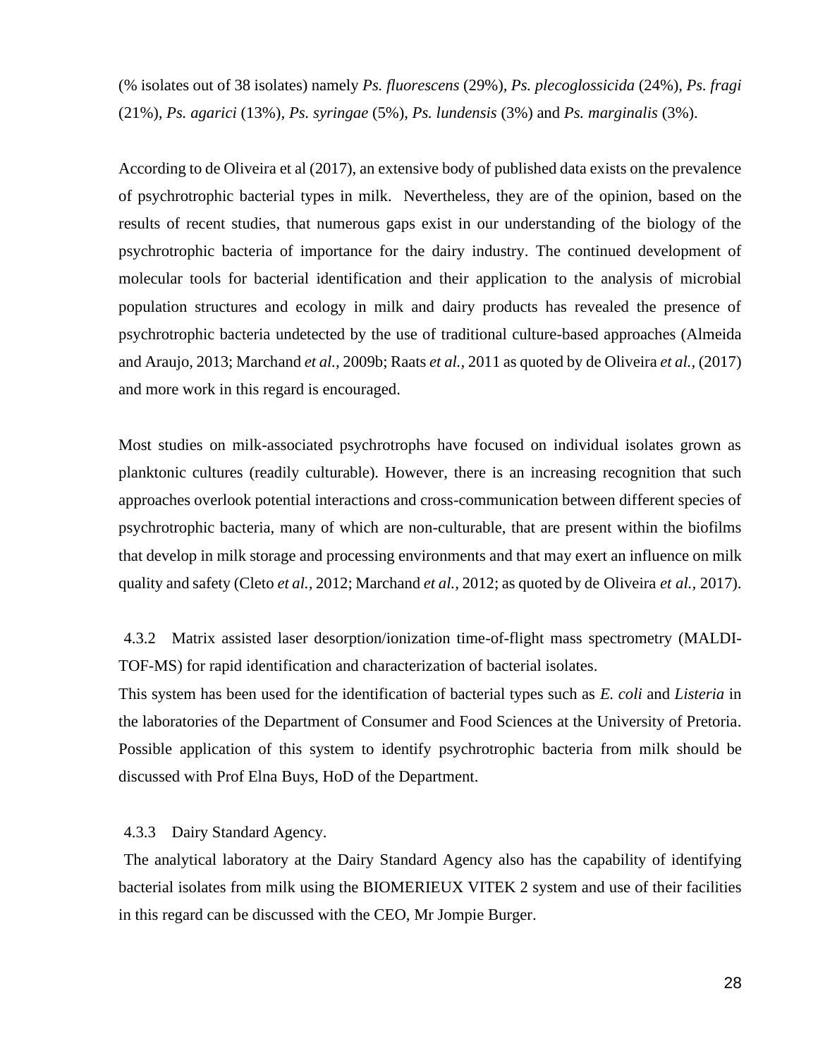(% isolates out of 38 isolates) namely *Ps. fluorescens* (29%), *Ps. plecoglossicida* (24%), *Ps. fragi* (21%), *Ps. agarici* (13%), *Ps. syringae* (5%), *Ps. lundensis* (3%) and *Ps. marginalis* (3%).

According to de Oliveira et al (2017), an extensive body of published data exists on the prevalence of psychrotrophic bacterial types in milk. Nevertheless, they are of the opinion, based on the results of recent studies, that numerous gaps exist in our understanding of the biology of the psychrotrophic bacteria of importance for the dairy industry. The continued development of molecular tools for bacterial identification and their application to the analysis of microbial population structures and ecology in milk and dairy products has revealed the presence of psychrotrophic bacteria undetected by the use of traditional culture-based approaches (Almeida and Araujo, 2013; Marchand *et al.,* 2009b; Raats *et al.,* 2011 as quoted by de Oliveira *et al.,* (2017) and more work in this regard is encouraged.

Most studies on milk-associated psychrotrophs have focused on individual isolates grown as planktonic cultures (readily culturable). However, there is an increasing recognition that such approaches overlook potential interactions and cross-communication between different species of psychrotrophic bacteria, many of which are non-culturable, that are present within the biofilms that develop in milk storage and processing environments and that may exert an influence on milk quality and safety (Cleto *et al.,* 2012; Marchand *et al.,* 2012; as quoted by de Oliveira *et al.,* 2017).

#### 4.3.2 Matrix assisted laser desorption/ionization time-of-flight mass spectrometry (MALDI-TOF-MS) for rapid identification and characterization of bacterial isolates.

This system has been used for the identification of bacterial types such as *E. coli* and *Listeria* in the laboratories of the Department of Consumer and Food Sciences at the University of Pretoria. Possible application of this system to identify psychrotrophic bacteria from milk should be discussed with Prof Elna Buys, HoD of the Department.

#### 4.3.3 Dairy Standard Agency.

The analytical laboratory at the Dairy Standard Agency also has the capability of identifying bacterial isolates from milk using the BIOMERIEUX VITEK 2 system and use of their facilities in this regard can be discussed with the CEO, Mr Jompie Burger.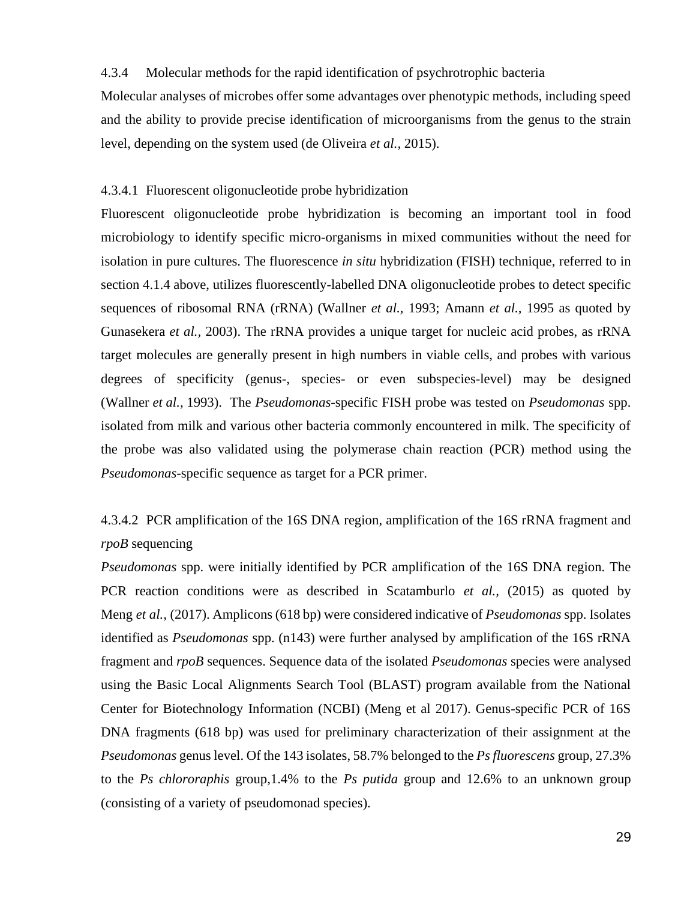### 4.3.4 Molecular methods for the rapid identification of psychrotrophic bacteria

Molecular analyses of microbes offer some advantages over phenotypic methods, including speed and the ability to provide precise identification of microorganisms from the genus to the strain level, depending on the system used (de Oliveira *et al.,* 2015).

#### 4.3.4.1 Fluorescent oligonucleotide probe hybridization

Fluorescent oligonucleotide probe hybridization is becoming an important tool in food microbiology to identify specific micro-organisms in mixed communities without the need for isolation in pure cultures. The fluorescence *in situ* hybridization (FISH) technique, referred to in section 4.1.4 above, utilizes fluorescently-labelled DNA oligonucleotide probes to detect specific sequences of ribosomal RNA (rRNA) (Wallner *et al.,* 1993; Amann *et al.,* 1995 as quoted by Gunasekera *et al.,* 2003). The rRNA provides a unique target for nucleic acid probes, as rRNA target molecules are generally present in high numbers in viable cells, and probes with various degrees of specificity (genus-, species- or even subspecies-level) may be designed (Wallner *et al.,* 1993). The *Pseudomonas*-specific FISH probe was tested on *Pseudomonas* spp. isolated from milk and various other bacteria commonly encountered in milk. The specificity of the probe was also validated using the polymerase chain reaction (PCR) method using the *Pseudomonas*-specific sequence as target for a PCR primer.

#### 4.3.4.2 PCR amplification of the 16S DNA region, amplification of the 16S rRNA fragment and *rpoB* sequencing

*Pseudomonas* spp. were initially identified by PCR amplification of the 16S DNA region. The PCR reaction conditions were as described in Scatamburlo *et al.,* (2015) as quoted by Meng *et al.,* (2017). Amplicons (618 bp) were considered indicative of *Pseudomonas* spp. Isolates identified as *Pseudomonas* spp. (n143) were further analysed by amplification of the 16S rRNA fragment and *rpoB* sequences. Sequence data of the isolated *Pseudomonas* species were analysed using the Basic Local Alignments Search Tool (BLAST) program available from the National Center for Biotechnology Information (NCBI) (Meng et al 2017). Genus-specific PCR of 16S DNA fragments (618 bp) was used for preliminary characterization of their assignment at the *Pseudomonas* genus level. Of the 143 isolates, 58.7% belonged to the *Ps fluorescens* group, 27.3% to the *Ps chlororaphis* group,1.4% to the *Ps putida* group and 12.6% to an unknown group (consisting of a variety of pseudomonad species).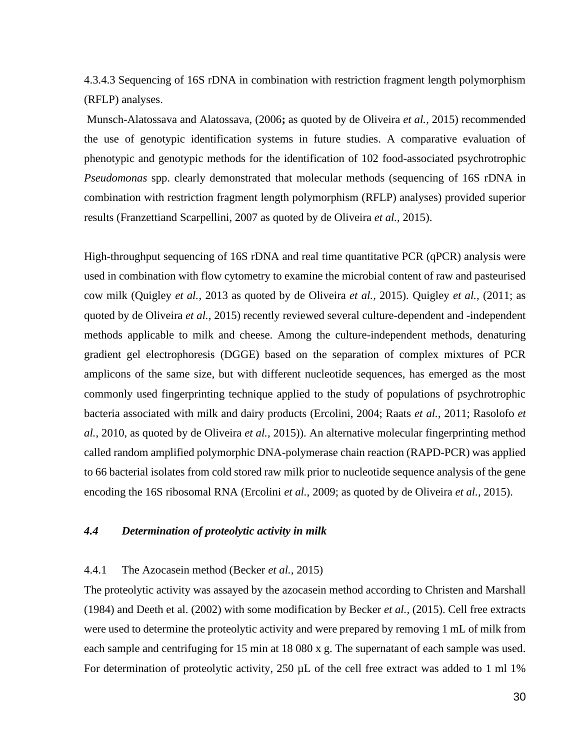4.3.4.3 Sequencing of 16S rDNA in combination with restriction fragment length polymorphism (RFLP) analyses.

Munsch-Alatossava and Alatossava, (2006**;** as quoted by de Oliveira *et al.,* 2015) recommended the use of genotypic identification systems in future studies. A comparative evaluation of phenotypic and genotypic methods for the identification of 102 food-associated psychrotrophic *Pseudomonas* spp. clearly demonstrated that molecular methods (sequencing of 16S rDNA in combination with restriction fragment length polymorphism (RFLP) analyses) provided superior results (Franzettiand Scarpellini, 2007 as quoted by de Oliveira *et al.,* 2015).

High-throughput sequencing of 16S rDNA and real time quantitative PCR (qPCR) analysis were used in combination with flow cytometry to examine the microbial content of raw and pasteurised cow milk (Quigley *et al.*, 2013 as quoted by de Oliveira *et al.,* 2015). Quigley *et al.,* (2011; as quoted by de Oliveira *et al.,* 2015) recently reviewed several culture-dependent and -independent methods applicable to milk and cheese. Among the culture-independent methods, denaturing gradient gel electrophoresis (DGGE) based on the separation of complex mixtures of PCR amplicons of the same size, but with different nucleotide sequences, has emerged as the most commonly used fingerprinting technique applied to the study of populations of psychrotrophic bacteria associated with milk and dairy products (Ercolini, 2004; Raats *et al.*, 2011; Rasolofo *et al.*, 2010, as quoted by de Oliveira *et al.,* 2015)). An alternative molecular fingerprinting method called random amplified polymorphic DNA-polymerase chain reaction (RAPD-PCR) was applied to 66 bacterial isolates from cold stored raw milk prior to nucleotide sequence analysis of the gene encoding the 16S ribosomal RNA (Ercolini *et al.*, 2009; as quoted by de Oliveira *et al.,* 2015).

### *4.4 Determination of proteolytic activity in milk*

#### 4.4.1 The Azocasein method (Becker *et al.,* 2015)

The proteolytic activity was assayed by the azocasein method according to Christen and Marshall (1984) and Deeth et al. (2002) with some modification by Becker *et al.,* (2015). Cell free extracts were used to determine the proteolytic activity and were prepared by removing 1 mL of milk from each sample and centrifuging for 15 min at 18 080 x g. The supernatant of each sample was used. For determination of proteolytic activity, 250 µL of the cell free extract was added to 1 ml 1%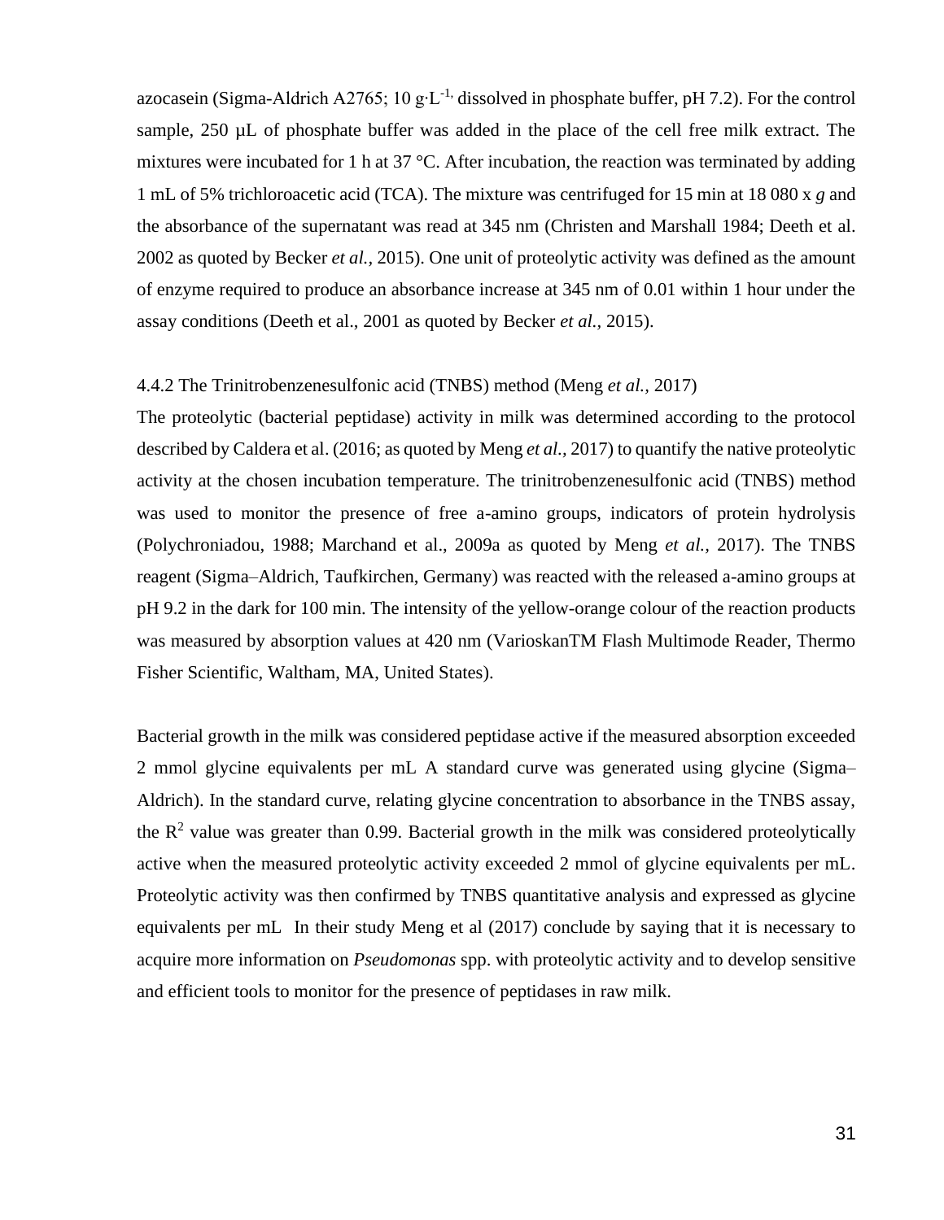azocasein (Sigma-Aldrich A2765; 10 g·$L^{-1,}$ dissolved in phosphate buffer, pH 7.2). For the control sample, 250 µL of phosphate buffer was added in the place of the cell free milk extract. The mixtures were incubated for 1 h at 37 °C. After incubation, the reaction was terminated by adding 1 mL of 5% trichloroacetic acid (TCA). The mixture was centrifuged for 15 min at 18 080 x *g* and the absorbance of the supernatant was read at 345 nm (Christen and Marshall 1984; Deeth et al. 2002 as quoted by Becker *et al.,* 2015). One unit of proteolytic activity was defined as the amount of enzyme required to produce an absorbance increase at 345 nm of 0.01 within 1 hour under the assay conditions (Deeth et al., 2001 as quoted by Becker *et al.,* 2015).

4.4.2 The Trinitrobenzenesulfonic acid (TNBS) method (Meng *et al.,* 2017)

The proteolytic (bacterial peptidase) activity in milk was determined according to the protocol described by Caldera et al. (2016; as quoted by Meng *et al.,* 2017) to quantify the native proteolytic activity at the chosen incubation temperature. The trinitrobenzenesulfonic acid (TNBS) method was used to monitor the presence of free a-amino groups, indicators of protein hydrolysis (Polychroniadou, 1988; Marchand et al., 2009a as quoted by Meng *et al.,* 2017). The TNBS reagent (Sigma–Aldrich, Taufkirchen, Germany) was reacted with the released a-amino groups at pH 9.2 in the dark for 100 min. The intensity of the yellow-orange colour of the reaction products was measured by absorption values at 420 nm (VarioskanTM Flash Multimode Reader, Thermo Fisher Scientific, Waltham, MA, United States).

Bacterial growth in the milk was considered peptidase active if the measured absorption exceeded 2 mmol glycine equivalents per mL A standard curve was generated using glycine (Sigma–Aldrich). In the standard curve, relating glycine concentration to absorbance in the TNBS assay, the $R^2$ value was greater than 0.99. Bacterial growth in the milk was considered proteolytically active when the measured proteolytic activity exceeded 2 mmol of glycine equivalents per mL. Proteolytic activity was then confirmed by TNBS quantitative analysis and expressed as glycine equivalents per mL  In their study Meng et al (2017) conclude by saying that it is necessary to acquire more information on *Pseudomonas* spp. with proteolytic activity and to develop sensitive and efficient tools to monitor for the presence of peptidases in raw milk.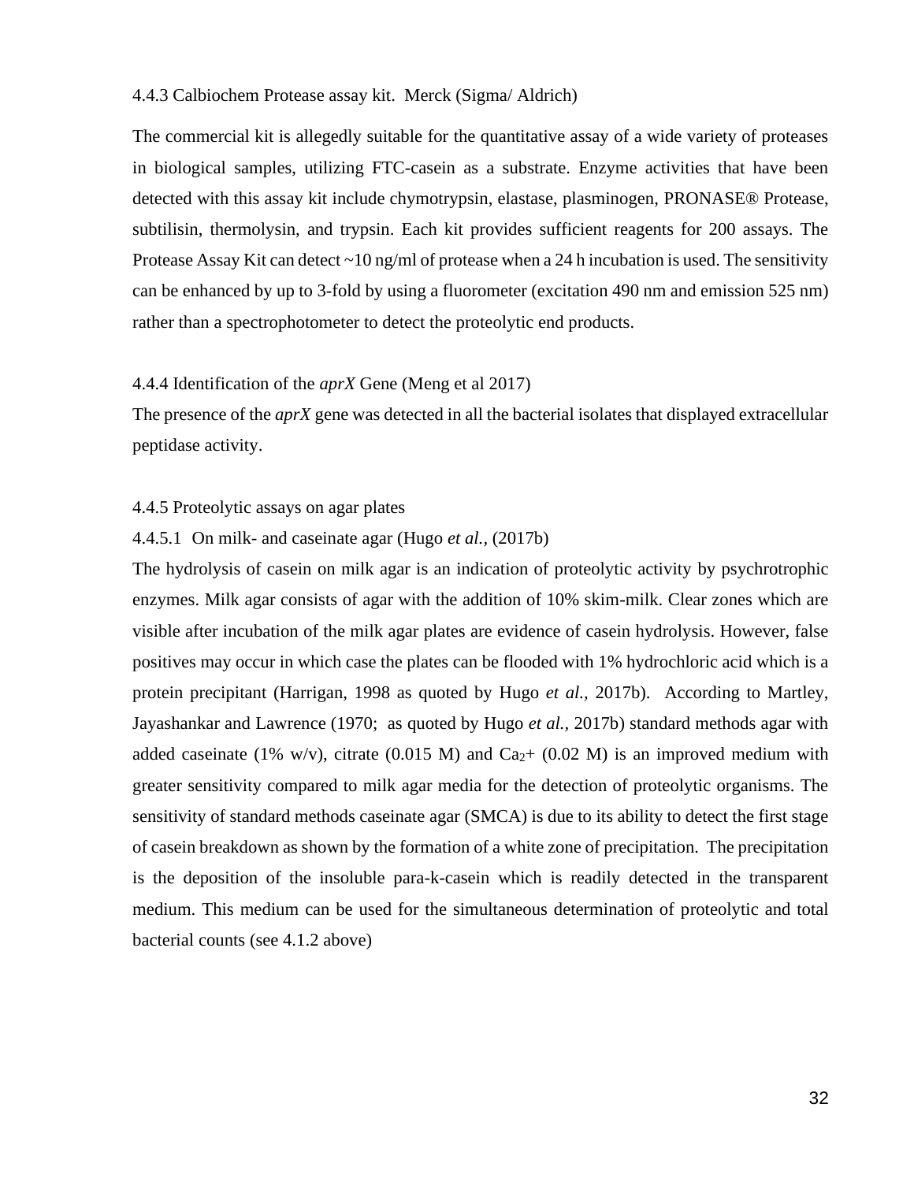#### 4.4.3 Calbiochem Protease assay kit. Merck (Sigma/ Aldrich)

The commercial kit is allegedly suitable for the quantitative assay of a wide variety of proteases in biological samples, utilizing FTC-casein as a substrate. Enzyme activities that have been detected with this assay kit include chymotrypsin, elastase, plasminogen, PRONASE® Protease, subtilisin, thermolysin, and trypsin. Each kit provides sufficient reagents for 200 assays. The Protease Assay Kit can detect ~10 ng/ml of protease when a 24 h incubation is used. The sensitivity can be enhanced by up to 3-fold by using a fluorometer (excitation 490 nm and emission 525 nm) rather than a spectrophotometer to detect the proteolytic end products.

#### 4.4.4 Identification of the *aprX* Gene (Meng et al 2017)

The presence of the *aprX* gene was detected in all the bacterial isolates that displayed extracellular peptidase activity.

#### 4.4.5 Proteolytic assays on agar plates

##### 4.4.5.1 On milk- and caseinate agar (Hugo *et al.,* (2017b)

The hydrolysis of casein on milk agar is an indication of proteolytic activity by psychrotrophic enzymes. Milk agar consists of agar with the addition of 10% skim-milk. Clear zones which are visible after incubation of the milk agar plates are evidence of casein hydrolysis. However, false positives may occur in which case the plates can be flooded with 1% hydrochloric acid which is a protein precipitant (Harrigan, 1998 as quoted by Hugo *et al.,* 2017b). According to Martley, Jayashankar and Lawrence (1970; as quoted by Hugo *et al.,* 2017b) standard methods agar with added caseinate (1% w/v), citrate (0.015 M) and $Ca_2$+ (0.02 M) is an improved medium with greater sensitivity compared to milk agar media for the detection of proteolytic organisms. The sensitivity of standard methods caseinate agar (SMCA) is due to its ability to detect the first stage of casein breakdown as shown by the formation of a white zone of precipitation. The precipitation is the deposition of the insoluble para-k-casein which is readily detected in the transparent medium. This medium can be used for the simultaneous determination of proteolytic and total bacterial counts (see 4.1.2 above)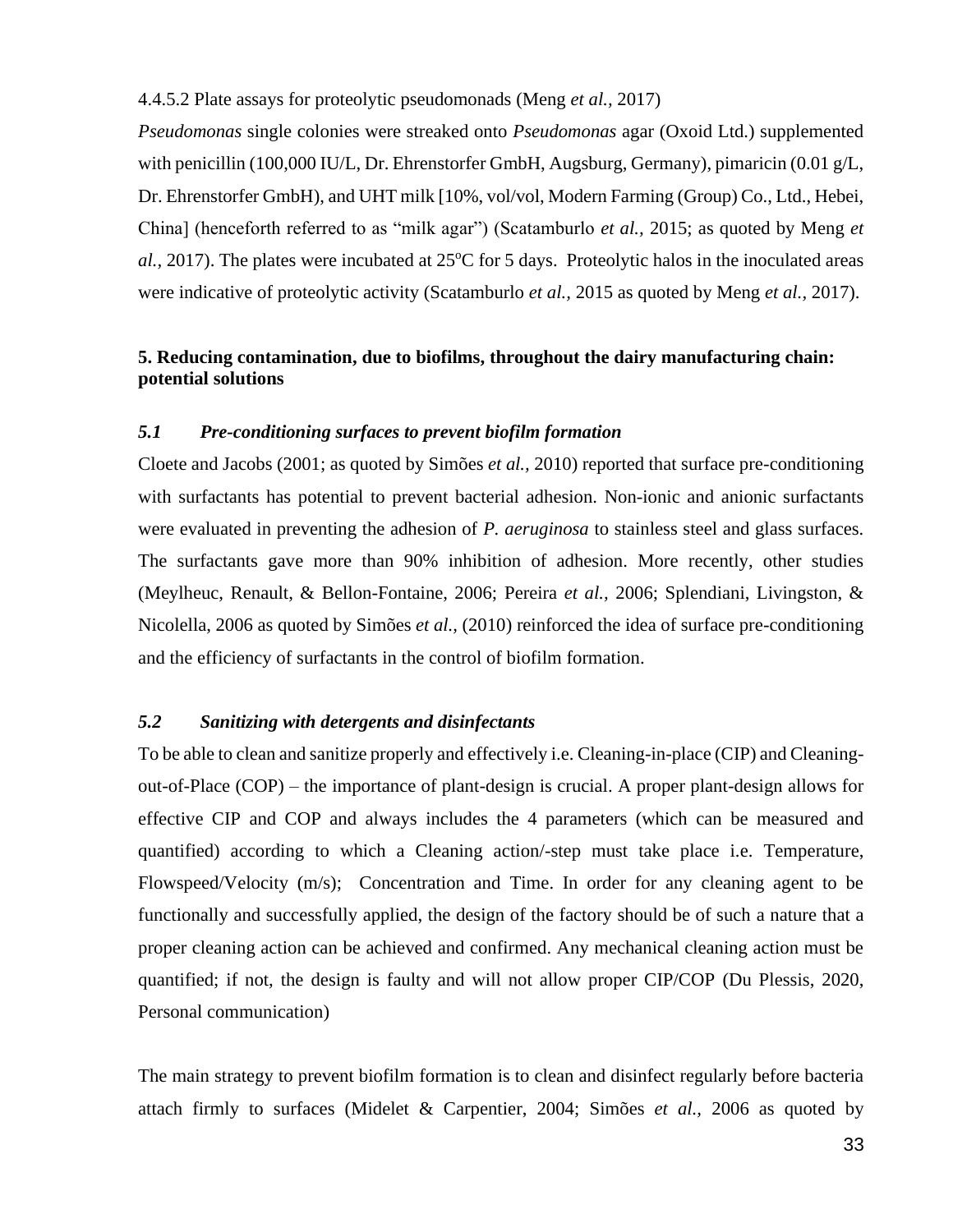4.4.5.2 Plate assays for proteolytic pseudomonads (Meng *et al.*, 2017)

*Pseudomonas* single colonies were streaked onto *Pseudomonas* agar (Oxoid Ltd.) supplemented with penicillin (100,000 IU/L, Dr. Ehrenstorfer GmbH, Augsburg, Germany), pimaricin (0.01 g/L, Dr. Ehrenstorfer GmbH), and UHT milk [10%, vol/vol, Modern Farming (Group) Co., Ltd., Hebei, China] (henceforth referred to as "milk agar") (Scatamburlo *et al.*, 2015; as quoted by Meng *et al.*, 2017). The plates were incubated at 25$^{o}$C for 5 days. Proteolytic halos in the inoculated areas were indicative of proteolytic activity (Scatamburlo *et al.*, 2015 as quoted by Meng *et al.*, 2017).

## 5. Reducing contamination, due to biofilms, throughout the dairy manufacturing chain: potential solutions

### *5.1 Pre-conditioning surfaces to prevent biofilm formation*

Cloete and Jacobs (2001; as quoted by Simões *et al.*, 2010) reported that surface pre-conditioning with surfactants has potential to prevent bacterial adhesion. Non-ionic and anionic surfactants were evaluated in preventing the adhesion of *P. aeruginosa* to stainless steel and glass surfaces. The surfactants gave more than 90% inhibition of adhesion. More recently, other studies (Meylheuc, Renault, & Bellon-Fontaine, 2006; Pereira *et al.*, 2006; Splendiani, Livingston, & Nicolella, 2006 as quoted by Simões *et al.*, (2010) reinforced the idea of surface pre-conditioning and the efficiency of surfactants in the control of biofilm formation.

### *5.2 Sanitizing with detergents and disinfectants*

To be able to clean and sanitize properly and effectively i.e. Cleaning-in-place (CIP) and Cleaning-out-of-Place (COP) – the importance of plant-design is crucial. A proper plant-design allows for effective CIP and COP and always includes the 4 parameters (which can be measured and quantified) according to which a Cleaning action/-step must take place i.e. Temperature, Flowspeed/Velocity (m/s); Concentration and Time. In order for any cleaning agent to be functionally and successfully applied, the design of the factory should be of such a nature that a proper cleaning action can be achieved and confirmed. Any mechanical cleaning action must be quantified; if not, the design is faulty and will not allow proper CIP/COP (Du Plessis, 2020, Personal communication)

The main strategy to prevent biofilm formation is to clean and disinfect regularly before bacteria attach firmly to surfaces (Midelet & Carpentier, 2004; Simões *et al.*, 2006 as quoted by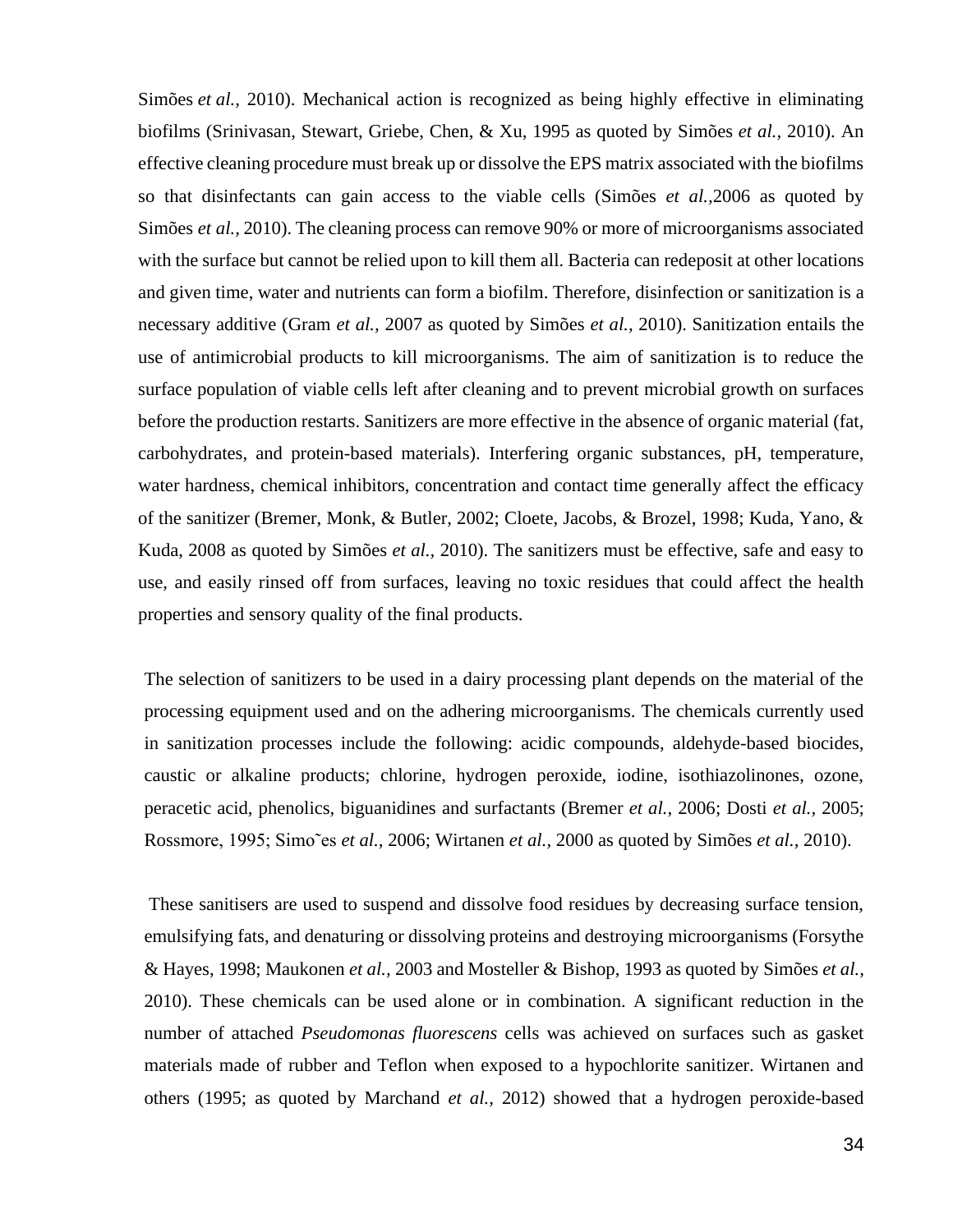Simões *et al.,* 2010). Mechanical action is recognized as being highly effective in eliminating biofilms (Srinivasan, Stewart, Griebe, Chen, & Xu, 1995 as quoted by Simões *et al.,* 2010). An effective cleaning procedure must break up or dissolve the EPS matrix associated with the biofilms so that disinfectants can gain access to the viable cells (Simões *et al.,*2006 as quoted by Simões *et al.,* 2010). The cleaning process can remove 90% or more of microorganisms associated with the surface but cannot be relied upon to kill them all. Bacteria can redeposit at other locations and given time, water and nutrients can form a biofilm. Therefore, disinfection or sanitization is a necessary additive (Gram *et al.,* 2007 as quoted by Simões *et al.,* 2010). Sanitization entails the use of antimicrobial products to kill microorganisms. The aim of sanitization is to reduce the surface population of viable cells left after cleaning and to prevent microbial growth on surfaces before the production restarts. Sanitizers are more effective in the absence of organic material (fat, carbohydrates, and protein-based materials). Interfering organic substances, pH, temperature, water hardness, chemical inhibitors, concentration and contact time generally affect the efficacy of the sanitizer (Bremer, Monk, & Butler, 2002; Cloete, Jacobs, & Brozel, 1998; Kuda, Yano, & Kuda, 2008 as quoted by Simões *et al.,* 2010). The sanitizers must be effective, safe and easy to use, and easily rinsed off from surfaces, leaving no toxic residues that could affect the health properties and sensory quality of the final products.

The selection of sanitizers to be used in a dairy processing plant depends on the material of the processing equipment used and on the adhering microorganisms. The chemicals currently used in sanitization processes include the following: acidic compounds, aldehyde-based biocides, caustic or alkaline products; chlorine, hydrogen peroxide, iodine, isothiazolinones, ozone, peracetic acid, phenolics, biguanidines and surfactants (Bremer *et al.,* 2006; Dosti *et al.,* 2005; Rossmore, 1995; Simo˜es *et al.,* 2006; Wirtanen *et al.,* 2000 as quoted by Simões *et al.,* 2010).

These sanitisers are used to suspend and dissolve food residues by decreasing surface tension, emulsifying fats, and denaturing or dissolving proteins and destroying microorganisms (Forsythe & Hayes, 1998; Maukonen *et al.,* 2003 and Mosteller & Bishop, 1993 as quoted by Simões *et al.,* 2010). These chemicals can be used alone or in combination. A significant reduction in the number of attached *Pseudomonas fluorescens* cells was achieved on surfaces such as gasket materials made of rubber and Teflon when exposed to a hypochlorite sanitizer. Wirtanen and others (1995; as quoted by Marchand *et al.,* 2012) showed that a hydrogen peroxide-based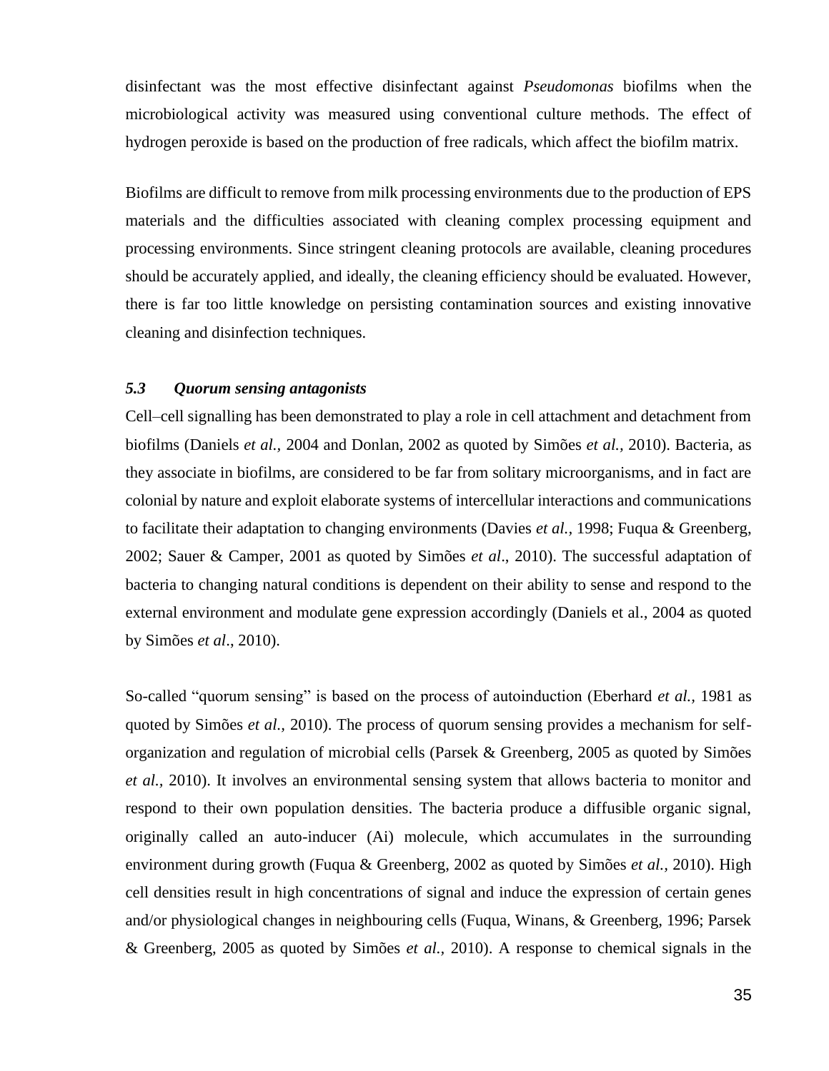disinfectant was the most effective disinfectant against *Pseudomonas* biofilms when the microbiological activity was measured using conventional culture methods. The effect of hydrogen peroxide is based on the production of free radicals, which affect the biofilm matrix.

Biofilms are difficult to remove from milk processing environments due to the production of EPS materials and the difficulties associated with cleaning complex processing equipment and processing environments. Since stringent cleaning protocols are available, cleaning procedures should be accurately applied, and ideally, the cleaning efficiency should be evaluated. However, there is far too little knowledge on persisting contamination sources and existing innovative cleaning and disinfection techniques.

### *5.3 Quorum sensing antagonists*

Cell–cell signalling has been demonstrated to play a role in cell attachment and detachment from biofilms (Daniels *et al.,* 2004 and Donlan, 2002 as quoted by Simões *et al.,* 2010). Bacteria, as they associate in biofilms, are considered to be far from solitary microorganisms, and in fact are colonial by nature and exploit elaborate systems of intercellular interactions and communications to facilitate their adaptation to changing environments (Davies *et al.,* 1998; Fuqua & Greenberg, 2002; Sauer & Camper, 2001 as quoted by Simões *et al*., 2010). The successful adaptation of bacteria to changing natural conditions is dependent on their ability to sense and respond to the external environment and modulate gene expression accordingly (Daniels et al., 2004 as quoted by Simões *et al*., 2010).

So-called "quorum sensing" is based on the process of autoinduction (Eberhard *et al.,* 1981 as quoted by Simões *et al.,* 2010). The process of quorum sensing provides a mechanism for self-organization and regulation of microbial cells (Parsek & Greenberg, 2005 as quoted by Simões *et al.,* 2010). It involves an environmental sensing system that allows bacteria to monitor and respond to their own population densities. The bacteria produce a diffusible organic signal, originally called an auto-inducer (Ai) molecule, which accumulates in the surrounding environment during growth (Fuqua & Greenberg, 2002 as quoted by Simões *et al.,* 2010). High cell densities result in high concentrations of signal and induce the expression of certain genes and/or physiological changes in neighbouring cells (Fuqua, Winans, & Greenberg, 1996; Parsek & Greenberg, 2005 as quoted by Simões *et al.,* 2010). A response to chemical signals in the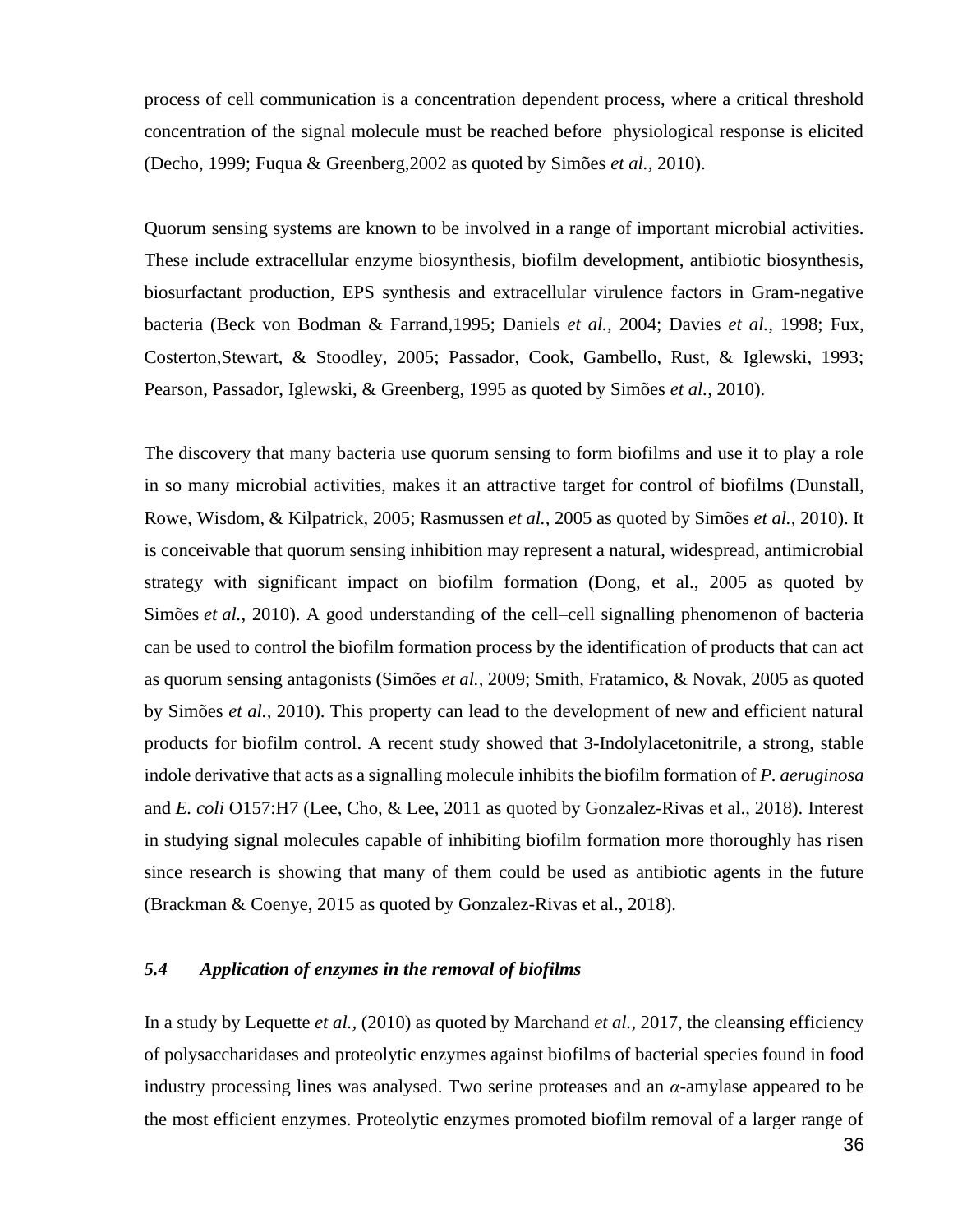process of cell communication is a concentration dependent process, where a critical threshold concentration of the signal molecule must be reached before physiological response is elicited (Decho, 1999; Fuqua & Greenberg,2002 as quoted by Simões *et al.,* 2010).

Quorum sensing systems are known to be involved in a range of important microbial activities. These include extracellular enzyme biosynthesis, biofilm development, antibiotic biosynthesis, biosurfactant production, EPS synthesis and extracellular virulence factors in Gram-negative bacteria (Beck von Bodman & Farrand,1995; Daniels *et al.,* 2004; Davies *et al.,* 1998; Fux, Costerton,Stewart, & Stoodley, 2005; Passador, Cook, Gambello, Rust, & Iglewski, 1993; Pearson, Passador, Iglewski, & Greenberg, 1995 as quoted by Simões *et al.,* 2010).

The discovery that many bacteria use quorum sensing to form biofilms and use it to play a role in so many microbial activities, makes it an attractive target for control of biofilms (Dunstall, Rowe, Wisdom, & Kilpatrick, 2005; Rasmussen *et al.,* 2005 as quoted by Simões *et al.,* 2010). It is conceivable that quorum sensing inhibition may represent a natural, widespread, antimicrobial strategy with significant impact on biofilm formation (Dong, et al., 2005 as quoted by Simões *et al.,* 2010). A good understanding of the cell–cell signalling phenomenon of bacteria can be used to control the biofilm formation process by the identification of products that can act as quorum sensing antagonists (Simões *et al.,* 2009; Smith, Fratamico, & Novak, 2005 as quoted by Simões *et al.,* 2010). This property can lead to the development of new and efficient natural products for biofilm control. A recent study showed that 3-Indolylacetonitrile, a strong, stable indole derivative that acts as a signalling molecule inhibits the biofilm formation of *P. aeruginosa* and *E. coli* O157:H7 (Lee, Cho, & Lee, 2011 as quoted by Gonzalez-Rivas et al., 2018). Interest in studying signal molecules capable of inhibiting biofilm formation more thoroughly has risen since research is showing that many of them could be used as antibiotic agents in the future (Brackman & Coenye, 2015 as quoted by Gonzalez-Rivas et al., 2018).

### *5.4 Application of enzymes in the removal of biofilms*

In a study by Lequette *et al.,* (2010) as quoted by Marchand *et al.,* 2017, the cleansing efficiency of polysaccharidases and proteolytic enzymes against biofilms of bacterial species found in food industry processing lines was analysed. Two serine proteases and an $\alpha$-amylase appeared to be the most efficient enzymes. Proteolytic enzymes promoted biofilm removal of a larger range of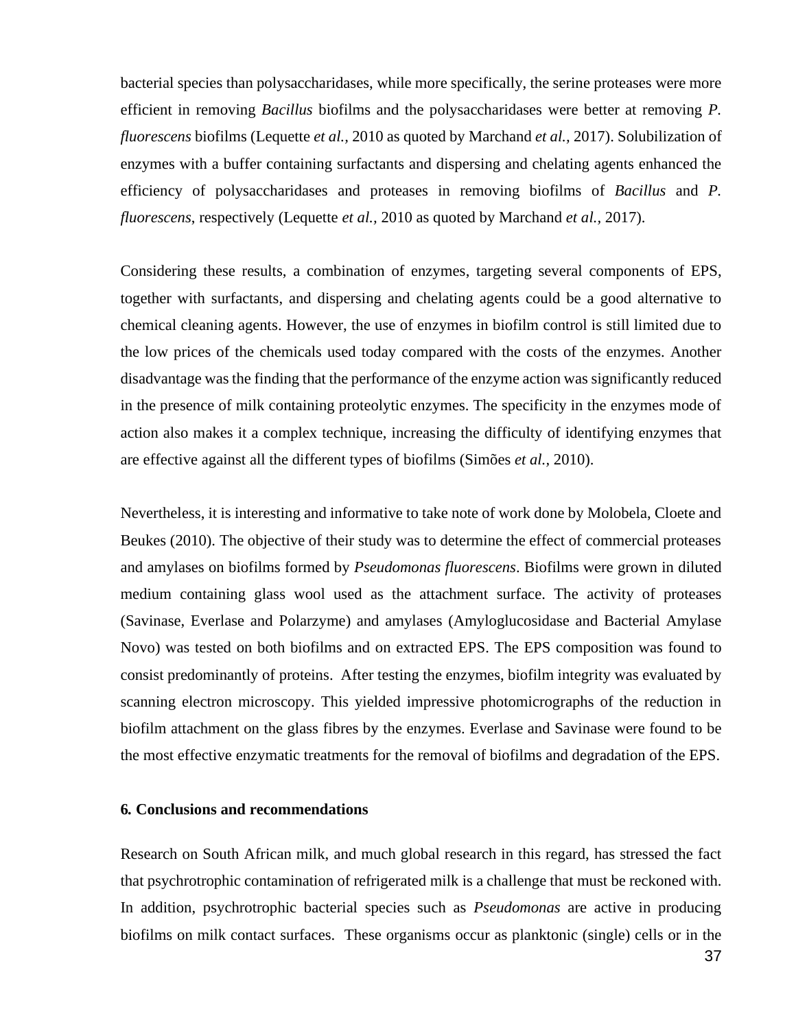bacterial species than polysaccharidases, while more specifically, the serine proteases were more efficient in removing *Bacillus* biofilms and the polysaccharidases were better at removing *P. fluorescens* biofilms (Lequette *et al.*, 2010 as quoted by Marchand *et al.*, 2017). Solubilization of enzymes with a buffer containing surfactants and dispersing and chelating agents enhanced the efficiency of polysaccharidases and proteases in removing biofilms of *Bacillus* and *P. fluorescens*, respectively (Lequette *et al.*, 2010 as quoted by Marchand *et al.*, 2017).

Considering these results, a combination of enzymes, targeting several components of EPS, together with surfactants, and dispersing and chelating agents could be a good alternative to chemical cleaning agents. However, the use of enzymes in biofilm control is still limited due to the low prices of the chemicals used today compared with the costs of the enzymes. Another disadvantage was the finding that the performance of the enzyme action was significantly reduced in the presence of milk containing proteolytic enzymes. The specificity in the enzymes mode of action also makes it a complex technique, increasing the difficulty of identifying enzymes that are effective against all the different types of biofilms (Simões *et al.*, 2010).

Nevertheless, it is interesting and informative to take note of work done by Molobela, Cloete and Beukes (2010). The objective of their study was to determine the effect of commercial proteases and amylases on biofilms formed by *Pseudomonas fluorescens*. Biofilms were grown in diluted medium containing glass wool used as the attachment surface. The activity of proteases (Savinase, Everlase and Polarzyme) and amylases (Amyloglucosidase and Bacterial Amylase Novo) was tested on both biofilms and on extracted EPS. The EPS composition was found to consist predominantly of proteins. After testing the enzymes, biofilm integrity was evaluated by scanning electron microscopy. This yielded impressive photomicrographs of the reduction in biofilm attachment on the glass fibres by the enzymes. Everlase and Savinase were found to be the most effective enzymatic treatments for the removal of biofilms and degradation of the EPS.

## 6. Conclusions and recommendations

Research on South African milk, and much global research in this regard, has stressed the fact that psychrotrophic contamination of refrigerated milk is a challenge that must be reckoned with. In addition, psychrotrophic bacterial species such as *Pseudomonas* are active in producing biofilms on milk contact surfaces. These organisms occur as planktonic (single) cells or in the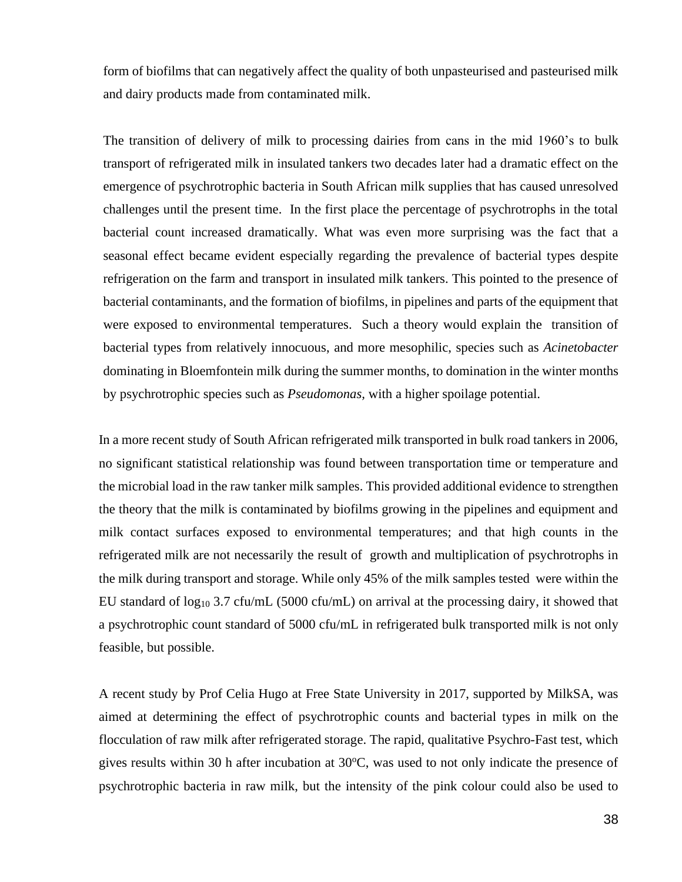form of biofilms that can negatively affect the quality of both unpasteurised and pasteurised milk and dairy products made from contaminated milk.

The transition of delivery of milk to processing dairies from cans in the mid 1960's to bulk transport of refrigerated milk in insulated tankers two decades later had a dramatic effect on the emergence of psychrotrophic bacteria in South African milk supplies that has caused unresolved challenges until the present time. In the first place the percentage of psychrotrophs in the total bacterial count increased dramatically. What was even more surprising was the fact that a seasonal effect became evident especially regarding the prevalence of bacterial types despite refrigeration on the farm and transport in insulated milk tankers. This pointed to the presence of bacterial contaminants, and the formation of biofilms, in pipelines and parts of the equipment that were exposed to environmental temperatures. Such a theory would explain the transition of bacterial types from relatively innocuous, and more mesophilic, species such as *Acinetobacter* dominating in Bloemfontein milk during the summer months, to domination in the winter months by psychrotrophic species such as *Pseudomonas,* with a higher spoilage potential.

In a more recent study of South African refrigerated milk transported in bulk road tankers in 2006, no significant statistical relationship was found between transportation time or temperature and the microbial load in the raw tanker milk samples. This provided additional evidence to strengthen the theory that the milk is contaminated by biofilms growing in the pipelines and equipment and milk contact surfaces exposed to environmental temperatures; and that high counts in the refrigerated milk are not necessarily the result of growth and multiplication of psychrotrophs in the milk during transport and storage. While only 45% of the milk samples tested were within the EU standard of $\log_{10}$ 3.7 cfu/mL (5000 cfu/mL) on arrival at the processing dairy, it showed that a psychrotrophic count standard of 5000 cfu/mL in refrigerated bulk transported milk is not only feasible, but possible.

A recent study by Prof Celia Hugo at Free State University in 2017, supported by MilkSA, was aimed at determining the effect of psychrotrophic counts and bacterial types in milk on the flocculation of raw milk after refrigerated storage. The rapid, qualitative Psychro-Fast test, which gives results within 30 h after incubation at 30ºC, was used to not only indicate the presence of psychrotrophic bacteria in raw milk, but the intensity of the pink colour could also be used to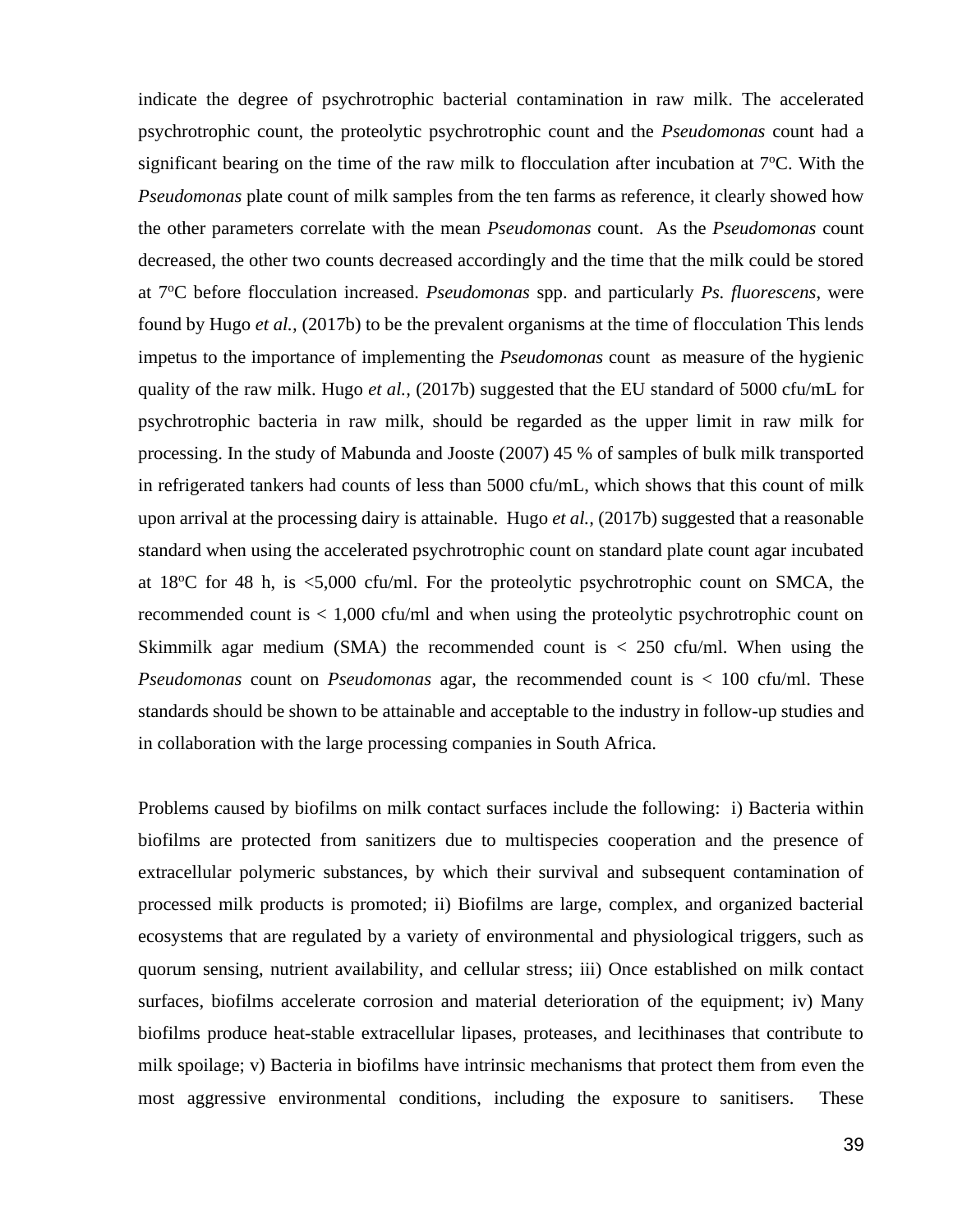indicate the degree of psychrotrophic bacterial contamination in raw milk. The accelerated psychrotrophic count, the proteolytic psychrotrophic count and the *Pseudomonas* count had a significant bearing on the time of the raw milk to flocculation after incubation at 7ºC. With the *Pseudomonas* plate count of milk samples from the ten farms as reference, it clearly showed how the other parameters correlate with the mean *Pseudomonas* count. As the *Pseudomonas* count decreased, the other two counts decreased accordingly and the time that the milk could be stored at 7ºC before flocculation increased. *Pseudomonas* spp. and particularly *Ps. fluorescens*, were found by Hugo *et al.,* (2017b) to be the prevalent organisms at the time of flocculation This lends impetus to the importance of implementing the *Pseudomonas* count as measure of the hygienic quality of the raw milk. Hugo *et al.,* (2017b) suggested that the EU standard of 5000 cfu/mL for psychrotrophic bacteria in raw milk, should be regarded as the upper limit in raw milk for processing. In the study of Mabunda and Jooste (2007) 45 % of samples of bulk milk transported in refrigerated tankers had counts of less than 5000 cfu/mL, which shows that this count of milk upon arrival at the processing dairy is attainable. Hugo *et al.,* (2017b) suggested that a reasonable standard when using the accelerated psychrotrophic count on standard plate count agar incubated at 18ºC for 48 h, is <5,000 cfu/ml. For the proteolytic psychrotrophic count on SMCA, the recommended count is < 1,000 cfu/ml and when using the proteolytic psychrotrophic count on Skimmilk agar medium (SMA) the recommended count is < 250 cfu/ml. When using the *Pseudomonas* count on *Pseudomonas* agar, the recommended count is < 100 cfu/ml. These standards should be shown to be attainable and acceptable to the industry in follow-up studies and in collaboration with the large processing companies in South Africa.

Problems caused by biofilms on milk contact surfaces include the following: i) Bacteria within biofilms are protected from sanitizers due to multispecies cooperation and the presence of extracellular polymeric substances, by which their survival and subsequent contamination of processed milk products is promoted; ii) Biofilms are large, complex, and organized bacterial ecosystems that are regulated by a variety of environmental and physiological triggers, such as quorum sensing, nutrient availability, and cellular stress; iii) Once established on milk contact surfaces, biofilms accelerate corrosion and material deterioration of the equipment; iv) Many biofilms produce heat-stable extracellular lipases, proteases, and lecithinases that contribute to milk spoilage; v) Bacteria in biofilms have intrinsic mechanisms that protect them from even the most aggressive environmental conditions, including the exposure to sanitisers. These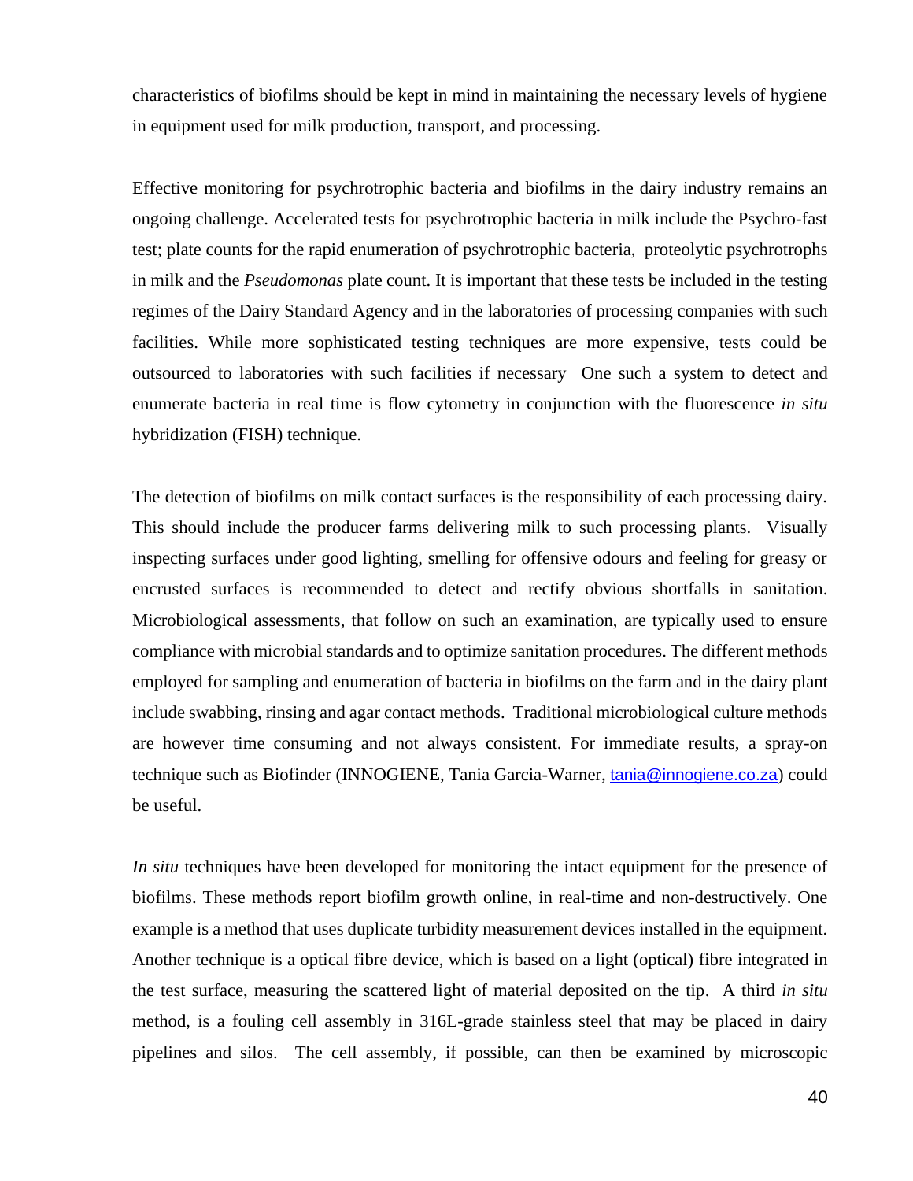characteristics of biofilms should be kept in mind in maintaining the necessary levels of hygiene in equipment used for milk production, transport, and processing.

Effective monitoring for psychrotrophic bacteria and biofilms in the dairy industry remains an ongoing challenge. Accelerated tests for psychrotrophic bacteria in milk include the Psychro-fast test; plate counts for the rapid enumeration of psychrotrophic bacteria, proteolytic psychrotrophs in milk and the *Pseudomonas* plate count. It is important that these tests be included in the testing regimes of the Dairy Standard Agency and in the laboratories of processing companies with such facilities. While more sophisticated testing techniques are more expensive, tests could be outsourced to laboratories with such facilities if necessary One such a system to detect and enumerate bacteria in real time is flow cytometry in conjunction with the fluorescence *in situ* hybridization (FISH) technique.

The detection of biofilms on milk contact surfaces is the responsibility of each processing dairy. This should include the producer farms delivering milk to such processing plants. Visually inspecting surfaces under good lighting, smelling for offensive odours and feeling for greasy or encrusted surfaces is recommended to detect and rectify obvious shortfalls in sanitation. Microbiological assessments, that follow on such an examination, are typically used to ensure compliance with microbial standards and to optimize sanitation procedures. The different methods employed for sampling and enumeration of bacteria in biofilms on the farm and in the dairy plant include swabbing, rinsing and agar contact methods. Traditional microbiological culture methods are however time consuming and not always consistent. For immediate results, a spray-on technique such as Biofinder (INNOGIENE, Tania Garcia-Warner, tania@innogiene.co.za) could be useful.

*In situ* techniques have been developed for monitoring the intact equipment for the presence of biofilms. These methods report biofilm growth online, in real-time and non-destructively. One example is a method that uses duplicate turbidity measurement devices installed in the equipment. Another technique is a optical fibre device, which is based on a light (optical) fibre integrated in the test surface, measuring the scattered light of material deposited on the tip. A third *in situ* method, is a fouling cell assembly in 316L-grade stainless steel that may be placed in dairy pipelines and silos. The cell assembly, if possible, can then be examined by microscopic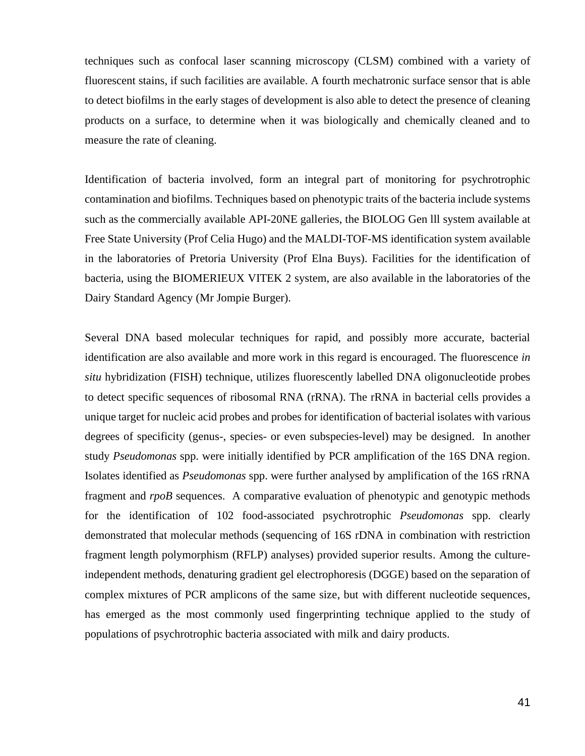techniques such as confocal laser scanning microscopy (CLSM) combined with a variety of fluorescent stains, if such facilities are available. A fourth mechatronic surface sensor that is able to detect biofilms in the early stages of development is also able to detect the presence of cleaning products on a surface, to determine when it was biologically and chemically cleaned and to measure the rate of cleaning.

Identification of bacteria involved, form an integral part of monitoring for psychrotrophic contamination and biofilms. Techniques based on phenotypic traits of the bacteria include systems such as the commercially available API-20NE galleries, the BIOLOG Gen lll system available at Free State University (Prof Celia Hugo) and the MALDI-TOF-MS identification system available in the laboratories of Pretoria University (Prof Elna Buys). Facilities for the identification of bacteria, using the BIOMERIEUX VITEK 2 system, are also available in the laboratories of the Dairy Standard Agency (Mr Jompie Burger).

Several DNA based molecular techniques for rapid, and possibly more accurate, bacterial identification are also available and more work in this regard is encouraged. The fluorescence *in situ* hybridization (FISH) technique, utilizes fluorescently labelled DNA oligonucleotide probes to detect specific sequences of ribosomal RNA (rRNA). The rRNA in bacterial cells provides a unique target for nucleic acid probes and probes for identification of bacterial isolates with various degrees of specificity (genus-, species- or even subspecies-level) may be designed. In another study *Pseudomonas* spp. were initially identified by PCR amplification of the 16S DNA region. Isolates identified as *Pseudomonas* spp. were further analysed by amplification of the 16S rRNA fragment and *rpoB* sequences. A comparative evaluation of phenotypic and genotypic methods for the identification of 102 food-associated psychrotrophic *Pseudomonas* spp. clearly demonstrated that molecular methods (sequencing of 16S rDNA in combination with restriction fragment length polymorphism (RFLP) analyses) provided superior results. Among the culture-independent methods, denaturing gradient gel electrophoresis (DGGE) based on the separation of complex mixtures of PCR amplicons of the same size, but with different nucleotide sequences, has emerged as the most commonly used fingerprinting technique applied to the study of populations of psychrotrophic bacteria associated with milk and dairy products.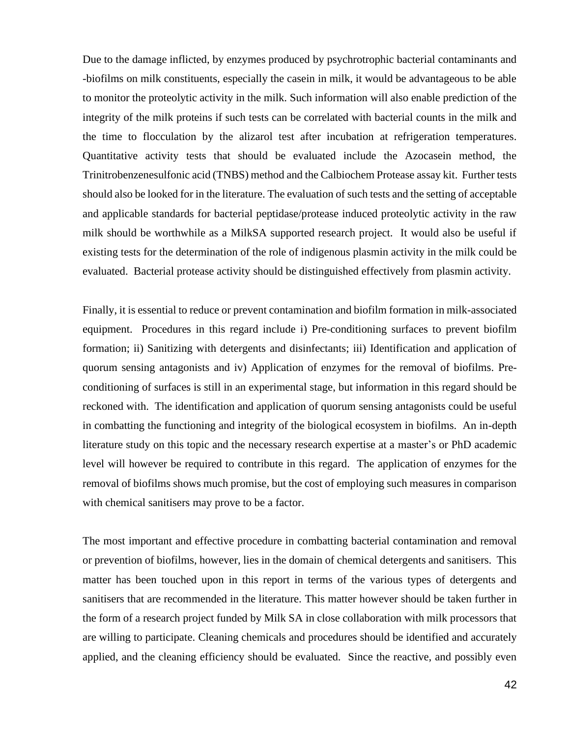Due to the damage inflicted, by enzymes produced by psychrotrophic bacterial contaminants and -biofilms on milk constituents, especially the casein in milk, it would be advantageous to be able to monitor the proteolytic activity in the milk. Such information will also enable prediction of the integrity of the milk proteins if such tests can be correlated with bacterial counts in the milk and the time to flocculation by the alizarol test after incubation at refrigeration temperatures. Quantitative activity tests that should be evaluated include the Azocasein method, the Trinitrobenzenesulfonic acid (TNBS) method and the Calbiochem Protease assay kit. Further tests should also be looked for in the literature. The evaluation of such tests and the setting of acceptable and applicable standards for bacterial peptidase/protease induced proteolytic activity in the raw milk should be worthwhile as a MilkSA supported research project. It would also be useful if existing tests for the determination of the role of indigenous plasmin activity in the milk could be evaluated. Bacterial protease activity should be distinguished effectively from plasmin activity.

Finally, it is essential to reduce or prevent contamination and biofilm formation in milk-associated equipment. Procedures in this regard include i) Pre-conditioning surfaces to prevent biofilm formation; ii) Sanitizing with detergents and disinfectants; iii) Identification and application of quorum sensing antagonists and iv) Application of enzymes for the removal of biofilms. Pre-conditioning of surfaces is still in an experimental stage, but information in this regard should be reckoned with. The identification and application of quorum sensing antagonists could be useful in combatting the functioning and integrity of the biological ecosystem in biofilms. An in-depth literature study on this topic and the necessary research expertise at a master's or PhD academic level will however be required to contribute in this regard. The application of enzymes for the removal of biofilms shows much promise, but the cost of employing such measures in comparison with chemical sanitisers may prove to be a factor.

The most important and effective procedure in combatting bacterial contamination and removal or prevention of biofilms, however, lies in the domain of chemical detergents and sanitisers. This matter has been touched upon in this report in terms of the various types of detergents and sanitisers that are recommended in the literature. This matter however should be taken further in the form of a research project funded by Milk SA in close collaboration with milk processors that are willing to participate. Cleaning chemicals and procedures should be identified and accurately applied, and the cleaning efficiency should be evaluated. Since the reactive, and possibly even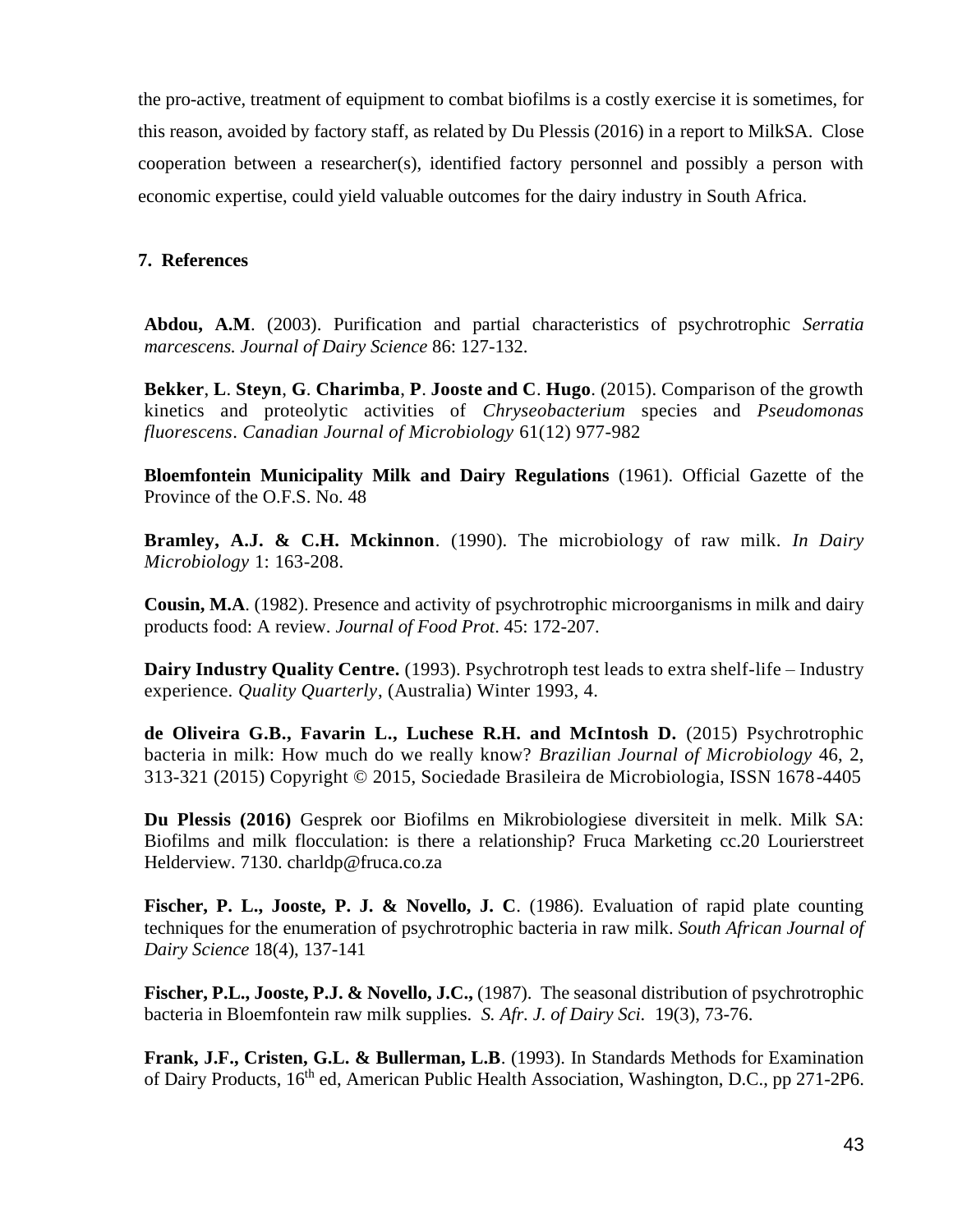the pro-active, treatment of equipment to combat biofilms is a costly exercise it is sometimes, for this reason, avoided by factory staff, as related by Du Plessis (2016) in a report to MilkSA. Close cooperation between a researcher(s), identified factory personnel and possibly a person with economic expertise, could yield valuable outcomes for the dairy industry in South Africa.

## 7. References

**Abdou, A.M**. (2003). Purification and partial characteristics of psychrotrophic *Serratia marcescens. Journal of Dairy Science* 86: 127-132.

**Bekker**, **L**. **Steyn**, **G**. **Charimba**, **P**. **Jooste and C**. **Hugo**. (2015). Comparison of the growth kinetics and proteolytic activities of *Chryseobacterium* species and *Pseudomonas fluorescens*. *Canadian Journal of Microbiology* 61(12) 977-982

**Bloemfontein Municipality Milk and Dairy Regulations** (1961). Official Gazette of the Province of the O.F.S. No. 48

**Bramley, A.J. & C.H. Mckinnon**. (1990). The microbiology of raw milk. *In Dairy Microbiology* 1: 163-208.

**Cousin, M.A**. (1982). Presence and activity of psychrotrophic microorganisms in milk and dairy products food: A review. *Journal of Food Prot*. 45: 172-207.

**Dairy Industry Quality Centre.** (1993). Psychrotroph test leads to extra shelf-life – Industry experience. *Quality Quarterly*, (Australia) Winter 1993, 4.

**de Oliveira G.B., Favarin L., Luchese R.H. and McIntosh D.** (2015) Psychrotrophic bacteria in milk: How much do we really know? *Brazilian Journal of Microbiology* 46, 2, 313-321 (2015) Copyright © 2015, Sociedade Brasileira de Microbiologia, ISSN 1678-4405

**Du Plessis (2016)** Gesprek oor Biofilms en Mikrobiologiese diversiteit in melk. Milk SA: Biofilms and milk flocculation: is there a relationship? Fruca Marketing cc.20 Lourierstreet Helderview. 7130. charldp@fruca.co.za

**Fischer, P. L., Jooste, P. J. & Novello, J. C**. (1986). Evaluation of rapid plate counting techniques for the enumeration of psychrotrophic bacteria in raw milk. *South African Journal of Dairy Science* 18(4), 137-141

**Fischer, P.L., Jooste, P.J. & Novello, J.C.,** (1987). The seasonal distribution of psychrotrophic bacteria in Bloemfontein raw milk supplies. *S. Afr. J. of Dairy Sci.* 19(3), 73-76.

**Frank, J.F., Cristen, G.L. & Bullerman, L.B**. (1993). In Standards Methods for Examination of Dairy Products, 16th ed, American Public Health Association, Washington, D.C., pp 271-2P6.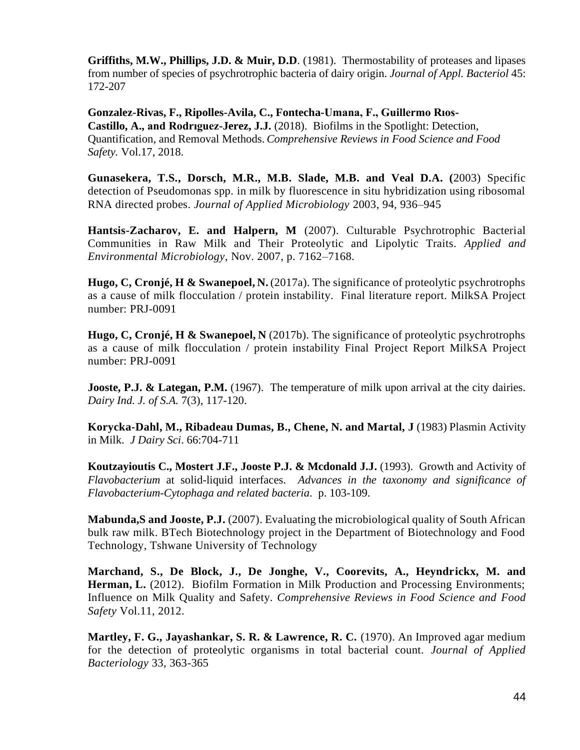**Griffiths, M.W., Phillips, J.D. & Muir, D.D**. (1981). Thermostability of proteases and lipases from number of species of psychrotrophic bacteria of dairy origin. *Journal of Appl. Bacteriol* 45: 172-207

**Gonzalez-Rivas, F., Ripolles-Avila, C., Fontecha-Umana, F., Guillermo Rıos-Castillo, A., and Rodrıguez-Jerez, J.J.** (2018). Biofilms in the Spotlight: Detection, Quantification, and Removal Methods. *Comprehensive Reviews in Food Science and Food Safety.* Vol.17, 2018.

**Gunasekera, T.S., Dorsch, M.R., M.B. Slade, M.B. and Veal D.A. (**2003) Specific detection of Pseudomonas spp. in milk by fluorescence in situ hybridization using ribosomal RNA directed probes. *Journal of Applied Microbiology* 2003, 94, 936–945

**Hantsis-Zacharov, E. and Halpern, M** (2007). Culturable Psychrotrophic Bacterial Communities in Raw Milk and Their Proteolytic and Lipolytic Traits. *Applied and Environmental Microbiology*, Nov. 2007, p. 7162–7168.

**Hugo, C, Cronjé, H & Swanepoel, N.** (2017a). The significance of proteolytic psychrotrophs as a cause of milk flocculation / protein instability. Final literature report. MilkSA Project number: PRJ-0091

**Hugo, C, Cronjé, H & Swanepoel, N** (2017b). The significance of proteolytic psychrotrophs as a cause of milk flocculation / protein instability Final Project Report MilkSA Project number: PRJ-0091

**Jooste, P.J. & Lategan, P.M.** (1967). The temperature of milk upon arrival at the city dairies. *Dairy Ind. J. of S.A.* 7(3), 117-120.

**Korycka-Dahl, M., Ribadeau Dumas, B., Chene, N. and Martal, J** (1983) Plasmin Activity in Milk. *J Dairy Sci*. 66:704-711

**Koutzayioutis C., Mostert J.F., Jooste P.J. & Mcdonald J.J.** (1993). Growth and Activity of *Flavobacterium* at solid-liquid interfaces. *Advances in the taxonomy and significance of Flavobacterium-Cytophaga and related bacteria*. p. 103-109.

**Mabunda,S and Jooste, P.J.** (2007). Evaluating the microbiological quality of South African bulk raw milk. BTech Biotechnology project in the Department of Biotechnology and Food Technology, Tshwane University of Technology

**Marchand, S., De Block, J., De Jonghe, V., Coorevits, A., Heyndrickx, M. and Herman, L.** (2012). Biofilm Formation in Milk Production and Processing Environments; Influence on Milk Quality and Safety. *Comprehensive Reviews in Food Science and Food Safety* Vol.11, 2012.

**Martley, F. G., Jayashankar, S. R. & Lawrence, R. C.** (1970). An Improved agar medium for the detection of proteolytic organisms in total bacterial count. *Journal of Applied Bacteriology* 33, 363-365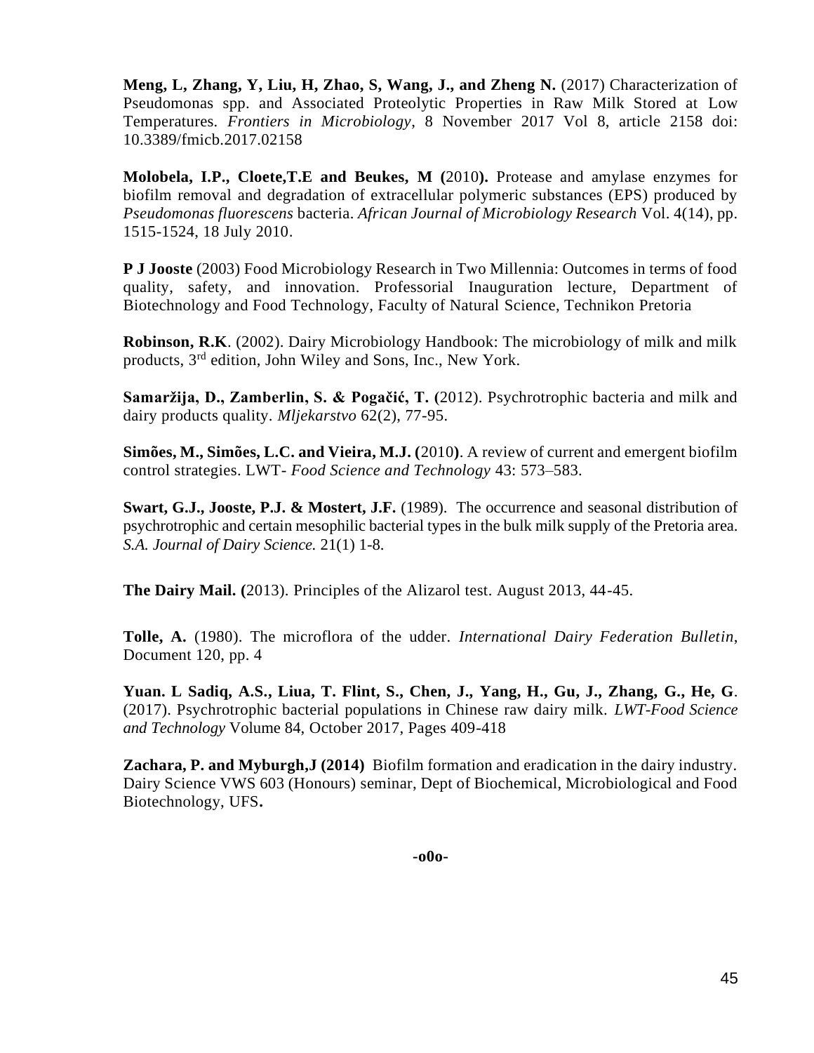**Meng, L, Zhang, Y, Liu, H, Zhao, S, Wang, J., and Zheng N.** (2017) Characterization of Pseudomonas spp. and Associated Proteolytic Properties in Raw Milk Stored at Low Temperatures. *Frontiers in Microbiology*, 8 November 2017 Vol 8, article 2158 doi: 10.3389/fmicb.2017.02158

**Molobela, I.P., Cloete,T.E and Beukes, M (**2010**).** Protease and amylase enzymes for biofilm removal and degradation of extracellular polymeric substances (EPS) produced by *Pseudomonas fluorescens* bacteria. *African Journal of Microbiology Research* Vol. 4(14), pp. 1515-1524, 18 July 2010.

**P J Jooste** (2003) Food Microbiology Research in Two Millennia: Outcomes in terms of food quality, safety, and innovation. Professorial Inauguration lecture, Department of Biotechnology and Food Technology, Faculty of Natural Science, Technikon Pretoria

**Robinson, R.K**. (2002). Dairy Microbiology Handbook: The microbiology of milk and milk products, 3rd edition, John Wiley and Sons, Inc., New York.

**Samaržija, D., Zamberlin, S. & Pogačić, T. (**2012). Psychrotrophic bacteria and milk and dairy products quality. *Mljekarstvo* 62(2), 77-95.

**Simões, M., Simões, L.C. and Vieira, M.J. (**2010**)**. A review of current and emergent biofilm control strategies. LWT- *Food Science and Technology* 43: 573–583.

**Swart, G.J., Jooste, P.J. & Mostert, J.F.** (1989). The occurrence and seasonal distribution of psychrotrophic and certain mesophilic bacterial types in the bulk milk supply of the Pretoria area. *S.A. Journal of Dairy Science.* 21(1) 1-8.

**The Dairy Mail. (**2013). Principles of the Alizarol test. August 2013, 44-45.

**Tolle, A.** (1980). The microflora of the udder. *International Dairy Federation Bulletin*, Document 120, pp. 4

**Yuan. L Sadiq, A.S., Liua, T. Flint, S., Chen, J., Yang, H., Gu, J., Zhang, G., He, G**. (2017). Psychrotrophic bacterial populations in Chinese raw dairy milk. *LWT-Food Science and Technology* Volume 84, October 2017, Pages 409-418

**Zachara, P. and Myburgh,J (2014)** Biofilm formation and eradication in the dairy industry. Dairy Science VWS 603 (Honours) seminar, Dept of Biochemical, Microbiological and Food Biotechnology, UFS.

-o0o-